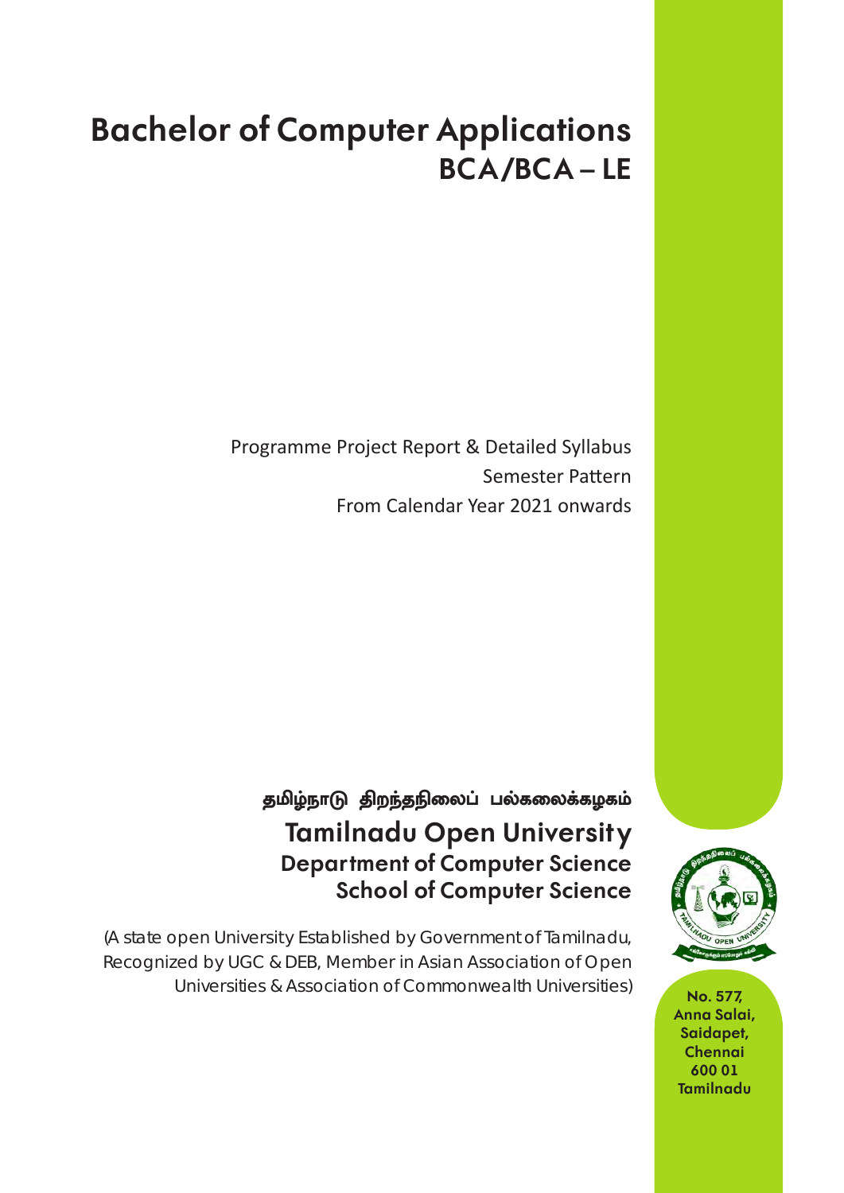# Bachelor of Computer Applications

## BCA/BCA – LE

Programme Project Report & Detailed Syllabus

Semester Pattern

From Calendar Year 2021 onwards

தமிழ்நாடு திறந்தநிலைப் பல்கலைக்கழகம்

## Tamilnadu Open University

### Department of Computer Science

### School of Computer Science

(A state open University Established by Government of Tamilnadu, Recognized by UGC & DEB, Member in Asian Association of Open Universities & Association of Commonwealth Universities)

No. 577,
Anna Salai,
Saidapet,
Chennai
600 01
Tamilnadu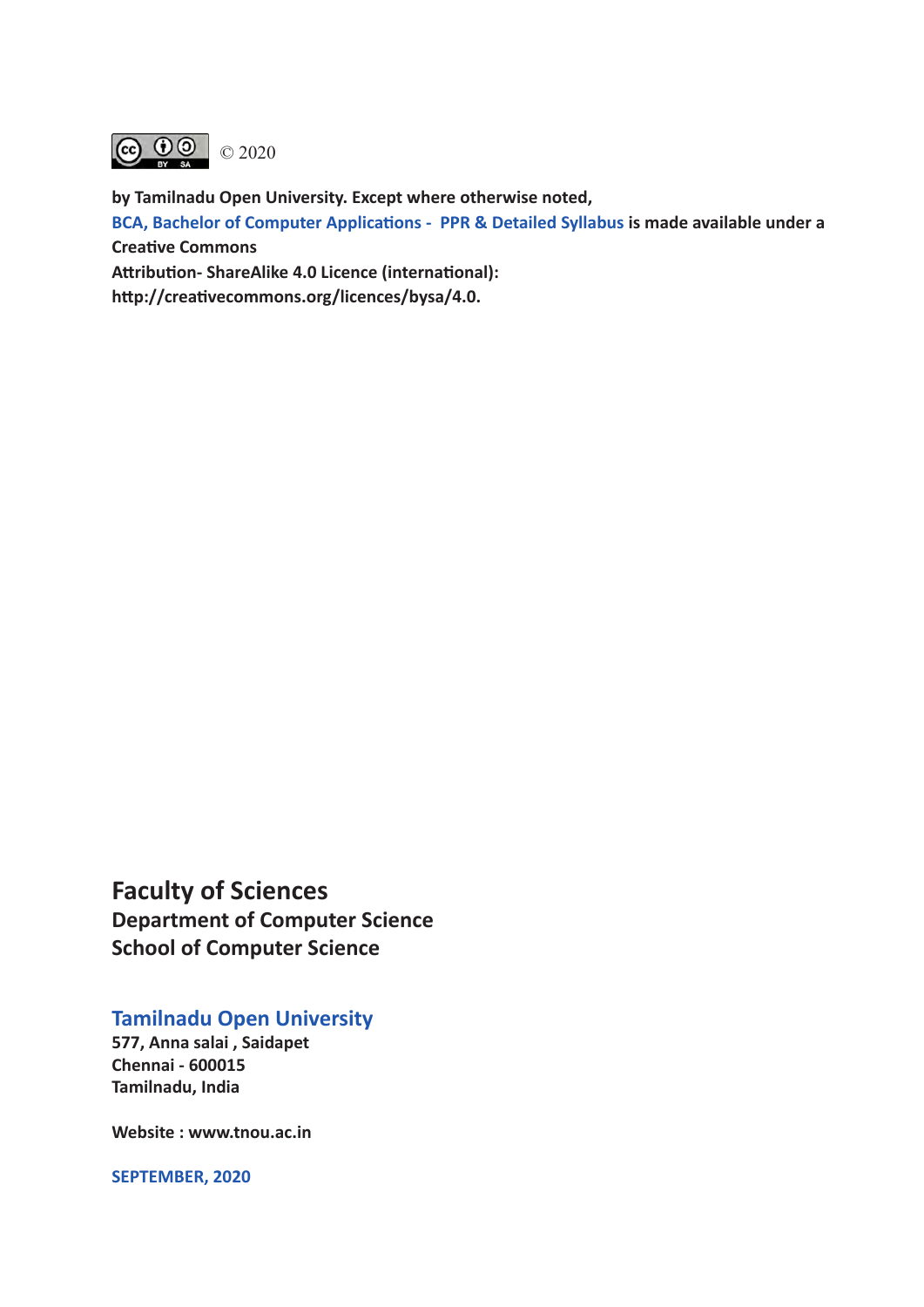© 2020

**by Tamilnadu Open University. Except where otherwise noted,**
**BCA, Bachelor of Computer Applications - PPR & Detailed Syllabus is made available under a Creative Commons**
**Attribution- ShareAlike 4.0 Licence (international):**
**http://creativecommons.org/licences/bysa/4.0.**

## Faculty of Sciences

**Department of Computer Science**
**School of Computer Science**

## Tamilnadu Open University

**577, Anna salai , Saidapet**
**Chennai - 600015**
**Tamilnadu, India**

**Website : www.tnou.ac.in**

**SEPTEMBER, 2020**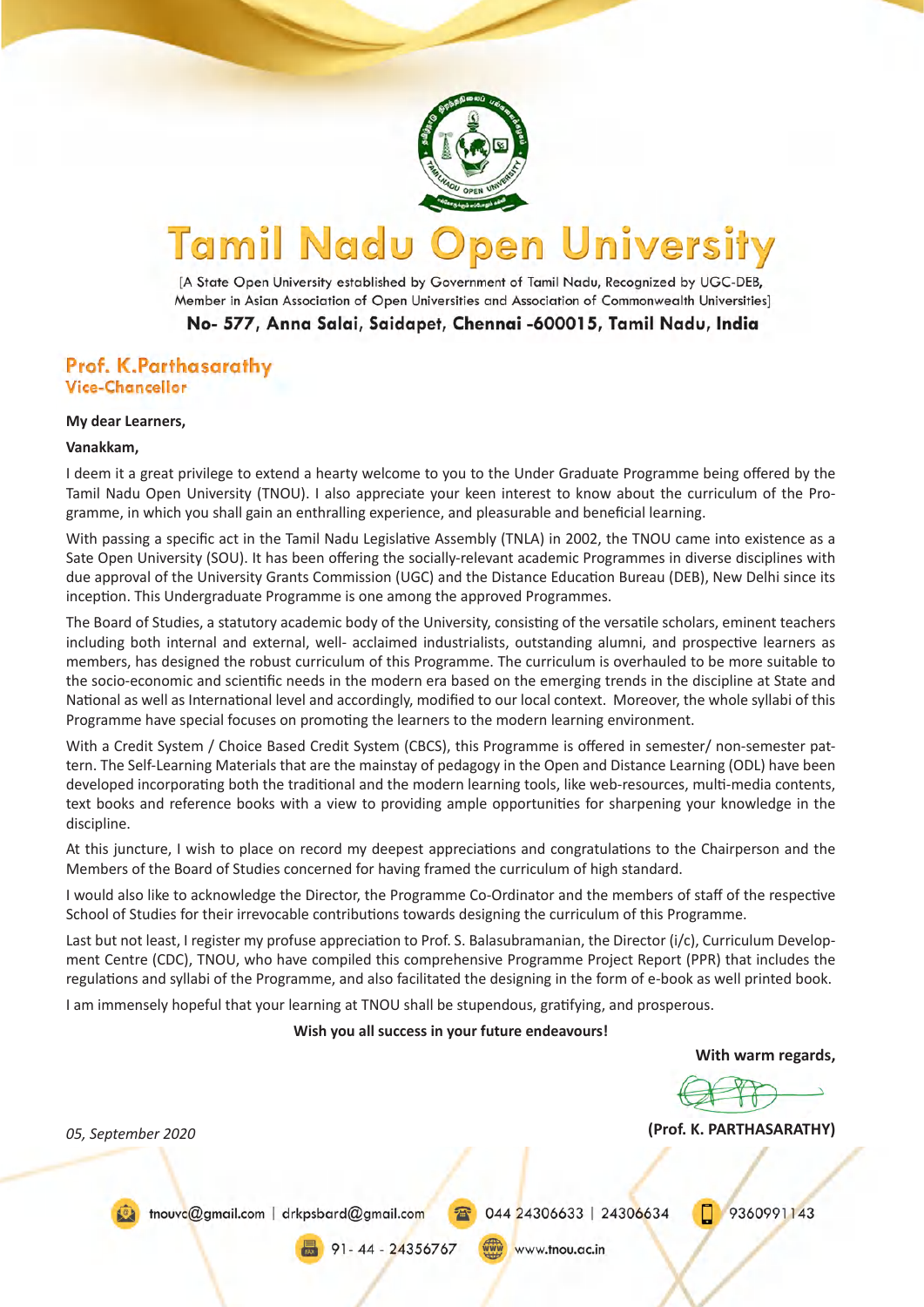# Tamil Nadu Open University

[A State Open University established by Government of Tamil Nadu, Recognized by UGC-DEB, Member in Asian Association of Open Universities and Association of Commonwealth Universities]

**No- 577, Anna Salai, Saidapet, Chennai -600015, Tamil Nadu, India**

**Prof. K.Parthasarathy**
**Vice-Chancellor**

**My dear Learners,**

**Vanakkam,**

I deem it a great privilege to extend a hearty welcome to you to the Under Graduate Programme being offered by the Tamil Nadu Open University (TNOU). I also appreciate your keen interest to know about the curriculum of the Programme, in which you shall gain an enthralling experience, and pleasurable and beneficial learning.

With passing a specific act in the Tamil Nadu Legislative Assembly (TNLA) in 2002, the TNOU came into existence as a Sate Open University (SOU). It has been offering the socially-relevant academic Programmes in diverse disciplines with due approval of the University Grants Commission (UGC) and the Distance Education Bureau (DEB), New Delhi since its inception. This Undergraduate Programme is one among the approved Programmes.

The Board of Studies, a statutory academic body of the University, consisting of the versatile scholars, eminent teachers including both internal and external, well- acclaimed industrialists, outstanding alumni, and prospective learners as members, has designed the robust curriculum of this Programme. The curriculum is overhauled to be more suitable to the socio-economic and scientific needs in the modern era based on the emerging trends in the discipline at State and National as well as International level and accordingly, modified to our local context. Moreover, the whole syllabi of this Programme have special focuses on promoting the learners to the modern learning environment.

With a Credit System / Choice Based Credit System (CBCS), this Programme is offered in semester/ non-semester pattern. The Self-Learning Materials that are the mainstay of pedagogy in the Open and Distance Learning (ODL) have been developed incorporating both the traditional and the modern learning tools, like web-resources, multi-media contents, text books and reference books with a view to providing ample opportunities for sharpening your knowledge in the discipline.

At this juncture, I wish to place on record my deepest appreciations and congratulations to the Chairperson and the Members of the Board of Studies concerned for having framed the curriculum of high standard.

I would also like to acknowledge the Director, the Programme Co-Ordinator and the members of staff of the respective School of Studies for their irrevocable contributions towards designing the curriculum of this Programme.

Last but not least, I register my profuse appreciation to Prof. S. Balasubramanian, the Director (i/c), Curriculum Development Centre (CDC), TNOU, who have compiled this comprehensive Programme Project Report (PPR) that includes the regulations and syllabi of the Programme, and also facilitated the designing in the form of e-book as well printed book.

I am immensely hopeful that your learning at TNOU shall be stupendous, gratifying, and prosperous.

**Wish you all success in your future endeavours!**

**With warm regards,**

**(Prof. K. PARTHASARATHY)**

*05, September 2020*

tnouvc@gmail.com | drkpsbard@gmail.com 044 24306633 | 24306634 9360991143

91- 44 - 24356767 www.tnou.ac.in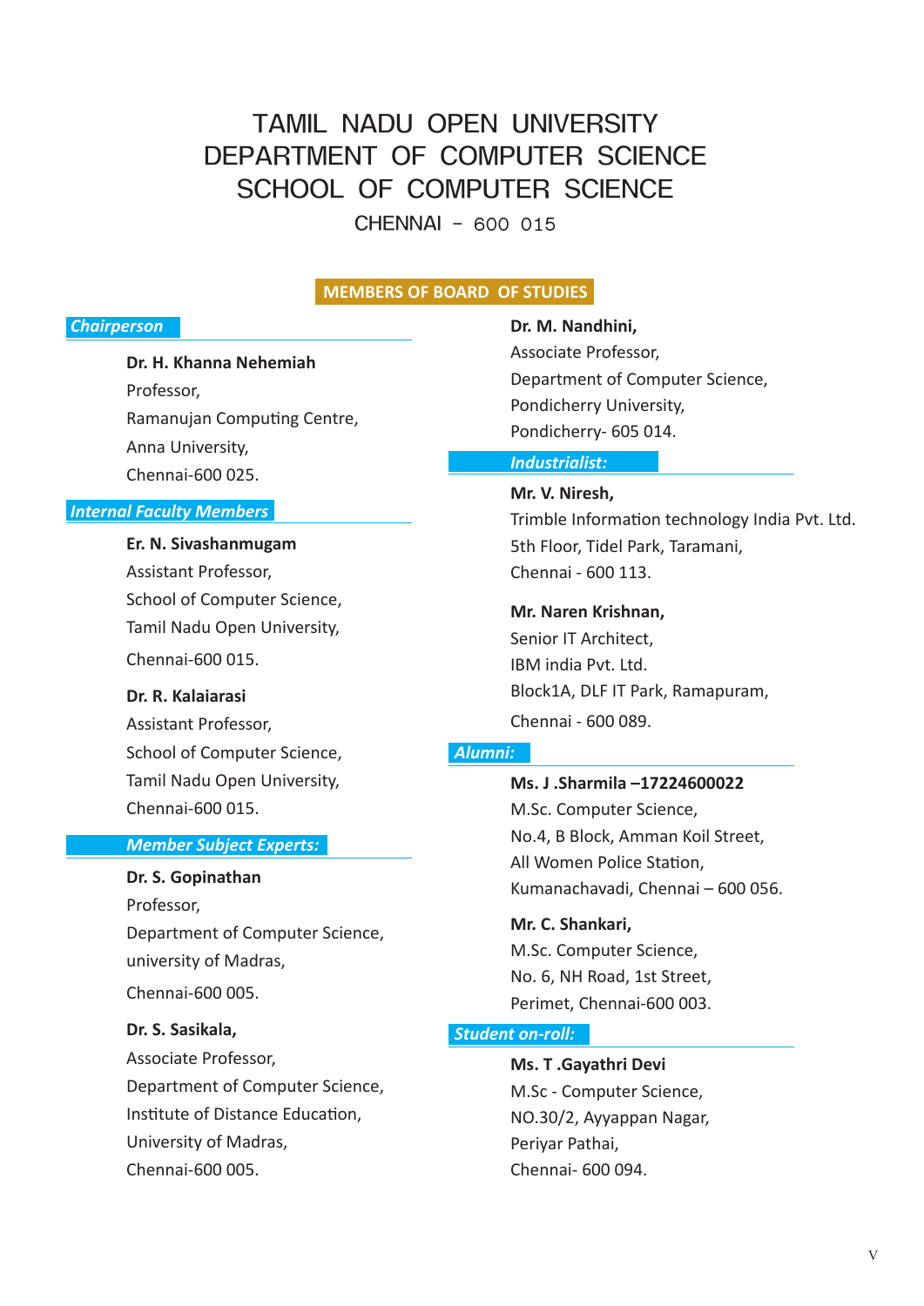# TAMIL NADU OPEN UNIVERSITY
# DEPARTMENT OF COMPUTER SCIENCE
# SCHOOL OF COMPUTER SCIENCE
## CHENNAI - 600 015

## MEMBERS OF BOARD OF STUDIES

***Chairperson***

**Dr. H. Khanna Nehemiah**
Professor,
Ramanujan Computing Centre,
Anna University,
Chennai-600 025.

***Internal Faculty Members***

**Er. N. Sivashanmugam**
Assistant Professor,
School of Computer Science,
Tamil Nadu Open University,
Chennai-600 015.

**Dr. R. Kalaiarasi**
Assistant Professor,
School of Computer Science,
Tamil Nadu Open University,
Chennai-600 015.

***Member Subject Experts:***

**Dr. S. Gopinathan**
Professor,
Department of Computer Science,
university of Madras,
Chennai-600 005.

**Dr. S. Sasikala,**
Associate Professor,
Department of Computer Science,
Institute of Distance Education,
University of Madras,
Chennai-600 005.

**Dr. M. Nandhini,**
Associate Professor,
Department of Computer Science,
Pondicherry University,
Pondicherry- 605 014.

***Industrialist:***

**Mr. V. Niresh,**
Trimble Information technology India Pvt. Ltd.
5th Floor, Tidel Park, Taramani,
Chennai - 600 113.

**Mr. Naren Krishnan,**
Senior IT Architect,
IBM india Pvt. Ltd.
Block1A, DLF IT Park, Ramapuram,
Chennai - 600 089.

***Alumni:***

**Ms. J .Sharmila –17224600022**
M.Sc. Computer Science,
No.4, B Block, Amman Koil Street,
All Women Police Station,
Kumanachavadi, Chennai – 600 056.

**Mr. C. Shankari,**
M.Sc. Computer Science,
No. 6, NH Road, 1st Street,
Perimet, Chennai-600 003.

***Student on-roll:***

**Ms. T .Gayathri Devi**
M.Sc - Computer Science,
NO.30/2, Ayyappan Nagar,
Periyar Pathai,
Chennai- 600 094.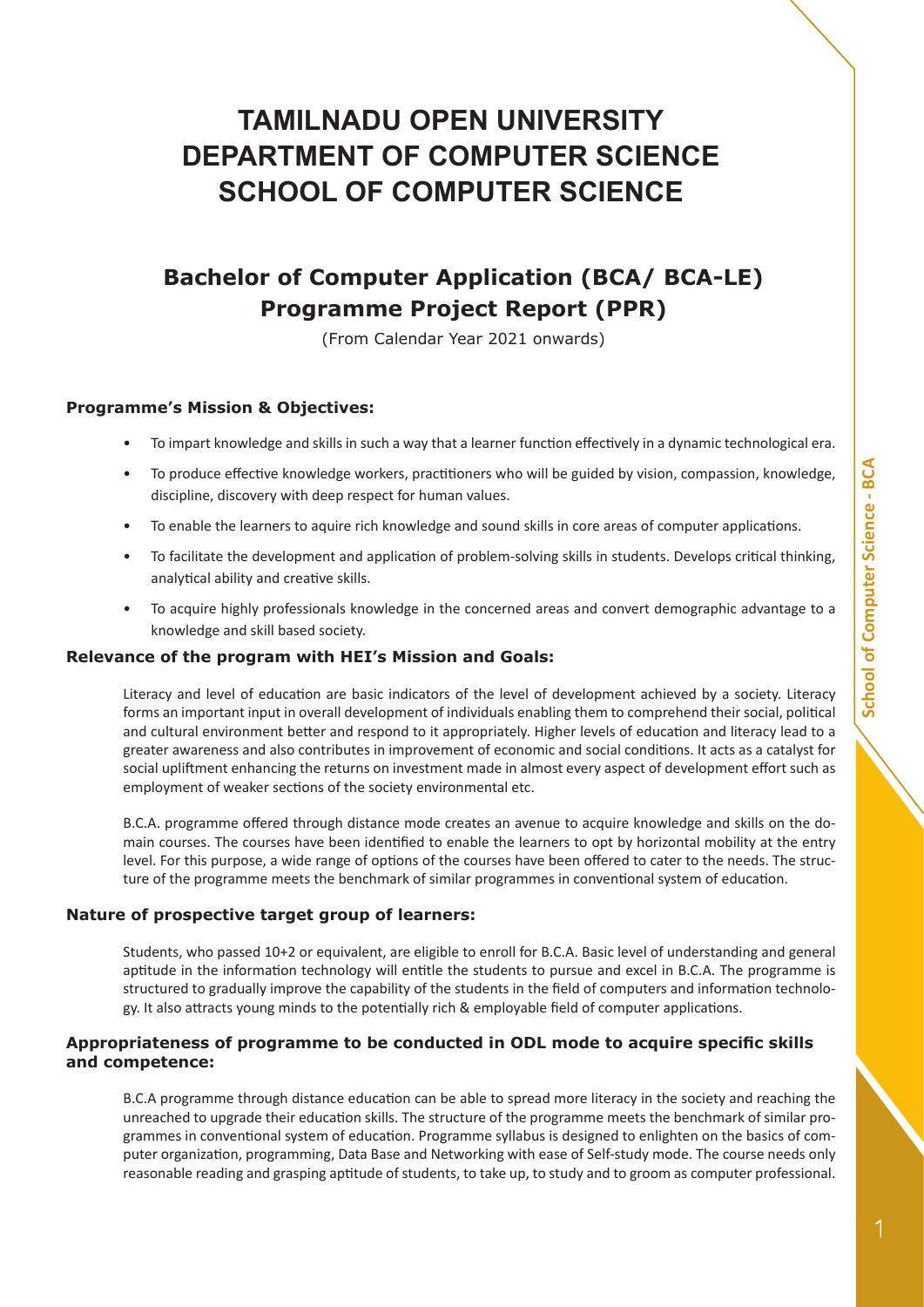# TAMILNADU OPEN UNIVERSITY
# DEPARTMENT OF COMPUTER SCIENCE
# SCHOOL OF COMPUTER SCIENCE

## Bachelor of Computer Application (BCA/ BCA-LE) Programme Project Report (PPR)

(From Calendar Year 2021 onwards)

### Programme's Mission & Objectives:

- To impart knowledge and skills in such a way that a learner function effectively in a dynamic technological era.
- To produce effective knowledge workers, practitioners who will be guided by vision, compassion, knowledge, discipline, discovery with deep respect for human values.
- To enable the learners to aquire rich knowledge and sound skills in core areas of computer applications.
- To facilitate the development and application of problem-solving skills in students. Develops critical thinking, analytical ability and creative skills.
- To acquire highly professionals knowledge in the concerned areas and convert demographic advantage to a knowledge and skill based society.

### Relevance of the program with HEI's Mission and Goals:

Literacy and level of education are basic indicators of the level of development achieved by a society. Literacy forms an important input in overall development of individuals enabling them to comprehend their social, political and cultural environment better and respond to it appropriately. Higher levels of education and literacy lead to a greater awareness and also contributes in improvement of economic and social conditions. It acts as a catalyst for social upliftment enhancing the returns on investment made in almost every aspect of development effort such as employment of weaker sections of the society environmental etc.

B.C.A. programme offered through distance mode creates an avenue to acquire knowledge and skills on the domain courses. The courses have been identified to enable the learners to opt by horizontal mobility at the entry level. For this purpose, a wide range of options of the courses have been offered to cater to the needs. The structure of the programme meets the benchmark of similar programmes in conventional system of education.

### Nature of prospective target group of learners:

Students, who passed 10+2 or equivalent, are eligible to enroll for B.C.A. Basic level of understanding and general aptitude in the information technology will entitle the students to pursue and excel in B.C.A. The programme is structured to gradually improve the capability of the students in the field of computers and information technology. It also attracts young minds to the potentially rich & employable field of computer applications.

### Appropriateness of programme to be conducted in ODL mode to acquire specific skills and competence:

B.C.A programme through distance education can be able to spread more literacy in the society and reaching the unreached to upgrade their education skills. The structure of the programme meets the benchmark of similar programmes in conventional system of education. Programme syllabus is designed to enlighten on the basics of computer organization, programming, Data Base and Networking with ease of Self-study mode. The course needs only reasonable reading and grasping aptitude of students, to take up, to study and to groom as computer professional.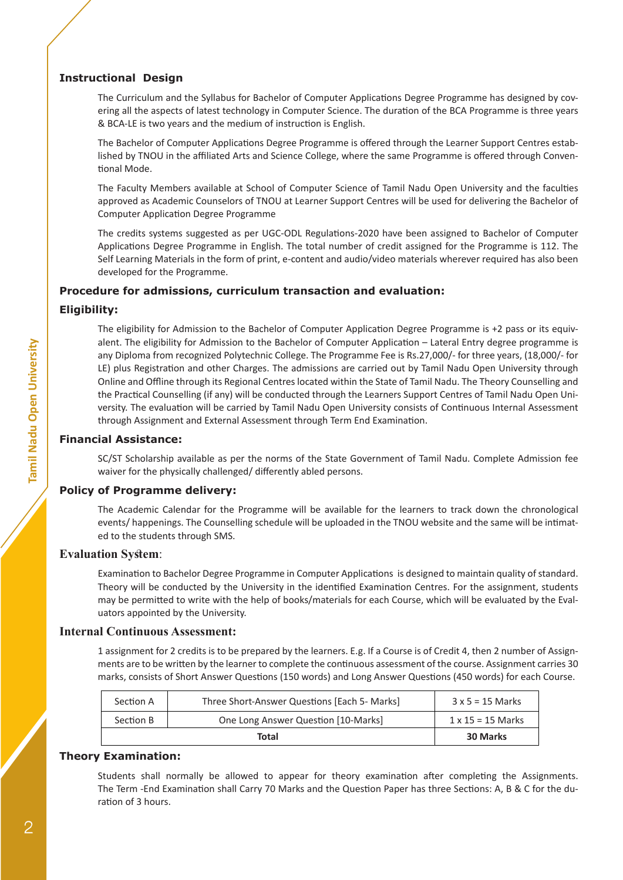## Instructional Design

The Curriculum and the Syllabus for Bachelor of Computer Applications Degree Programme has designed by covering all the aspects of latest technology in Computer Science. The duration of the BCA Programme is three years & BCA-LE is two years and the medium of instruction is English.

The Bachelor of Computer Applications Degree Programme is offered through the Learner Support Centres established by TNOU in the affiliated Arts and Science College, where the same Programme is offered through Conventional Mode.

The Faculty Members available at School of Computer Science of Tamil Nadu Open University and the faculties approved as Academic Counselors of TNOU at Learner Support Centres will be used for delivering the Bachelor of Computer Application Degree Programme

The credits systems suggested as per UGC-ODL Regulations-2020 have been assigned to Bachelor of Computer Applications Degree Programme in English. The total number of credit assigned for the Programme is 112. The Self Learning Materials in the form of print, e-content and audio/video materials wherever required has also been developed for the Programme.

## Procedure for admissions, curriculum transaction and evaluation:

## Eligibility:

The eligibility for Admission to the Bachelor of Computer Application Degree Programme is +2 pass or its equivalent. The eligibility for Admission to the Bachelor of Computer Application – Lateral Entry degree programme is any Diploma from recognized Polytechnic College. The Programme Fee is Rs.27,000/- for three years, (18,000/- for LE) plus Registration and other Charges. The admissions are carried out by Tamil Nadu Open University through Online and Offline through its Regional Centres located within the State of Tamil Nadu. The Theory Counselling and the Practical Counselling (if any) will be conducted through the Learners Support Centres of Tamil Nadu Open University. The evaluation will be carried by Tamil Nadu Open University consists of Continuous Internal Assessment through Assignment and External Assessment through Term End Examination.

## Financial Assistance:

SC/ST Scholarship available as per the norms of the State Government of Tamil Nadu. Complete Admission fee waiver for the physically challenged/ differently abled persons.

## Policy of Programme delivery:

The Academic Calendar for the Programme will be available for the learners to track down the chronological events/ happenings. The Counselling schedule will be uploaded in the TNOU website and the same will be intimated to the students through SMS.

## Evaluation System:

Examination to Bachelor Degree Programme in Computer Applications is designed to maintain quality of standard. Theory will be conducted by the University in the identified Examination Centres. For the assignment, students may be permitted to write with the help of books/materials for each Course, which will be evaluated by the Evaluators appointed by the University.

## Internal Continuous Assessment:

1 assignment for 2 credits is to be prepared by the learners. E.g. If a Course is of Credit 4, then 2 number of Assignments are to be written by the learner to complete the continuous assessment of the course. Assignment carries 30 marks, consists of Short Answer Questions (150 words) and Long Answer Questions (450 words) for each Course.

| Section A | Three Short-Answer Questions [Each 5- Marks] | 3 x 5 = 15 Marks |
|---|---|---|
| Section B | One Long Answer Question [10-Marks] | 1 x 15 = 15 Marks |
| **Total** | | **30 Marks** |

## Theory Examination:

Students shall normally be allowed to appear for theory examination after completing the Assignments. The Term -End Examination shall Carry 70 Marks and the Question Paper has three Sections: A, B & C for the duration of 3 hours.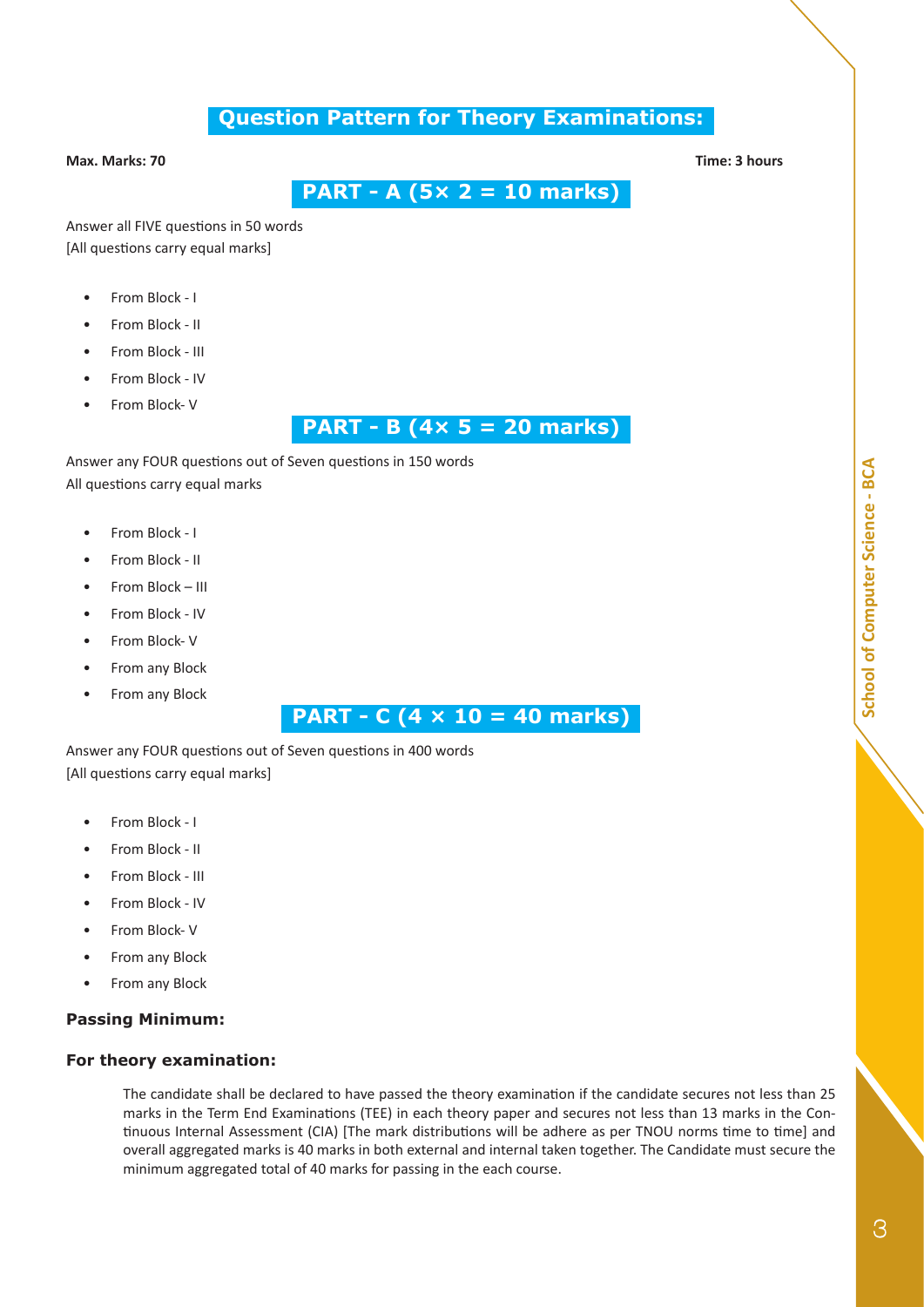## Question Pattern for Theory Examinations:

**Max. Marks: 70** **Time: 3 hours**

### PART - A (5× 2 = 10 marks)

Answer all FIVE questions in 50 words
[All questions carry equal marks]

- From Block - I
- From Block - II
- From Block - III
- From Block - IV
- From Block- V

### PART - B (4× 5 = 20 marks)

Answer any FOUR questions out of Seven questions in 150 words
All questions carry equal marks

- From Block - I
- From Block - II
- From Block – III
- From Block - IV
- From Block- V
- From any Block
- From any Block

### PART - C (4 × 10 = 40 marks)

Answer any FOUR questions out of Seven questions in 400 words
[All questions carry equal marks]

- From Block - I
- From Block - II
- From Block - III
- From Block - IV
- From Block- V
- From any Block
- From any Block

**Passing Minimum:**

**For theory examination:**

The candidate shall be declared to have passed the theory examination if the candidate secures not less than 25 marks in the Term End Examinations (TEE) in each theory paper and secures not less than 13 marks in the Continuous Internal Assessment (CIA) [The mark distributions will be adhere as per TNOU norms time to time] and overall aggregated marks is 40 marks in both external and internal taken together. The Candidate must secure the minimum aggregated total of 40 marks for passing in the each course.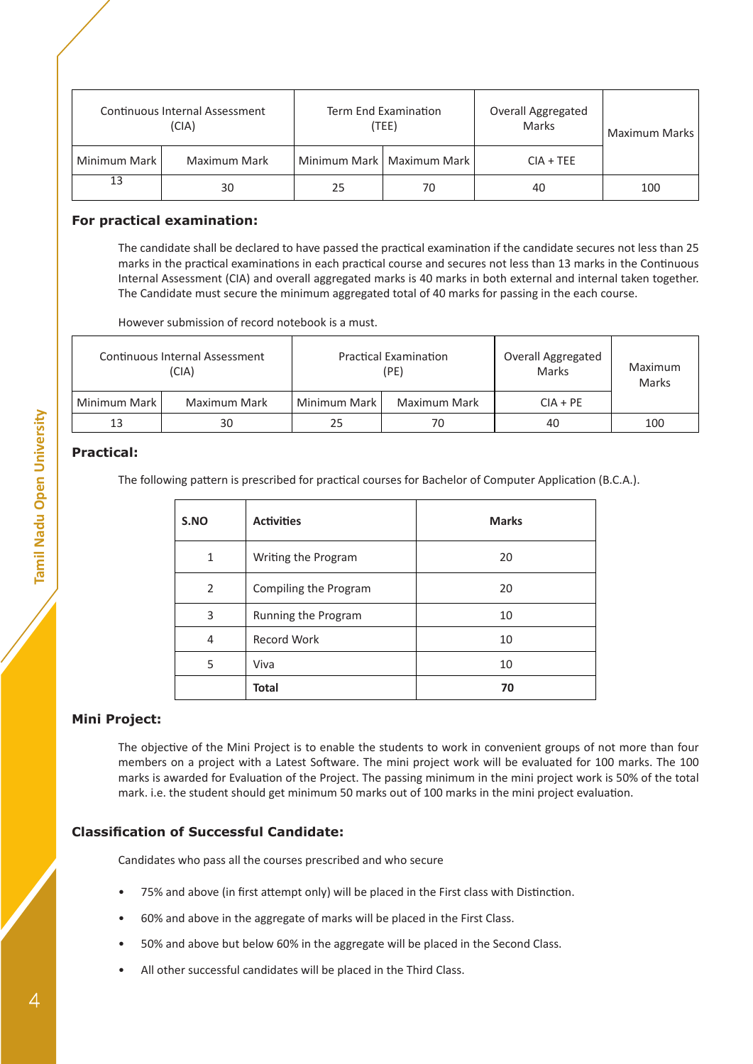| Continuous Internal Assessment (CIA) | | Term End Examination (TEE) | | Overall Aggregated Marks | Maximum Marks |
|---|---|---|---|---|---|
| Minimum Mark | Maximum Mark | Minimum Mark | Maximum Mark | CIA + TEE | |
| 13 | 30 | 25 | 70 | 40 | 100 |

### For practical examination:

The candidate shall be declared to have passed the practical examination if the candidate secures not less than 25 marks in the practical examinations in each practical course and secures not less than 13 marks in the Continuous Internal Assessment (CIA) and overall aggregated marks is 40 marks in both external and internal taken together. The Candidate must secure the minimum aggregated total of 40 marks for passing in the each course.

However submission of record notebook is a must.

| Continuous Internal Assessment (CIA) | | Practical Examination (PE) | | Overall Aggregated Marks | Maximum Marks |
|---|---|---|---|---|---|
| Minimum Mark | Maximum Mark | Minimum Mark | Maximum Mark | CIA + PE | |
| 13 | 30 | 25 | 70 | 40 | 100 |

### Practical:

The following pattern is prescribed for practical courses for Bachelor of Computer Application (B.C.A.).

| S.NO | Activities | Marks |
|---|---|---|
| 1 | Writing the Program | 20 |
| 2 | Compiling the Program | 20 |
| 3 | Running the Program | 10 |
| 4 | Record Work | 10 |
| 5 | Viva | 10 |
| | **Total** | **70** |

### Mini Project:

The objective of the Mini Project is to enable the students to work in convenient groups of not more than four members on a project with a Latest Software. The mini project work will be evaluated for 100 marks. The 100 marks is awarded for Evaluation of the Project. The passing minimum in the mini project work is 50% of the total mark. i.e. the student should get minimum 50 marks out of 100 marks in the mini project evaluation.

### Classification of Successful Candidate:

Candidates who pass all the courses prescribed and who secure

- 75% and above (in first attempt only) will be placed in the First class with Distinction.
- 60% and above in the aggregate of marks will be placed in the First Class.
- 50% and above but below 60% in the aggregate will be placed in the Second Class.
- All other successful candidates will be placed in the Third Class.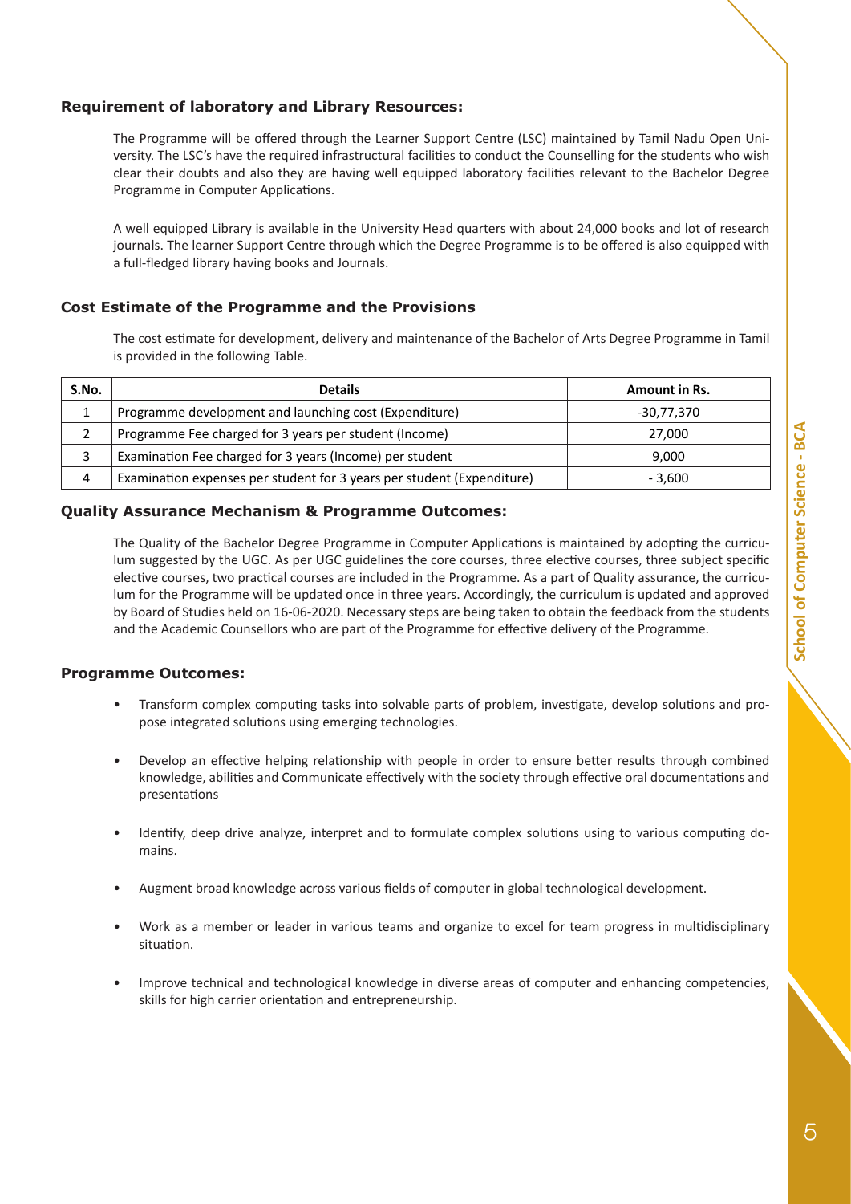### Requirement of laboratory and Library Resources:

The Programme will be offered through the Learner Support Centre (LSC) maintained by Tamil Nadu Open University. The LSC's have the required infrastructural facilities to conduct the Counselling for the students who wish clear their doubts and also they are having well equipped laboratory facilities relevant to the Bachelor Degree Programme in Computer Applications.

A well equipped Library is available in the University Head quarters with about 24,000 books and lot of research journals. The learner Support Centre through which the Degree Programme is to be offered is also equipped with a full-fledged library having books and Journals.

### Cost Estimate of the Programme and the Provisions

The cost estimate for development, delivery and maintenance of the Bachelor of Arts Degree Programme in Tamil is provided in the following Table.

| S.No. | Details | Amount in Rs. |
|---|---|---|
| 1 | Programme development and launching cost (Expenditure) | -30,77,370 |
| 2 | Programme Fee charged for 3 years per student (Income) | 27,000 |
| 3 | Examination Fee charged for 3 years (Income) per student | 9,000 |
| 4 | Examination expenses per student for 3 years per student (Expenditure) | - 3,600 |

### Quality Assurance Mechanism & Programme Outcomes:

The Quality of the Bachelor Degree Programme in Computer Applications is maintained by adopting the curriculum suggested by the UGC. As per UGC guidelines the core courses, three elective courses, three subject specific elective courses, two practical courses are included in the Programme. As a part of Quality assurance, the curriculum for the Programme will be updated once in three years. Accordingly, the curriculum is updated and approved by Board of Studies held on 16-06-2020. Necessary steps are being taken to obtain the feedback from the students and the Academic Counsellors who are part of the Programme for effective delivery of the Programme.

### Programme Outcomes:

- Transform complex computing tasks into solvable parts of problem, investigate, develop solutions and propose integrated solutions using emerging technologies.
- Develop an effective helping relationship with people in order to ensure better results through combined knowledge, abilities and Communicate effectively with the society through effective oral documentations and presentations
- Identify, deep drive analyze, interpret and to formulate complex solutions using to various computing domains.
- Augment broad knowledge across various fields of computer in global technological development.
- Work as a member or leader in various teams and organize to excel for team progress in multidisciplinary situation.
- Improve technical and technological knowledge in diverse areas of computer and enhancing competencies, skills for high carrier orientation and entrepreneurship.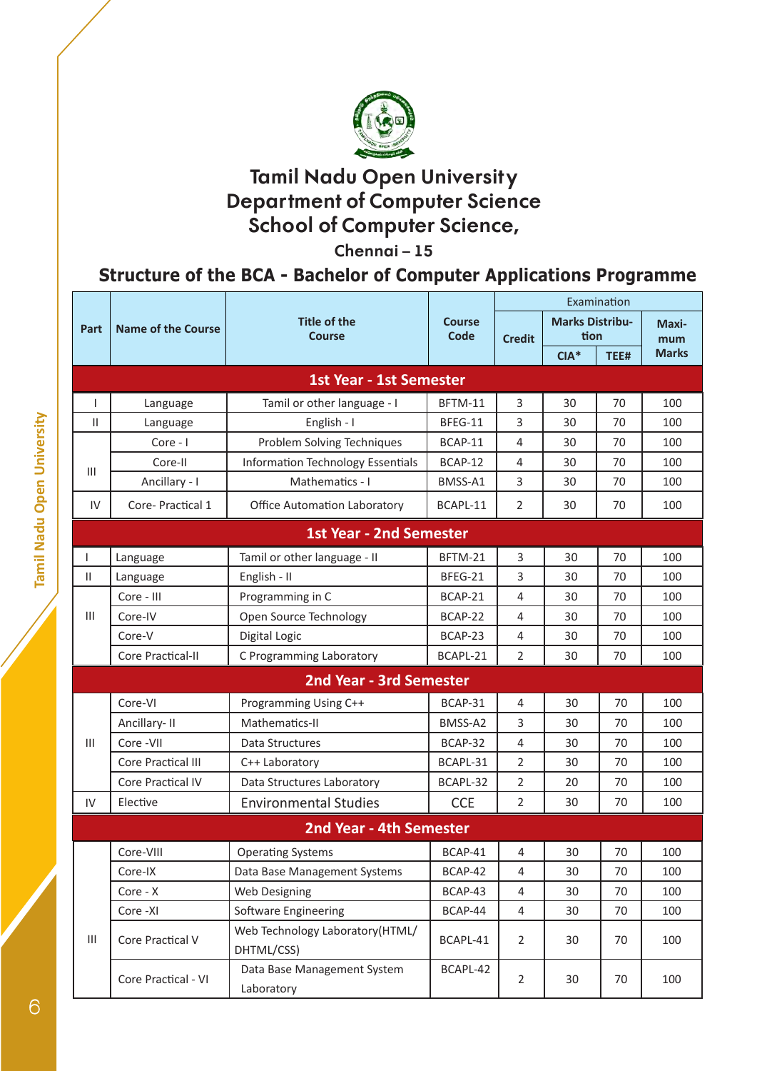# Tamil Nadu Open University
# Department of Computer Science
# School of Computer Science,

**Chennai – 15**

## Structure of the BCA - Bachelor of Computer Applications Programme

| Part | Name of the Course | Title of the Course | Course Code | Examination | | | |
|---|---|---|---|---|---|---|---|
| | | | | Credit | Marks Distribution | | Maximum Marks |
| | | | | | CIA* | TEE# | |
| **1st Year - 1st Semester** | | | | | | | |
| I | Language | Tamil or other language - I | BFTM-11 | 3 | 30 | 70 | 100 |
| II | Language | English - I | BFEG-11 | 3 | 30 | 70 | 100 |
| III | Core - I | Problem Solving Techniques | BCAP-11 | 4 | 30 | 70 | 100 |
| | Core-II | Information Technology Essentials | BCAP-12 | 4 | 30 | 70 | 100 |
| | Ancillary - I | Mathematics - I | BMSS-A1 | 3 | 30 | 70 | 100 |
| IV | Core- Practical 1 | Office Automation Laboratory | BCAPL-11 | 2 | 30 | 70 | 100 |
| **1st Year - 2nd Semester** | | | | | | | |
| I | Language | Tamil or other language - II | BFTM-21 | 3 | 30 | 70 | 100 |
| II | Language | English - II | BFEG-21 | 3 | 30 | 70 | 100 |
| III | Core - III | Programming in C | BCAP-21 | 4 | 30 | 70 | 100 |
| | Core-IV | Open Source Technology | BCAP-22 | 4 | 30 | 70 | 100 |
| | Core-V | Digital Logic | BCAP-23 | 4 | 30 | 70 | 100 |
| | Core Practical-II | C Programming Laboratory | BCAPL-21 | 2 | 30 | 70 | 100 |
| **2nd Year - 3rd Semester** | | | | | | | |
| III | Core-VI | Programming Using C++ | BCAP-31 | 4 | 30 | 70 | 100 |
| | Ancillary- II | Mathematics-II | BMSS-A2 | 3 | 30 | 70 | 100 |
| | Core -VII | Data Structures | BCAP-32 | 4 | 30 | 70 | 100 |
| | Core Practical III | C++ Laboratory | BCAPL-31 | 2 | 30 | 70 | 100 |
| | Core Practical IV | Data Structures Laboratory | BCAPL-32 | 2 | 20 | 70 | 100 |
| IV | Elective | Environmental Studies | CCE | 2 | 30 | 70 | 100 |
| **2nd Year - 4th Semester** | | | | | | | |
| III | Core-VIII | Operating Systems | BCAP-41 | 4 | 30 | 70 | 100 |
| | Core-IX | Data Base Management Systems | BCAP-42 | 4 | 30 | 70 | 100 |
| | Core - X | Web Designing | BCAP-43 | 4 | 30 | 70 | 100 |
| | Core -XI | Software Engineering | BCAP-44 | 4 | 30 | 70 | 100 |
| | Core Practical V | Web Technology Laboratory(HTML/DHTML/CSS) | BCAPL-41 | 2 | 30 | 70 | 100 |
| | Core Practical - VI | Data Base Management System Laboratory | BCAPL-42 | 2 | 30 | 70 | 100 |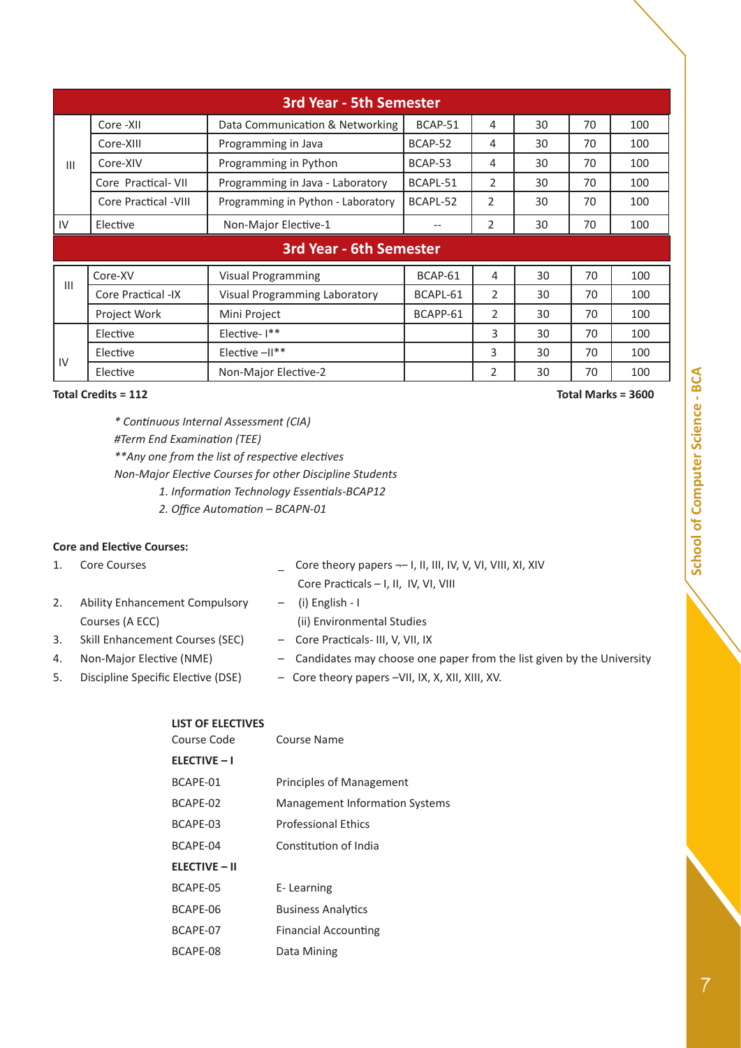| 3rd Year - 5th Semester | | | | | | | |
|---|---|---|---|---|---|---|---|
| III | Core -XII | Data Communication & Networking | BCAP-51 | 4 | 30 | 70 | 100 |
| | Core-XIII | Programming in Java | BCAP-52 | 4 | 30 | 70 | 100 |
| | Core-XIV | Programming in Python | BCAP-53 | 4 | 30 | 70 | 100 |
| | Core Practical- VII | Programming in Java - Laboratory | BCAPL-51 | 2 | 30 | 70 | 100 |
| | Core Practical -VIII | Programming in Python - Laboratory | BCAPL-52 | 2 | 30 | 70 | 100 |
| IV | Elective | Non-Major Elective-1 | -- | 2 | 30 | 70 | 100 |
| **3rd Year - 6th Semester** | | | | | | | |
| III | Core-XV | Visual Programming | BCAP-61 | 4 | 30 | 70 | 100 |
| | Core Practical -IX | Visual Programming Laboratory | BCAPL-61 | 2 | 30 | 70 | 100 |
| | Project Work | Mini Project | BCAPP-61 | 2 | 30 | 70 | 100 |
| IV | Elective | Elective- I** | | 3 | 30 | 70 | 100 |
| | Elective | Elective –II** | | 3 | 30 | 70 | 100 |
| | Elective | Non-Major Elective-2 | | 2 | 30 | 70 | 100 |

**Total Credits = 112** **Total Marks = 3600**

*\* Continuous Internal Assessment (CIA)*

*#Term End Examination (TEE)*

*\*\*Any one from the list of respective electives*

*Non-Major Elective Courses for other Discipline Students*

1. *Information Technology Essentials-BCAP12*
2. *Office Automation – BCAPN-01*

**Core and Elective Courses:**

1. Core Courses – Core theory papers – I, II, III, IV, V, VI, VIII, XI, XIV
   Core Practicals – I, II, IV, VI, VIII
2. Ability Enhancement Compulsory Courses (A ECC) – (i) English - I
   (ii) Environmental Studies
3. Skill Enhancement Courses (SEC) – Core Practicals- III, V, VII, IX
4. Non-Major Elective (NME) – Candidates may choose one paper from the list given by the University
5. Discipline Specific Elective (DSE) – Core theory papers –VII, IX, X, XII, XIII, XV.

**LIST OF ELECTIVES**

| Course Code | Course Name |
|---|---|
| **ELECTIVE – I** | |
| BCAPE-01 | Principles of Management |
| BCAPE-02 | Management Information Systems |
| BCAPE-03 | Professional Ethics |
| BCAPE-04 | Constitution of India |
| **ELECTIVE – II** | |
| BCAPE-05 | E- Learning |
| BCAPE-06 | Business Analytics |
| BCAPE-07 | Financial Accounting |
| BCAPE-08 | Data Mining |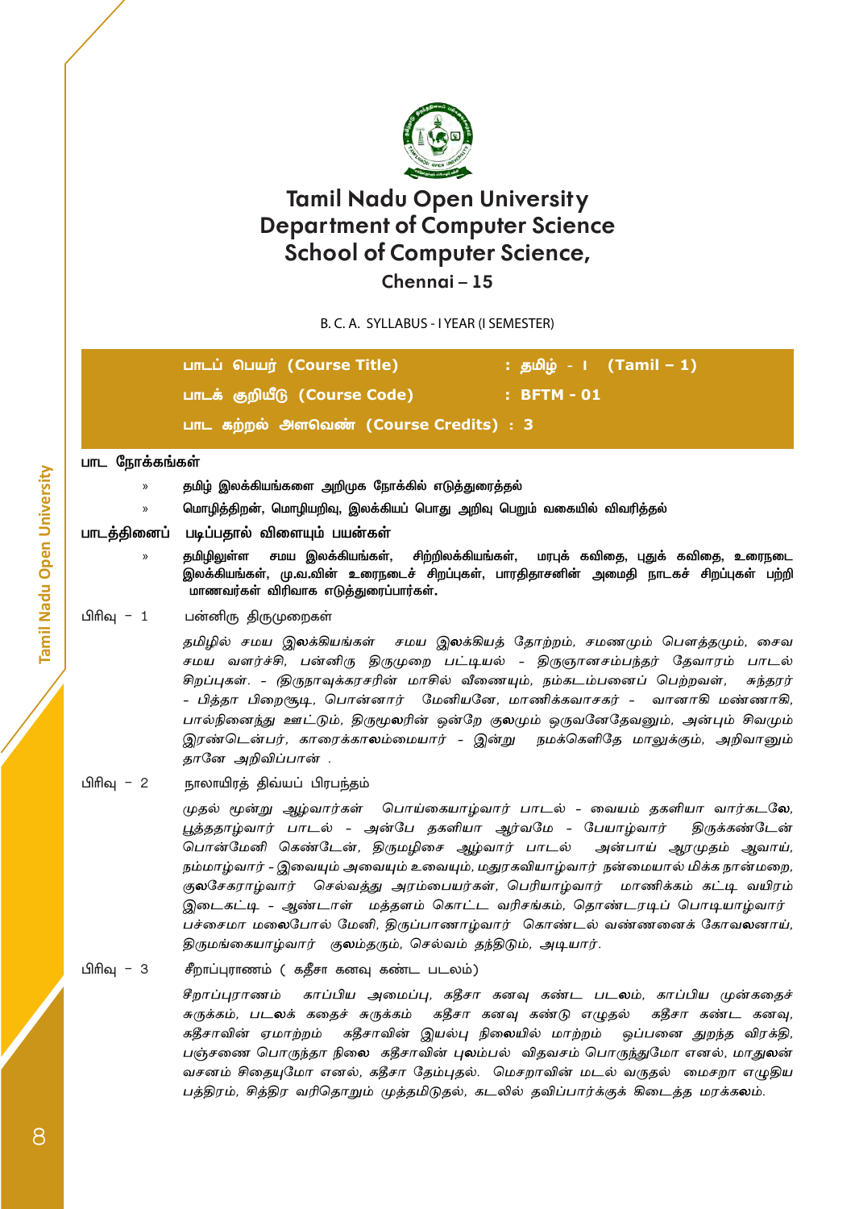# Tamil Nadu Open University
## Department of Computer Science
## School of Computer Science,
### Chennai – 15

B. C. A. SYLLABUS - I YEAR (I SEMESTER)

**பாடப் பெயர் (Course Title) : தமிழ் - I (Tamil – 1)**

**பாடக் குறியீடு (Course Code) : BFTM - 01**

**பாட கற்றல் அளவெண் (Course Credits) : 3**

**பாட நோக்கங்கள்**

- தமிழ் இலக்கியங்களை அறிமுக நோக்கில் எடுத்துரைத்தல்
- மொழித்திறன், மொழியறிவு, இலக்கியப் பொது அறிவு பெறும் வகையில் விவரித்தல்

**பாடத்தினைப் படிப்பதால் விளையும் பயன்கள்**

- தமிழிலுள்ள சமய இலக்கியங்கள், சிற்றிலக்கியங்கள், மரபுக் கவிதை, புதுக் கவிதை, உரைநடை இலக்கியங்கள், மு.வ.வின் உரைநடைச் சிறப்புகள், பாரதிதாசனின் அமைதி நாடகச் சிறப்புகள் பற்றி மாணவர்கள் விரிவாக எடுத்துரைப்பார்கள்.

**பிரிவு – 1** பன்னிரு திருமுறைகள்

*தமிழில் சமய இலக்கியங்கள் சமய இலக்கியத் தோற்றம், சமணமும் பௌத்தமும், சைவ சமய வளர்ச்சி, பன்னிரு திருமுறை பட்டியல் – திருஞானசம்பந்தர் தேவாரம் பாடல் சிறப்புகள். – (திருநாவுக்கரசரின் மாசில் வீணையும், நம்கடம்பனைப் பெற்றவள், சுந்தரர் – பித்தா பிறைசூடி, பொன்னார் மேனியனே, மாணிக்கவாசகர் – வானாகி மண்ணாகி, பால்நினைந்து ஊட்டும், திருமூலரின் ஒன்றே குலமும் ஒருவனேதேவனும், அன்பும் சிவமும் இரண்டென்பர், காரைக்காலம்மையார் – இன்று நமக்கெளிதே மாலுக்கும், அறிவானும் தானே அறிவிப்பான் .*

**பிரிவு – 2** நாலாயிரத் திவ்யப் பிரபந்தம்

*முதல் மூன்று ஆழ்வார்கள் பொய்கையாழ்வார் பாடல் – வையம் தகளியா வார்கடலே, பூத்ததாழ்வார் பாடல் – அன்பே தகளியா ஆர்வமே – பேயாழ்வார் திருக்கண்டேன் பொன்மேனி கெண்டேன், திருமழிசை ஆழ்வார் பாடல் அன்பாய் ஆரமுதம் ஆவாய், நம்மாழ்வார் – இவையும் அவையும் உவையும், மதுரகவியாழ்வார் நன்மையால் மிக்க நான்மறை, குலசேகராழ்வார் செல்வத்து அரம்பையர்கள், பெரியாழ்வார் மாணிக்கம் கட்டி வயிரம் இடைகட்டி – ஆண்டாள் மத்தளம் கொட்ட வரிசங்கம், தொண்டரடிப் பொடியாழ்வார் பச்சைமா மலைபோல் மேனி, திருப்பாணாழ்வார் கொண்டல் வண்ணனைக் கோவலனாய், திருமங்கையாழ்வார் குலம்தரும், செல்வம் தந்திடும், அடியார்.*

**பிரிவு – 3** சீறாப்புராணம் ( கதீசா கனவு கண்ட படலம்)

*சீறாப்புராணம் காப்பிய அமைப்பு, கதீசா கனவு கண்ட படலம், காப்பிய முன்கதைச் சுருக்கம், படலக் கதைச் சுருக்கம் கதீசா கனவு கண்டு எழுதல் கதீசா கண்ட கனவு, கதீசாவின் ஏமாற்றம் கதீசாவின் இயல்பு நிலையில் மாற்றம் ஒப்பனை துறந்த விரக்தி, பஞ்சணை பொருந்தா நிலை கதீசாவின் புலம்பல் விதவசம் பொருந்துமோ எனல், மாதுலன் வசனம் சிதையுமோ எனல், கதீசா தேம்புதல். மெசறாவின் மடல் வருதல் மைசறா எழுதிய பத்திரம், சித்திர வரிதொறும் முத்தமிடுதல், கடலில் தவிப்பார்க்குக் கிடைத்த மரக்கலம்.*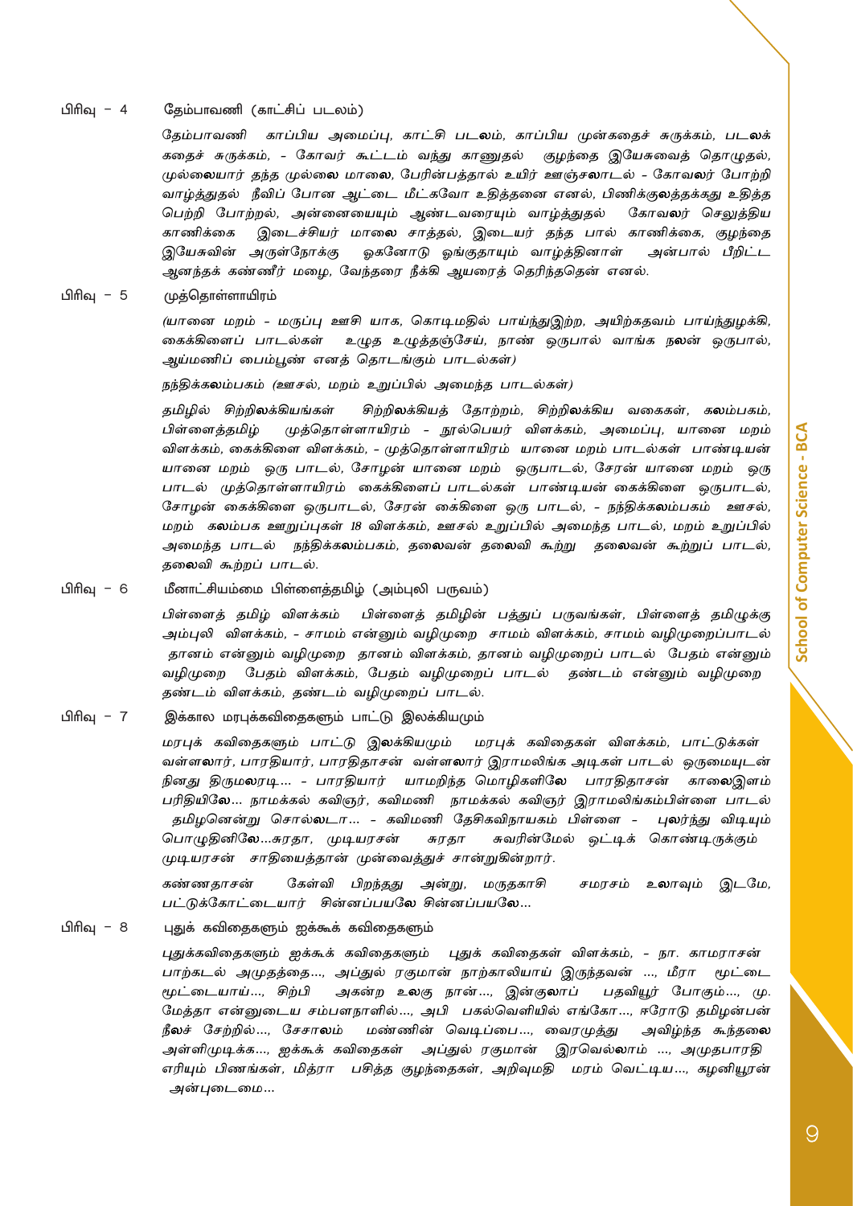பிரிவு – 4 தேம்பாவணி (காட்சிப் படலம்)

*தேம்பாவணி காப்பிய அமைப்பு, காட்சி படலம், காப்பிய முன்கதைச் சுருக்கம், படலக் கதைச் சுருக்கம், - கோவர் கூட்டம் வந்து காணுதல் குழந்தை இயேசுவைத் தொழுதல், முல்லையார் தந்த முல்லை மாலை, பேரின்பத்தால் உயிர் ஊஞ்சலாடல் - கோவலர் போற்றி வாழ்த்துதல் நீவிப் போன ஆட்டை மீட்கவோ உதித்தனை எனல், பிணிக்குலத்தக்கது உதித்த பெற்றி போற்றல், அன்னையையும் ஆண்டவரையும் வாழ்த்துதல் கோவலர் செலுத்திய காணிக்கை இடைச்சியர் மாலை சாத்தல், இடையர் தந்த பால் காணிக்கை, குழந்தை இயேசுவின் அருள்நோக்கு ஓகனோடு ஓங்குதாயும் வாழ்த்தினாள் அன்பால் பீறிட்ட ஆனந்தக் கண்ணீர் மழை, வேந்தரை நீக்கி ஆயரைத் தெரிந்ததென் எனல்.*

பிரிவு – 5 முத்தொள்ளாயிரம்

*(யானை மறம் – மருப்பு ஊசி யாக, கொடிமதில் பாய்ந்துஇற்ற, அயிற்கதவம் பாய்ந்துழக்கி, கைக்கிளைப் பாடல்கள் உழுத உழுத்தஞ்சேய், நாண் ஒருபால் வாங்க நலன் ஒருபால், ஆய்மணிப் பைம்பூண் எனத் தொடங்கும் பாடல்கள்)*

நந்திக்கலம்பகம் *(ஊசல், மறம் உறுப்பில் அமைந்த பாடல்கள்)*

*தமிழில் சிற்றிலக்கியங்கள் சிற்றிலக்கியத் தோற்றம், சிற்றிலக்கிய வகைகள், கலம்பகம், பிள்ளைத்தமிழ் முத்தொள்ளாயிரம் - நூல்பெயர் விளக்கம், அமைப்பு, யானை மறம் விளக்கம், கைக்கிளை விளக்கம், - முத்தொள்ளாயிரம் யானை மறம் பாடல்கள் பாண்டியன் யானை மறம் ஒரு பாடல், சோழன் யானை மறம் ஒருபாடல், சேரன் யானை மறம் ஒரு பாடல் முத்தொள்ளாயிரம் கைக்கிளைப் பாடல்கள் பாண்டியன் கைக்கிளை ஒருபாடல், சோழன் கைக்கிளை ஒருபாடல், சேரன் கைக்கிளை ஒரு பாடல், - நந்திக்கலம்பகம் ஊசல், மறம் கலம்பக உறுப்புகள் 18 விளக்கம், ஊசல் உறுப்பில் அமைந்த பாடல், மறம் உறுப்பில் அமைந்த பாடல் நந்திக்கலம்பகம், தலைவன் தலைவி கூற்று தலைவன் கூற்றுப் பாடல், தலைவி கூற்றுப் பாடல்.*

பிரிவு – 6 மீனாட்சியம்மை பிள்ளைத்தமிழ் (அம்புலி பருவம்)

*பிள்ளைத் தமிழ் விளக்கம் பிள்ளைத் தமிழின் பத்துப் பருவங்கள், பிள்ளைத் தமிழுக்கு அம்புலி விளக்கம், - சாமம் என்னும் வழிமுறை சாமம் விளக்கம், சாமம் வழிமுறைப்பாடல் தானம் என்னும் வழிமுறை தானம் விளக்கம், தானம் வழிமுறைப் பாடல் பேதம் என்னும் வழிமுறை பேதம் விளக்கம், பேதம் வழிமுறைப் பாடல் தண்டம் என்னும் வழிமுறை தண்டம் விளக்கம், தண்டம் வழிமுறைப் பாடல்.*

பிரிவு – 7 இக்கால மரபுக்கவிதைகளும் பாட்டு இலக்கியமும்

*மரபுக் கவிதைகளும் பாட்டு இலக்கியமும் மரபுக் கவிதைகள் விளக்கம், பாட்டுக்கள் வள்ளலார், பாரதியார், பாரதிதாசன் வள்ளலார் இராமலிங்க அடிகள் பாடல் ஒருமையுடன் நினது திருமலரடி... - பாரதியார் யாமறிந்த மொழிகளிலே பாரதிதாசன் காலைஇளம் பரிதியிலே... நாமக்கல் கவிஞர், கவிமணி நாமக்கல் கவிஞர் இராமலிங்கம்பிள்ளை பாடல் தமிழனென்று சொல்லடா... - கவிமணி தேசிகவிநாயகம் பிள்ளை - புலர்ந்து விடியும் பொழுதினிலே...சுரதா, முடியரசன் சுரதா சுவரின்மேல் ஒட்டிக் கொண்டிருக்கும் முடியரசன் சாதியைத்தான் முன்வைத்துச் சான்றுகின்றார்.*

*கண்ணதாசன் கேள்வி பிறந்தது அன்று, மருதகாசி சமரசம் உலாவும் இடமே, பட்டுக்கோட்டையார் சின்னப்பயலே சின்னப்பயலே...*

பிரிவு – 8 புதுக் கவிதைகளும் ஐக்கூக் கவிதைகளும்

*புதுக்கவிதைகளும் ஐக்கூக் கவிதைகளும் புதுக் கவிதைகள் விளக்கம், - நா. காமராசன் பாற்கடல் அமுதத்தை..., அப்துல் ரகுமான் நாற்காலியாய் இருந்தவன் ..., மீரா மூட்டை மூட்டையாய்..., சிற்பி அகன்ற உலகு நான்..., இன்குலாப் பதவியூர் போகும்..., மு. மேத்தா என்னுடைய சம்பளநாளில்..., அபி பகல்வெளியில் எங்கோ..., ஈரோடு தமிழன்பன் நீலச் சேற்றில்..., சேசாலம் மண்ணின் வெடிப்பை..., வைரமுத்து அவிழ்ந்த கூந்தலை அள்ளிமுடிக்க..., ஐக்கூக் கவிதைகள் அப்துல் ரகுமான் இரவெல்லாம் ..., அமுதபாரதி எரியும் பிணங்கள், மித்ரா பசித்த குழந்தைகள், அறிவுமதி மரம் வெட்டிய..., கழனியூரன் அன்புடைமை...*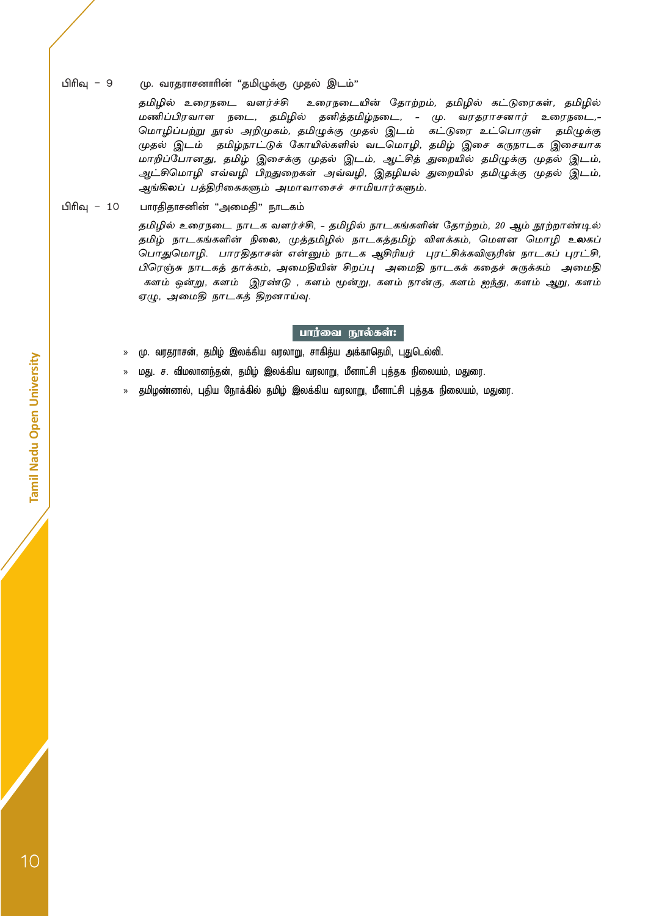பிரிவு – 9 மு. வரதராசனாரின் “தமிழுக்கு முதல் இடம்”

*தமிழில் உரைநடை வளர்ச்சி உரைநடையின் தோற்றம், தமிழில் கட்டுரைகள், தமிழில் மணிப்பிரவாள நடை, தமிழில் தனித்தமிழ்நடை, - மு. வரதராசனார் உரைநடை,- மொழிப்பற்று நூல் அறிமுகம், தமிழுக்கு முதல் இடம் கட்டுரை உட்பொருள் தமிழுக்கு முதல் இடம் தமிழ்நாட்டுக் கோயில்களில் வடமொழி, தமிழ் இசை கருநாடக இசையாக மாறிப்போனது, தமிழ் இசைக்கு முதல் இடம், ஆட்சித் துறையில் தமிழுக்கு முதல் இடம், ஆட்சிமொழி எவ்வழி பிறதுறைகள் அவ்வழி, இதழியல் துறையில் தமிழுக்கு முதல் இடம், ஆங்கிலப் பத்திரிகைகளும் அமாவாசைச் சாமியார்களும்.*

பிரிவு – 10 பாரதிதாசனின் “அமைதி” நாடகம்

*தமிழில் உரைநடை நாடக வளர்ச்சி, - தமிழில் நாடகங்களின் தோற்றம், 20 ஆம் நூற்றாண்டில் தமிழ் நாடகங்களின் நிலை, முத்தமிழில் நாடகத்தமிழ் விளக்கம், மௌன மொழி உலகப் பொதுமொழி. பாரதிதாசன் என்னும் நாடக ஆசிரியர் புரட்சிக்கவிஞரின் நாடகப் புரட்சி, பிரெஞ்சு நாடகத் தாக்கம், அமைதியின் சிறப்பு அமைதி நாடகக் கதைச் சுருக்கம் அமைதி களம் ஒன்று, களம் இரண்டு , களம் மூன்று, களம் நான்கு, களம் ஐந்து, களம் ஆறு, களம் ஏழு, அமைதி நாடகத் திறனாய்வு.*

**பார்வை நூல்கள்:**

- மு. வரதராசன், தமிழ் இலக்கிய வரலாறு, சாகித்ய அக்காதெமி, புதுடெல்லி.
- மது. ச. விமலானந்தன், தமிழ் இலக்கிய வரலாறு, மீனாட்சி புத்தக நிலையம், மதுரை.
- தமிழண்ணல், புதிய நோக்கில் தமிழ் இலக்கிய வரலாறு, மீனாட்சி புத்தக நிலையம், மதுரை.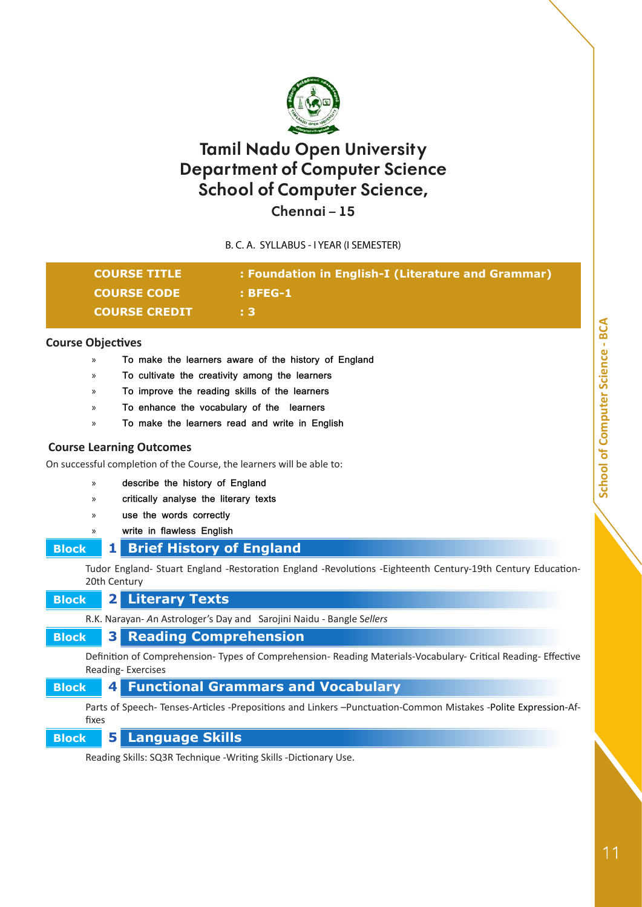# Tamil Nadu Open University
# Department of Computer Science
# School of Computer Science,

**Chennai – 15**

B. C. A. SYLLABUS - I YEAR (I SEMESTER)

| | |
|---|---|
| **COURSE TITLE** | **: Foundation in English-I (Literature and Grammar)** |
| **COURSE CODE** | **: BFEG-1** |
| **COURSE CREDIT** | **: 3** |

## Course Objectives

- To make the learners aware of the history of England
- To cultivate the creativity among the learners
- To improve the reading skills of the learners
- To enhance the vocabulary of the learners
- To make the learners read and write in English

## Course Learning Outcomes

On successful completion of the Course, the learners will be able to:

- describe the history of England
- critically analyse the literary texts
- use the words correctly
- write in flawless English

### Block 1 Brief History of England

Tudor England- Stuart England -Restoration England -Revolutions -Eighteenth Century-19th Century Education-20th Century

### Block 2 Literary Texts

R.K. Narayan- *An* Astrologer's Day and Sarojini Naidu - Bangle S*ellers*

### Block 3 Reading Comprehension

Definition of Comprehension- Types of Comprehension- Reading Materials-Vocabulary- Critical Reading- Effective Reading- Exercises

### Block 4 Functional Grammars and Vocabulary

Parts of Speech- Tenses-Articles -Prepositions and Linkers –Punctuation-Common Mistakes -Polite Expression-Affixes

### Block 5 Language Skills

Reading Skills: SQ3R Technique -Writing Skills -Dictionary Use.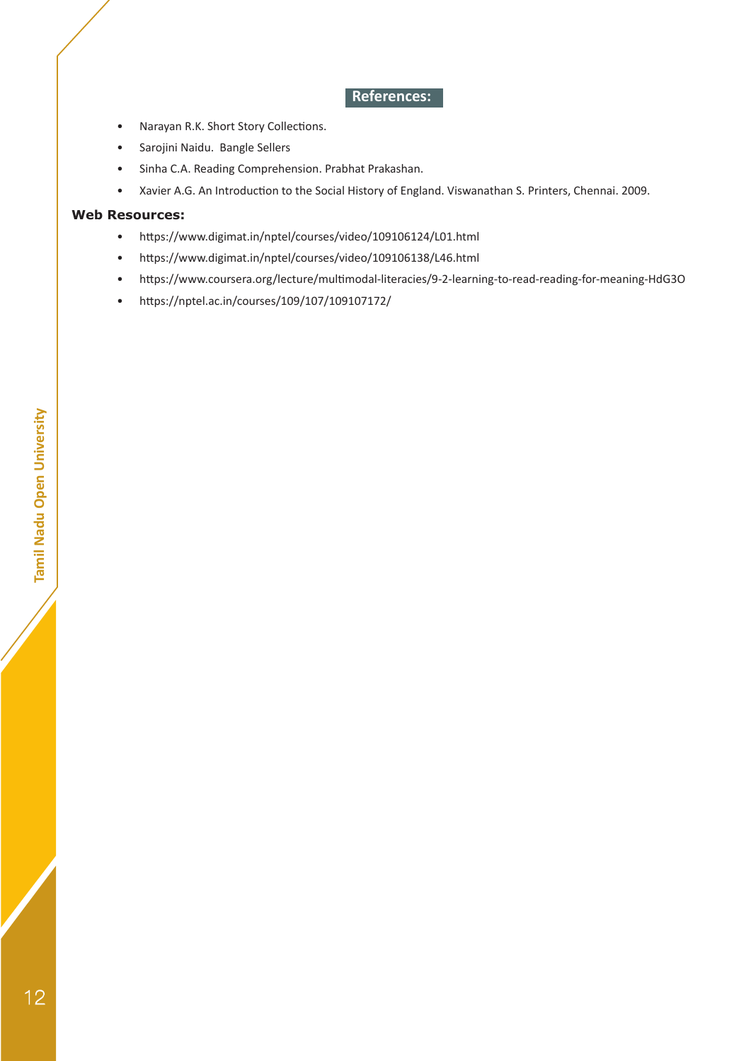## References:

- Narayan R.K. Short Story Collections.
- Sarojini Naidu. Bangle Sellers
- Sinha C.A. Reading Comprehension. Prabhat Prakashan.
- Xavier A.G. An Introduction to the Social History of England. Viswanathan S. Printers, Chennai. 2009.

**Web Resources:**

- https://www.digimat.in/nptel/courses/video/109106124/L01.html
- https://www.digimat.in/nptel/courses/video/109106138/L46.html
- https://www.coursera.org/lecture/multimodal-literacies/9-2-learning-to-read-reading-for-meaning-HdG3O
- https://nptel.ac.in/courses/109/107/109107172/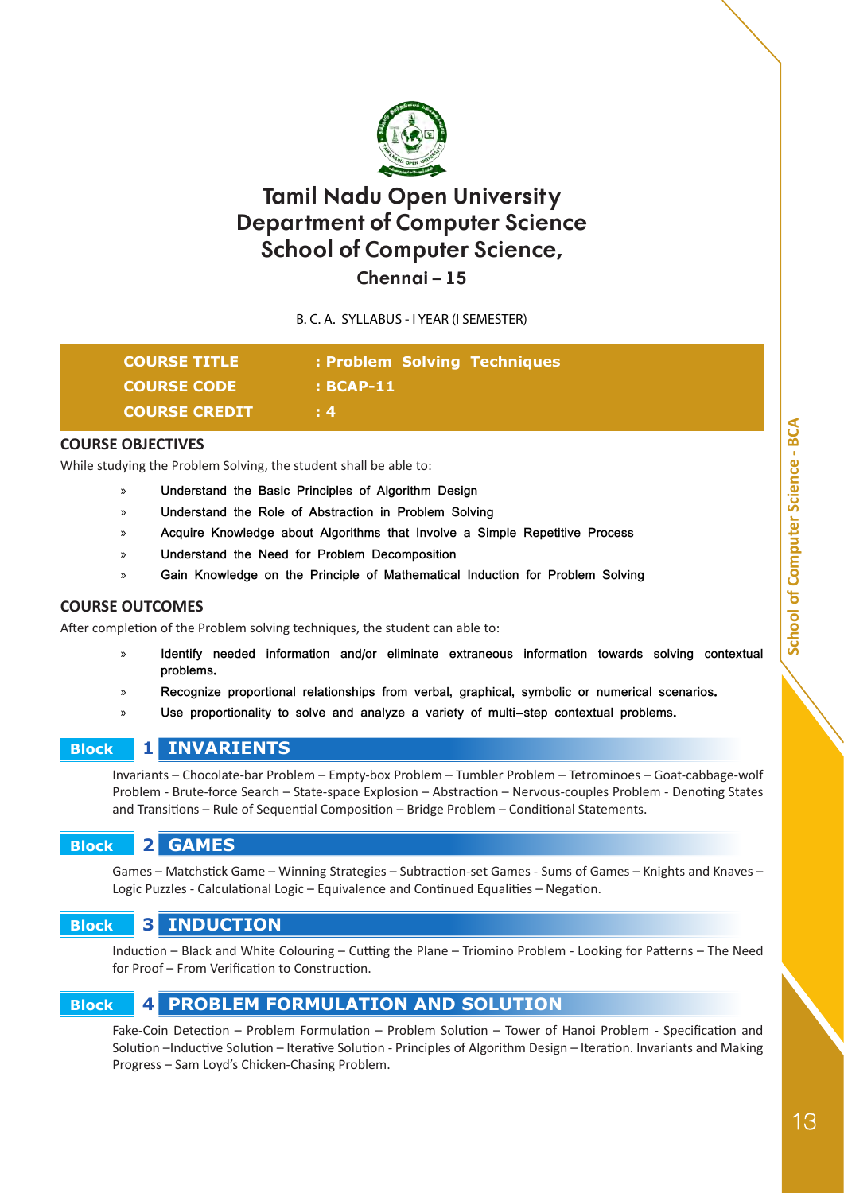# Tamil Nadu Open University
# Department of Computer Science
# School of Computer Science,

**Chennai – 15**

B. C. A. SYLLABUS - I YEAR (I SEMESTER)

| | |
|---|---|
| **COURSE TITLE** | **: Problem Solving Techniques** |
| **COURSE CODE** | **: BCAP-11** |
| **COURSE CREDIT** | **: 4** |

## COURSE OBJECTIVES

While studying the Problem Solving, the student shall be able to:

- Understand the Basic Principles of Algorithm Design
- Understand the Role of Abstraction in Problem Solving
- Acquire Knowledge about Algorithms that Involve a Simple Repetitive Process
- Understand the Need for Problem Decomposition
- Gain Knowledge on the Principle of Mathematical Induction for Problem Solving

## COURSE OUTCOMES

After completion of the Problem solving techniques, the student can able to:

- Identify needed information and/or eliminate extraneous information towards solving contextual problems.
- Recognize proportional relationships from verbal, graphical, symbolic or numerical scenarios.
- Use proportionality to solve and analyze a variety of multi-step contextual problems.

## Block 1 INVARIENTS

Invariants – Chocolate-bar Problem – Empty-box Problem – Tumbler Problem – Tetrominoes – Goat-cabbage-wolf Problem - Brute-force Search – State-space Explosion – Abstraction – Nervous-couples Problem - Denoting States and Transitions – Rule of Sequential Composition – Bridge Problem – Conditional Statements.

## Block 2 GAMES

Games – Matchstick Game – Winning Strategies – Subtraction-set Games - Sums of Games – Knights and Knaves – Logic Puzzles - Calculational Logic – Equivalence and Continued Equalities – Negation.

## Block 3 INDUCTION

Induction – Black and White Colouring – Cutting the Plane – Triomino Problem - Looking for Patterns – The Need for Proof – From Verification to Construction.

## Block 4 PROBLEM FORMULATION AND SOLUTION

Fake-Coin Detection – Problem Formulation – Problem Solution – Tower of Hanoi Problem - Specification and Solution –Inductive Solution – Iterative Solution - Principles of Algorithm Design – Iteration. Invariants and Making Progress – Sam Loyd's Chicken-Chasing Problem.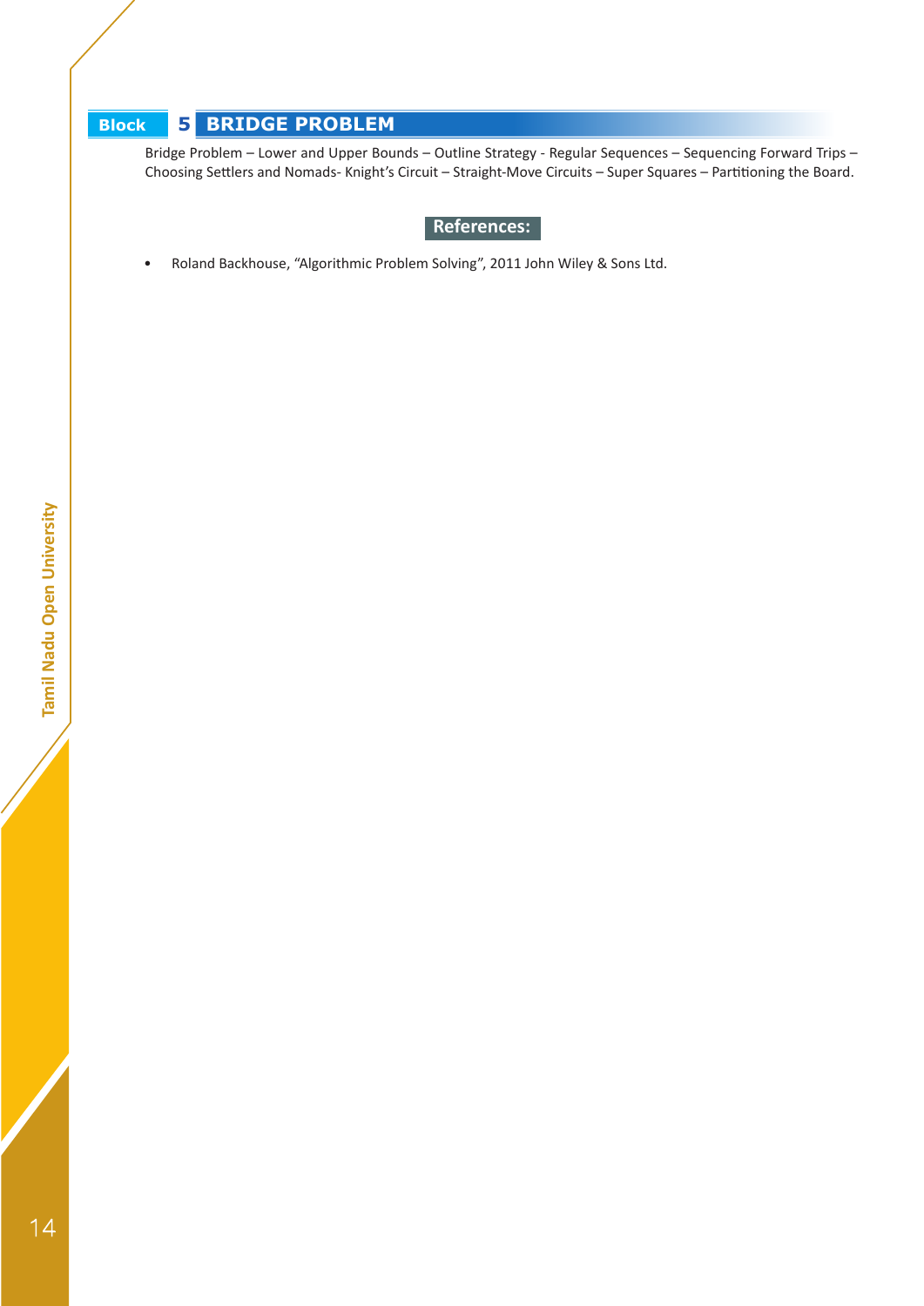## Block 5 BRIDGE PROBLEM

Bridge Problem – Lower and Upper Bounds – Outline Strategy - Regular Sequences – Sequencing Forward Trips – Choosing Settlers and Nomads- Knight's Circuit – Straight-Move Circuits – Super Squares – Partitioning the Board.

### References:

- Roland Backhouse, "Algorithmic Problem Solving", 2011 John Wiley & Sons Ltd.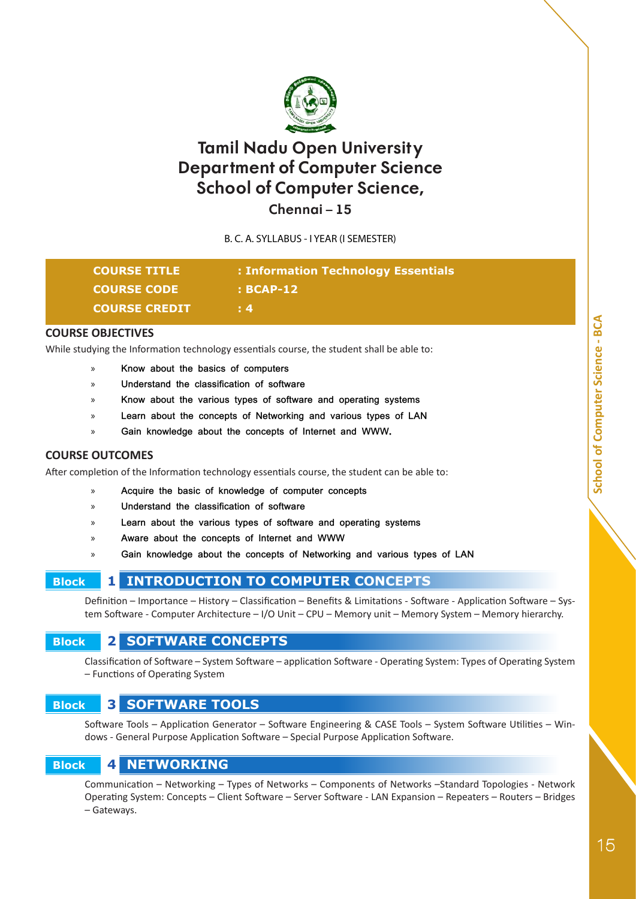# Tamil Nadu Open University
## Department of Computer Science
## School of Computer Science,
### Chennai – 15

B. C. A. SYLLABUS - I YEAR (I SEMESTER)

| | |
|---|---|
| **COURSE TITLE** | **: Information Technology Essentials** |
| **COURSE CODE** | **: BCAP-12** |
| **COURSE CREDIT** | **: 4** |

### COURSE OBJECTIVES

While studying the Information technology essentials course, the student shall be able to:

- Know about the basics of computers
- Understand the classification of software
- Know about the various types of software and operating systems
- Learn about the concepts of Networking and various types of LAN
- Gain knowledge about the concepts of Internet and WWW.

### COURSE OUTCOMES

After completion of the Information technology essentials course, the student can be able to:

- Acquire the basic of knowledge of computer concepts
- Understand the classification of software
- Learn about the various types of software and operating systems
- Aware about the concepts of Internet and WWW
- Gain knowledge about the concepts of Networking and various types of LAN

### Block 1 INTRODUCTION TO COMPUTER CONCEPTS

Definition – Importance – History – Classification – Benefits & Limitations - Software - Application Software – System Software - Computer Architecture – I/O Unit – CPU – Memory unit – Memory System – Memory hierarchy.

### Block 2 SOFTWARE CONCEPTS

Classification of Software – System Software – application Software - Operating System: Types of Operating System – Functions of Operating System

### Block 3 SOFTWARE TOOLS

Software Tools – Application Generator – Software Engineering & CASE Tools – System Software Utilities – Windows - General Purpose Application Software – Special Purpose Application Software.

### Block 4 NETWORKING

Communication – Networking – Types of Networks – Components of Networks –Standard Topologies - Network Operating System: Concepts – Client Software – Server Software - LAN Expansion – Repeaters – Routers – Bridges – Gateways.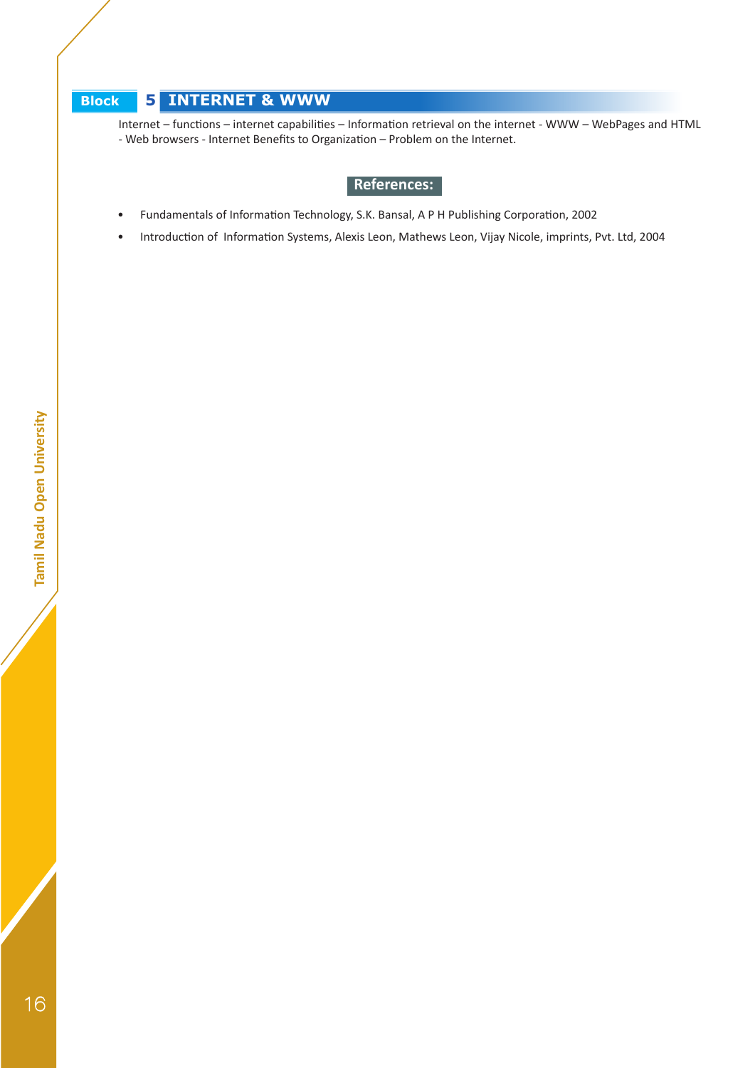## Block 5 INTERNET & WWW

Internet – functions – internet capabilities – Information retrieval on the internet - WWW – WebPages and HTML - Web browsers - Internet Benefits to Organization – Problem on the Internet.

### References:

- Fundamentals of Information Technology, S.K. Bansal, A P H Publishing Corporation, 2002
- Introduction of Information Systems, Alexis Leon, Mathews Leon, Vijay Nicole, imprints, Pvt. Ltd, 2004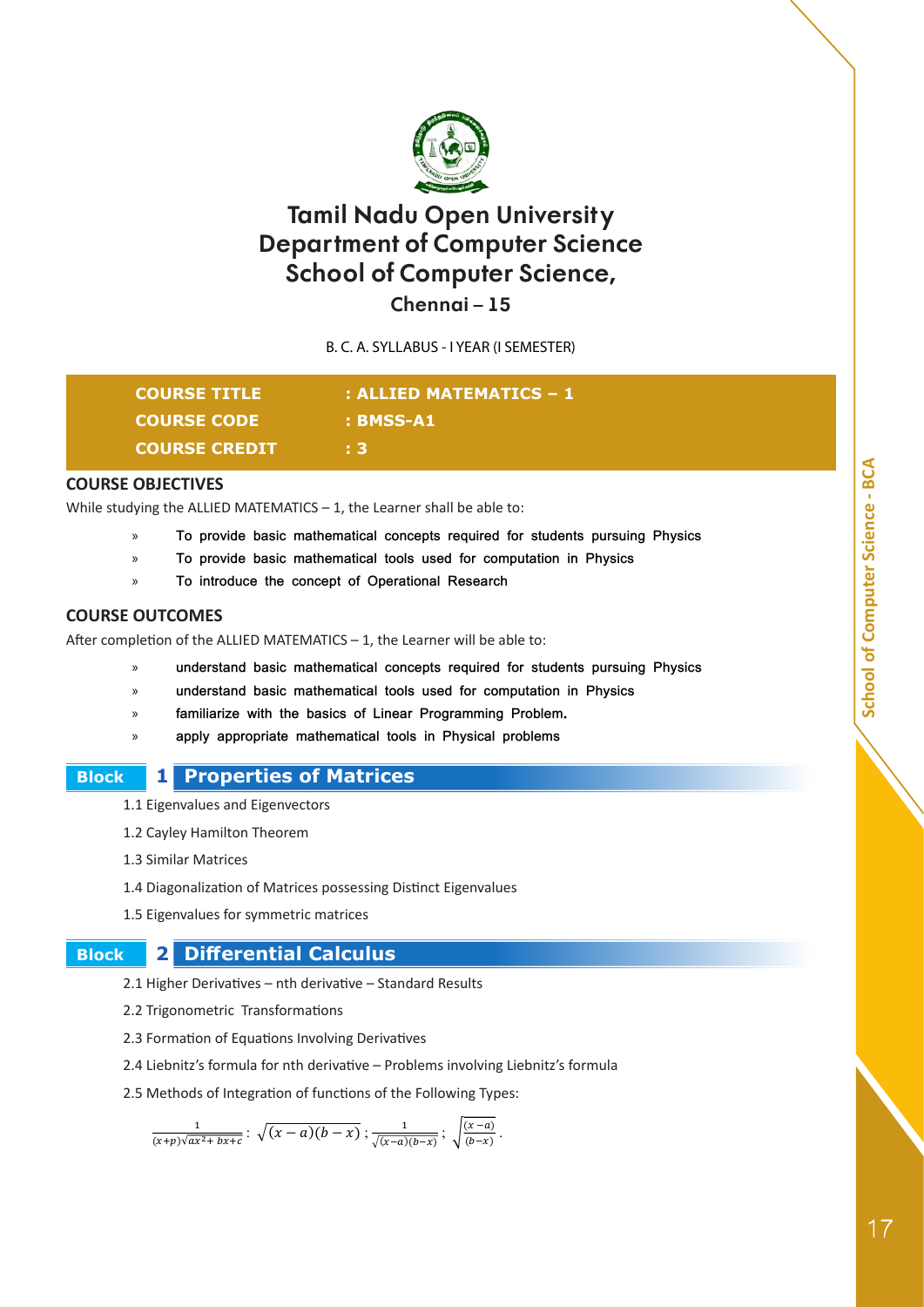# Tamil Nadu Open University
# Department of Computer Science
# School of Computer Science,
## Chennai – 15

B. C. A. SYLLABUS - I YEAR (I SEMESTER)

| | |
|---|---|
| **COURSE TITLE** | **: ALLIED MATEMATICS – 1** |
| **COURSE CODE** | **: BMSS-A1** |
| **COURSE CREDIT** | **: 3** |

### COURSE OBJECTIVES

While studying the ALLIED MATEMATICS – 1, the Learner shall be able to:

- To provide basic mathematical concepts required for students pursuing Physics
- To provide basic mathematical tools used for computation in Physics
- To introduce the concept of Operational Research

### COURSE OUTCOMES

After completion of the ALLIED MATEMATICS – 1, the Learner will be able to:

- understand basic mathematical concepts required for students pursuing Physics
- understand basic mathematical tools used for computation in Physics
- familiarize with the basics of Linear Programming Problem.
- apply appropriate mathematical tools in Physical problems

## Block 1 Properties of Matrices

1.1 Eigenvalues and Eigenvectors

1.2 Cayley Hamilton Theorem

1.3 Similar Matrices

1.4 Diagonalization of Matrices possessing Distinct Eigenvalues

1.5 Eigenvalues for symmetric matrices

## Block 2 Differential Calculus

2.1 Higher Derivatives – nth derivative – Standard Results

2.2 Trigonometric Transformations

2.3 Formation of Equations Involving Derivatives

2.4 Liebnitz's formula for nth derivative – Problems involving Liebnitz's formula

2.5 Methods of Integration of functions of the Following Types:

$$\frac{1}{(x+p)\sqrt{ax^2+bx+c}} : \sqrt{(x-a)(b-x)} ; \frac{1}{\sqrt{(x-a)(b-x)}} ; \sqrt{\frac{(x-a)}{(b-x)}} .$$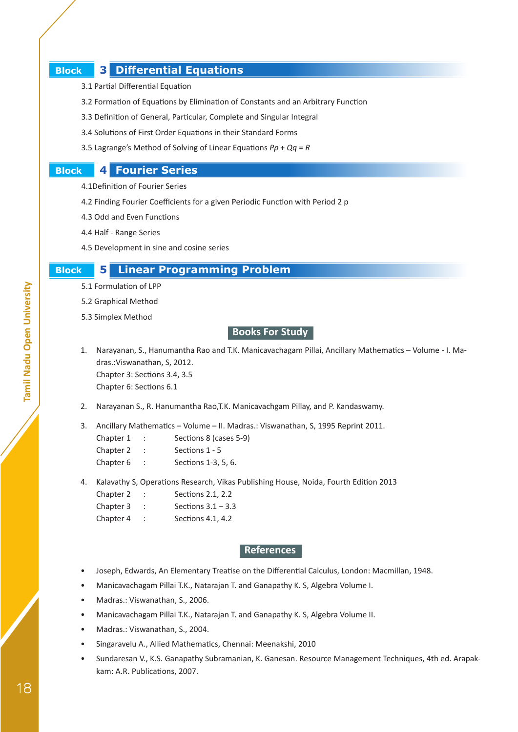## Block 3 Differential Equations

3.1 Partial Differential Equation

3.2 Formation of Equations by Elimination of Constants and an Arbitrary Function

3.3 Definition of General, Particular, Complete and Singular Integral

3.4 Solutions of First Order Equations in their Standard Forms

3.5 Lagrange's Method of Solving of Linear Equations $Pp + Qq = R$

## Block 4 Fourier Series

4.1Definition of Fourier Series

4.2 Finding Fourier Coefficients for a given Periodic Function with Period 2 p

4.3 Odd and Even Functions

4.4 Half - Range Series

4.5 Development in sine and cosine series

## Block 5 Linear Programming Problem

5.1 Formulation of LPP

5.2 Graphical Method

5.3 Simplex Method

### Books For Study

1. Narayanan, S., Hanumantha Rao and T.K. Manicavachagam Pillai, Ancillary Mathematics – Volume - I. Madras.:Viswanathan, S, 2012.
   Chapter 3: Sections 3.4, 3.5
   Chapter 6: Sections 6.1

2. Narayanan S., R. Hanumantha Rao,T.K. Manicavachgam Pillay, and P. Kandaswamy.

3. Ancillary Mathematics – Volume – II. Madras.: Viswanathan, S, 1995 Reprint 2011.
   Chapter 1 : Sections 8 (cases 5-9)
   Chapter 2 : Sections 1 - 5
   Chapter 6 : Sections 1-3, 5, 6.

4. Kalavathy S, Operations Research, Vikas Publishing House, Noida, Fourth Edition 2013
   Chapter 2 : Sections 2.1, 2.2
   Chapter 3 : Sections 3.1 – 3.3
   Chapter 4 : Sections 4.1, 4.2

### References

- Joseph, Edwards, An Elementary Treatise on the Differential Calculus, London: Macmillan, 1948.
- Manicavachagam Pillai T.K., Natarajan T. and Ganapathy K. S, Algebra Volume I.
- Madras.: Viswanathan, S., 2006.
- Manicavachagam Pillai T.K., Natarajan T. and Ganapathy K. S, Algebra Volume II.
- Madras.: Viswanathan, S., 2004.
- Singaravelu A., Allied Mathematics, Chennai: Meenakshi, 2010
- Sundaresan V., K.S. Ganapathy Subramanian, K. Ganesan. Resource Management Techniques, 4th ed. Arapakkam: A.R. Publications, 2007.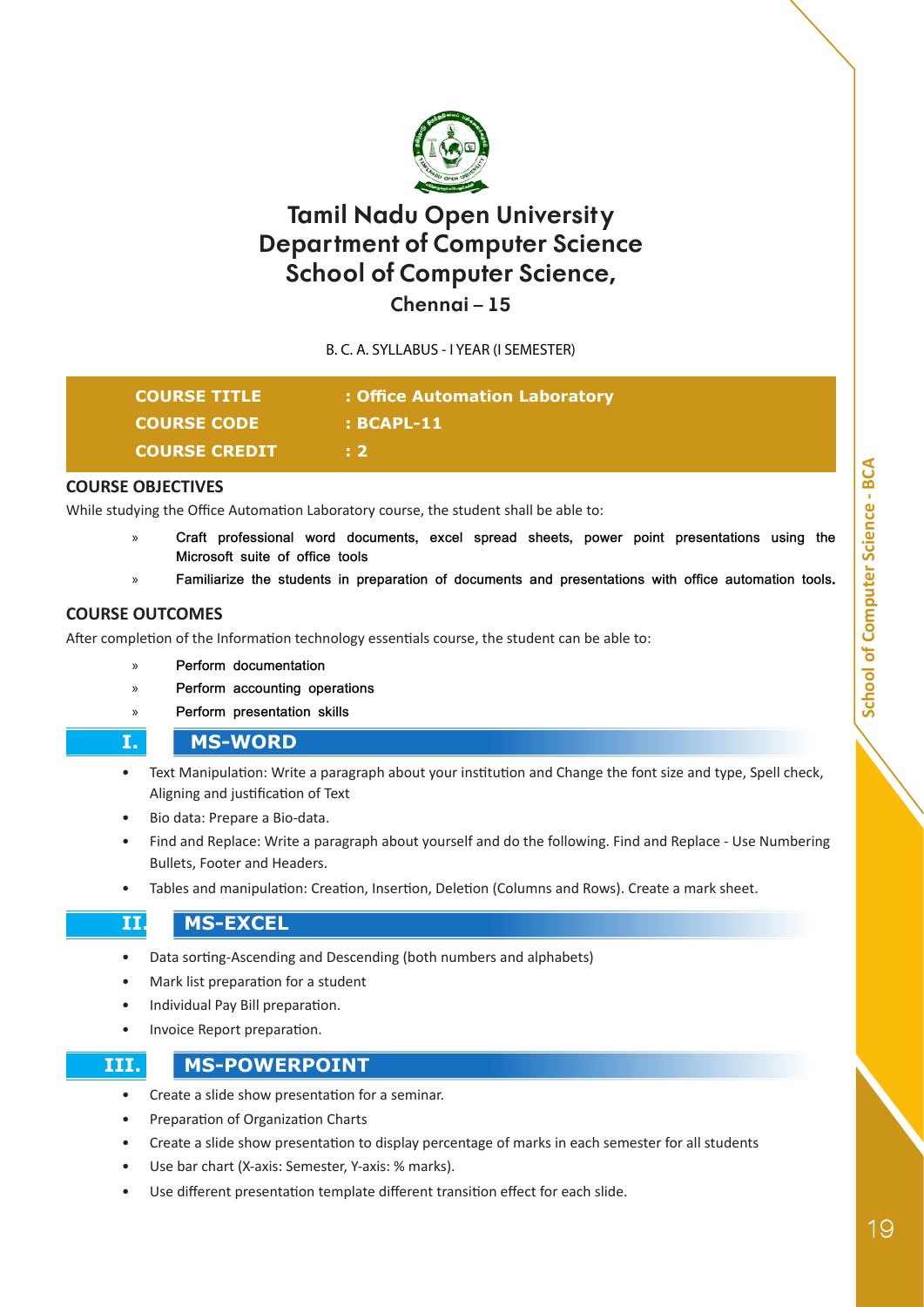# Tamil Nadu Open University
# Department of Computer Science
# School of Computer Science,

### Chennai – 15

B. C. A. SYLLABUS - I YEAR (I SEMESTER)

| | |
|---|---|
| **COURSE TITLE** | **: Office Automation Laboratory** |
| **COURSE CODE** | **: BCAPL-11** |
| **COURSE CREDIT** | **: 2** |

## COURSE OBJECTIVES

While studying the Office Automation Laboratory course, the student shall be able to:

- Craft professional word documents, excel spread sheets, power point presentations using the Microsoft suite of office tools
- Familiarize the students in preparation of documents and presentations with office automation tools.

## COURSE OUTCOMES

After completion of the Information technology essentials course, the student can be able to:

- Perform documentation
- Perform accounting operations
- Perform presentation skills

## I. MS-WORD

- Text Manipulation: Write a paragraph about your institution and Change the font size and type, Spell check, Aligning and justification of Text
- Bio data: Prepare a Bio-data.
- Find and Replace: Write a paragraph about yourself and do the following. Find and Replace - Use Numbering Bullets, Footer and Headers.
- Tables and manipulation: Creation, Insertion, Deletion (Columns and Rows). Create a mark sheet.

## II. MS-EXCEL

- Data sorting-Ascending and Descending (both numbers and alphabets)
- Mark list preparation for a student
- Individual Pay Bill preparation.
- Invoice Report preparation.

## III. MS-POWERPOINT

- Create a slide show presentation for a seminar.
- Preparation of Organization Charts
- Create a slide show presentation to display percentage of marks in each semester for all students
- Use bar chart (X-axis: Semester, Y-axis: % marks).
- Use different presentation template different transition effect for each slide.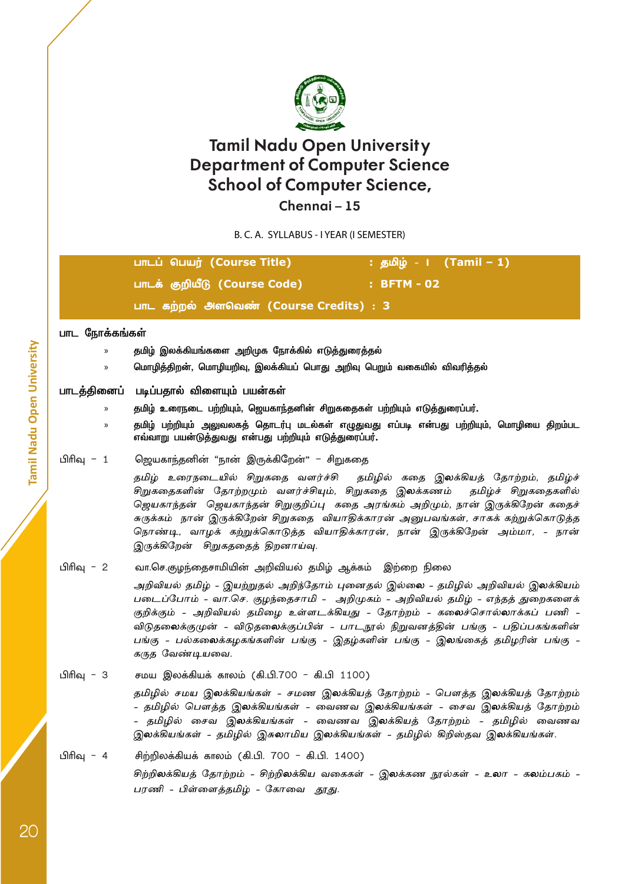# Tamil Nadu Open University
# Department of Computer Science
# School of Computer Science,
## Chennai – 15

B. C. A. SYLLABUS - I YEAR (I SEMESTER)

| | |
|---|---|
| **பாடப் பெயர் (Course Title)** | **: தமிழ் - I (Tamil – 1)** |
| **பாடக் குறியீடு (Course Code)** | **: BFTM - 02** |
| **பாட கற்றல் அளவெண் (Course Credits)** | **: 3** |

**பாட நோக்கங்கள்**

- தமிழ் இலக்கியங்களை அறிமுக நோக்கில் எடுத்துரைத்தல்
- மொழித்திறன், மொழியறிவு, இலக்கியப் பொது அறிவு பெறும் வகையில் விவரித்தல்

**பாடத்தினைப் படிப்பதால் விளையும் பயன்கள்**

- தமிழ் உரைநடை பற்றியும், ஜெயகாந்தனின் சிறுகதைகள் பற்றியும் எடுத்துரைப்பர்.
- தமிழ் பற்றியும் அலுவலகத் தொடர்பு மடல்கள் எழுதுவது எப்படி என்பது பற்றியும், மொழியை திறம்பட எவ்வாறு பயன்படுத்துவது என்பது பற்றியும் எடுத்துரைப்பர்.

**பிரிவு – 1** ஜெயகாந்தனின் "நான் இருக்கிறேன்" – சிறுகதை

*தமிழ் உரைநடையில் சிறுகதை வளர்ச்சி தமிழில் கதை இலக்கியத் தோற்றம், தமிழ்ச் சிறுகதைகளின் தோற்றமும் வளர்ச்சியும், சிறுகதை இலக்கணம் தமிழ்ச் சிறுகதைகளில் ஜெயகாந்தன் ஜெயகாந்தன் சிறுகுறிப்பு கதை அரங்கம் அறிமும், நான் இருக்கிறேன் கதைச் சுருக்கம் நான் இருக்கிறேன் சிறுகதை வியாதிக்காரன் அனுபவங்கள், சாகக் கற்றுக்கொடுத்த நொண்டி, வாழக் கற்றுக்கொடுத்த வியாதிக்காரன், நான் இருக்கிறேன் அம்மா, – நான் இருக்கிறேன் சிறுகதைத் திறனாய்வு.*

**பிரிவு – 2** வா.செ.குழந்தைசாமியின் அறிவியல் தமிழ் ஆக்கம் இற்றை நிலை

*அறிவியல் தமிழ் – இயற்றுதல் அறிந்தோம் புனைதல் இல்லை – தமிழில் அறிவியல் இலக்கியம் படைப்போம் – வா.செ. குழந்தைசாமி – அறிமுகம் – அறிவியல் தமிழ் – எந்தத் துறைகளைக் குறிக்கும் – அறிவியல் தமிழை உள்ளடக்கியது – தோற்றம் – கலைச்சொல்லாக்கப் பணி – விடுதலைக்குமுன் – விடுதலைக்குப்பின் – பாடநூல் நிறுவனத்தின் பங்கு – பதிப்பகங்களின் பங்கு – பல்கலைக்கழகங்களின் பங்கு – இதழ்களின் பங்கு – இலங்கைத் தமிழரின் பங்கு – கருத வேண்டியவை.*

**பிரிவு – 3** சமய இலக்கியக் காலம் (கி.பி.700 – கி.பி 1100)

*தமிழில் சமய இலக்கியங்கள் – சமண இலக்கியத் தோற்றம் – பௌத்த இலக்கியத் தோற்றம் – தமிழில் பௌத்த இலக்கியங்கள் – வைணவ இலக்கியங்கள் – சைவ இலக்கியத் தோற்றம் – தமிழில் சைவ இலக்கியங்கள் – வைணவ இலக்கியத் தோற்றம் – தமிழில் வைணவ இலக்கியங்கள் – தமிழில் இசுலாமிய இலக்கியங்கள் – தமிழில் கிறிஸ்தவ இலக்கியங்கள்.*

**பிரிவு – 4** சிற்றிலக்கியக் காலம் (கி.பி. 700 – கி.பி. 1400)

*சிற்றிலக்கியத் தோற்றம் – சிற்றிலக்கிய வகைகள் – இலக்கண நூல்கள் – உலா – கலம்பகம் – பரணி – பிள்ளைத்தமிழ் – கோவை தூது.*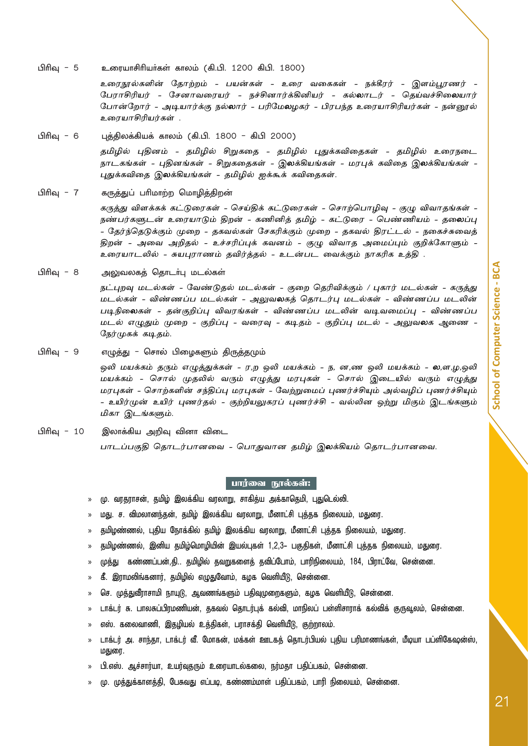பிரிவு - 5 உரையாசிரியர்கள் காலம் (கி.பி. 1200 கிபி. 1800)

*உரைநூல்களின் தோற்றம் - பயன்கள் - உரை வகைகள் - நக்கீரர் - இளம்பூரணர் - பேராசிரியர் - சேனாவரையர் - நச்சினார்க்கினியர் - கல்லாடர் - தெய்வச்சிலையார் போன்றோர் - அடியார்க்கு நல்லார் - பரிமேலழகர் - பிரபந்த உரையாசிரியர்கள் - நன்னூல் உரையாசிரியர்கள் .*

பிரிவு - 6 புத்திலக்கியக் காலம் (கி.பி. 1800 - கிபி 2000)

*தமிழில் புதினம் - தமிழில் சிறுகதை - தமிழில் புதுக்கவிதைகள் - தமிழில் உரைநடை நாடகங்கள் - புதினங்கள் - சிறுகதைகள் - இலக்கியங்கள் - மரபுக் கவிதை இலக்கியங்கள் - புதுக்கவிதை இலக்கியங்கள் - தமிழில் ஐக்கூக் கவிதைகள்.*

பிரிவு - 7 கருத்துப் பரிமாற்ற மொழித்திறன்

*கருத்து விளக்கக் கட்டுரைகள் - செய்திக் கட்டுரைகள் - சொற்பொழிவு - குழு விவாதங்கள் - நண்பர்களுடன் உரையாடும் திறன் - கணினித் தமிழ் - கட்டுரை - பெண்ணியம் - தலைப்பு - தேர்ந்தெடுக்கும் முறை - தகவல்கள் சேகரிக்கும் முறை - தகவல் திரட்டல் - நகைச்சுவைத் திறன் - அவை அறிதல் - உச்சரிப்புக் கவனம் - குழு விவாத அமைப்பும் குறிக்கோளும் - உரையாடலில் - சுயபுராணம் தவிர்த்தல் - உடன்பட வைக்கும் நாகரிக உத்தி .*

பிரிவு - 8 அலுவலகத் தொடர்பு மடல்கள்

*நட்புறவு மடல்கள் - வேண்டுதல் மடல்கள் - குறை தெரிவிக்கும் / புகார் மடல்கள் - கருத்து மடல்கள் - விண்ணப்ப மடல்கள் - அலுவலகத் தொடர்பு மடல்கள் - விண்ணப்ப மடலின் படிநிலைகள் - தன்குறிப்பு விவரங்கள் - விண்ணப்ப மடலின் வடிவமைப்பு - விண்ணப்ப மடல் எழுதும் முறை - குறிப்பு - வரைவு - கடிதம் - குறிப்பு மடல் - அலுவலக ஆணை - நேர்முகக் கடிதம்.*

பிரிவு - 9 எழுத்து - சொல் பிழைகளும் திருத்தமும்

*ஒலி மயக்கம் தரும் எழுத்துக்கள் - ர,ற ஒலி மயக்கம் - ந, ன,ண ஒலி மயக்கம் - ல,ள,ழ,ஒலி மயக்கம் - சொல் முதலில் வரும் எழுத்து மரபுகள் - சொல் இடையில் வரும் எழுத்து மரபுகள் - சொற்களின் சந்திப்பு மரபுகள் - வேற்றுமைப் புணர்ச்சியும் அல்வழிப் புணர்ச்சியும் - உயிர்முன் உயிர் புணர்தல் - குற்றியலுகரப் புணர்ச்சி - வல்லின ஒற்று மிகும் இடங்களும் மிகா இடங்களும்.*

பிரிவு - 10 இலாக்கிய அறிவு வினா விடை

*பாடப்பகுதி தொடர்பானவை - பொதுவான தமிழ் இலக்கியம் தொடர்பானவை.*

## பார்வை நூல்கள்:

- மு. வரதராசன், தமிழ் இலக்கிய வரலாறு, சாகித்ய அக்காதெமி, புதுடெல்லி.
- மது. ச. விமலானந்தன், தமிழ் இலக்கிய வரலாறு, மீனாட்சி புத்தக நிலையம், மதுரை.
- தமிழண்ணல், புதிய நோக்கில் தமிழ் இலக்கிய வரலாறு, மீனாட்சி புத்தக நிலையம், மதுரை.
- தமிழண்ணல், இனிய தமிழ்மொழியின் இயல்புகள் 1,2,3- பகுதிகள், மீனாட்சி புத்தக நிலையம், மதுரை.
- முத்து கண்ணப்பன்,தி.. தமிழில் தவறுகளைத் தவிப்போம், பாரிநிலையம், 184, பிராட்வே, சென்னை.
- கீ. இராமலிங்கனார், தமிழில் எழுதுவோம், கழக வெளியீடு, சென்னை.
- செ. முத்துவீராசாமி நாயுடு, ஆவணங்களும் பதிவுமுறைகளும், கழக வெளியீடு, சென்னை.
- டாக்டர் சு. பாலசுப்பிரமணியன், தகவல் தொடர்புக் கல்வி, மாநிலப் பள்ளிசாராக் கல்விக் குருவூலம், சென்னை.
- எஸ். கலைவாணி, இதழியல் உத்திகள், பராசக்தி வெளியீடு, குற்றாலம்.
- டாக்டர் அ. சாந்தா, டாக்டர் வீ. மோகன், மக்கள் ஊடகத் தொடர்பியல் புதிய பரிமாணங்கள், மீடியா பப்ளிகேஷன்ஸ், மதுரை.
- பி.எஸ். ஆச்சார்யா, உயர்வுதரும் உரையாடல்கலை, நர்மதா பதிப்பகம், சென்னை.
- மு. முத்துக்காளத்தி, பேசுவது எப்படி, கண்ணம்மாள் பதிப்பகம், பாரி நிலையம், சென்னை.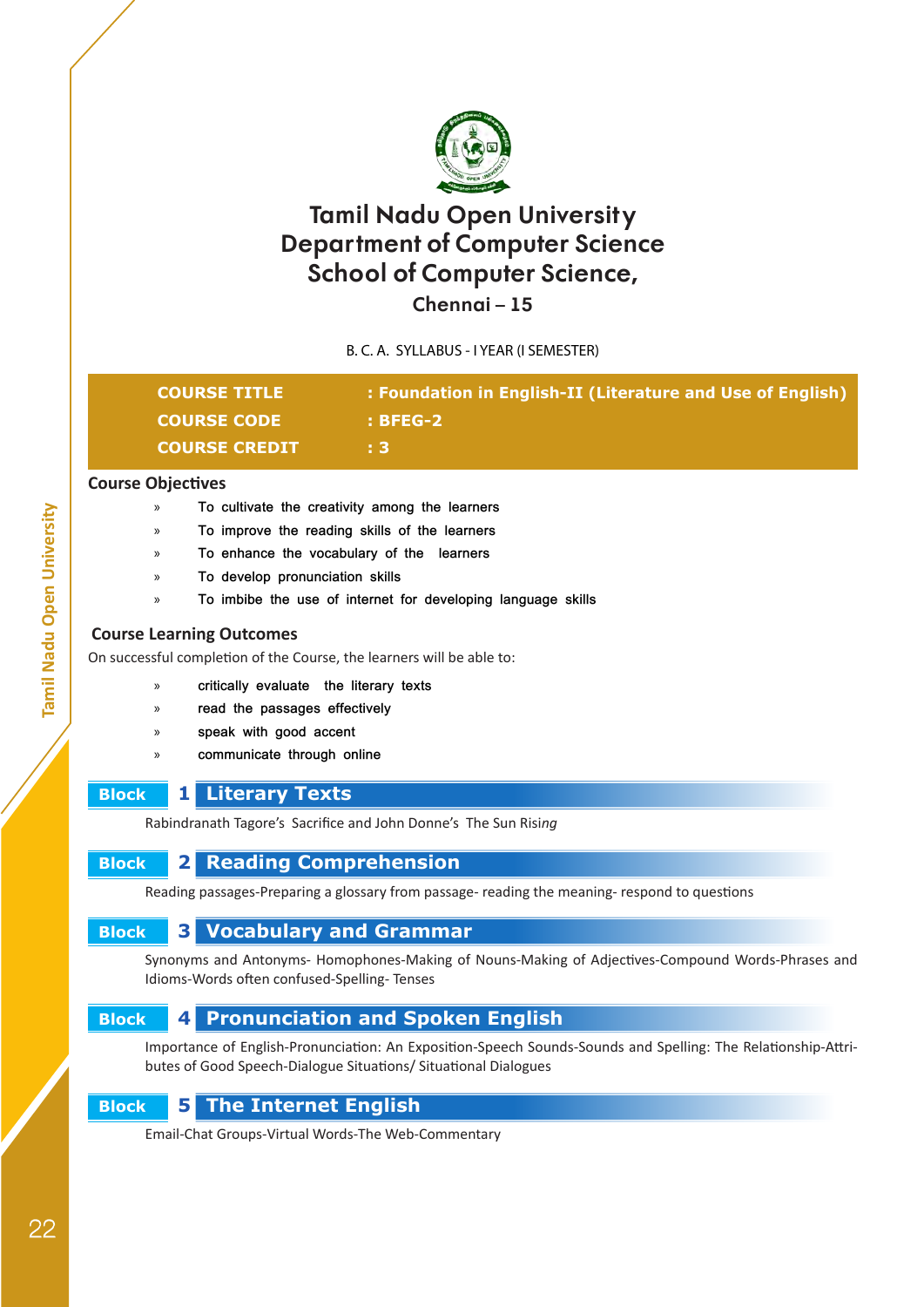# Tamil Nadu Open University
# Department of Computer Science
# School of Computer Science,
## Chennai – 15

B. C. A. SYLLABUS - I YEAR (I SEMESTER)

| | |
|---|---|
| **COURSE TITLE** | **: Foundation in English-II (Literature and Use of English)** |
| **COURSE CODE** | **: BFEG-2** |
| **COURSE CREDIT** | **: 3** |

### Course Objectives

- To cultivate the creativity among the learners
- To improve the reading skills of the learners
- To enhance the vocabulary of the learners
- To develop pronunciation skills
- To imbibe the use of internet for developing language skills

### Course Learning Outcomes

On successful completion of the Course, the learners will be able to:

- critically evaluate the literary texts
- read the passages effectively
- speak with good accent
- communicate through online

### Block 1 Literary Texts

Rabindranath Tagore's Sacrifice and John Donne's The Sun Rising

### Block 2 Reading Comprehension

Reading passages-Preparing a glossary from passage- reading the meaning- respond to questions

### Block 3 Vocabulary and Grammar

Synonyms and Antonyms- Homophones-Making of Nouns-Making of Adjectives-Compound Words-Phrases and Idioms-Words often confused-Spelling- Tenses

### Block 4 Pronunciation and Spoken English

Importance of English-Pronunciation: An Exposition-Speech Sounds-Sounds and Spelling: The Relationship-Attributes of Good Speech-Dialogue Situations/ Situational Dialogues

### Block 5 The Internet English

Email-Chat Groups-Virtual Words-The Web-Commentary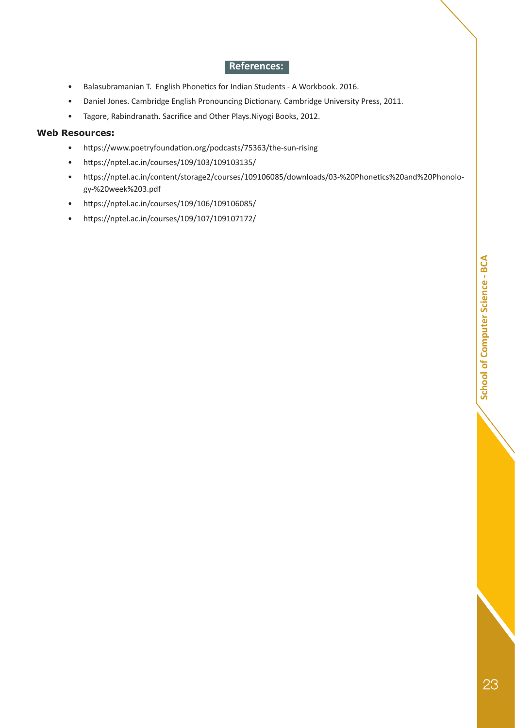## References:

- Balasubramanian T. English Phonetics for Indian Students - A Workbook. 2016.
- Daniel Jones. Cambridge English Pronouncing Dictionary. Cambridge University Press, 2011.
- Tagore, Rabindranath. Sacrifice and Other Plays.Niyogi Books, 2012.

**Web Resources:**

- https://www.poetryfoundation.org/podcasts/75363/the-sun-rising
- https://nptel.ac.in/courses/109/103/109103135/
- https://nptel.ac.in/content/storage2/courses/109106085/downloads/03-%20Phonetics%20and%20Phonology-%20week%203.pdf
- https://nptel.ac.in/courses/109/106/109106085/
- https://nptel.ac.in/courses/109/107/109107172/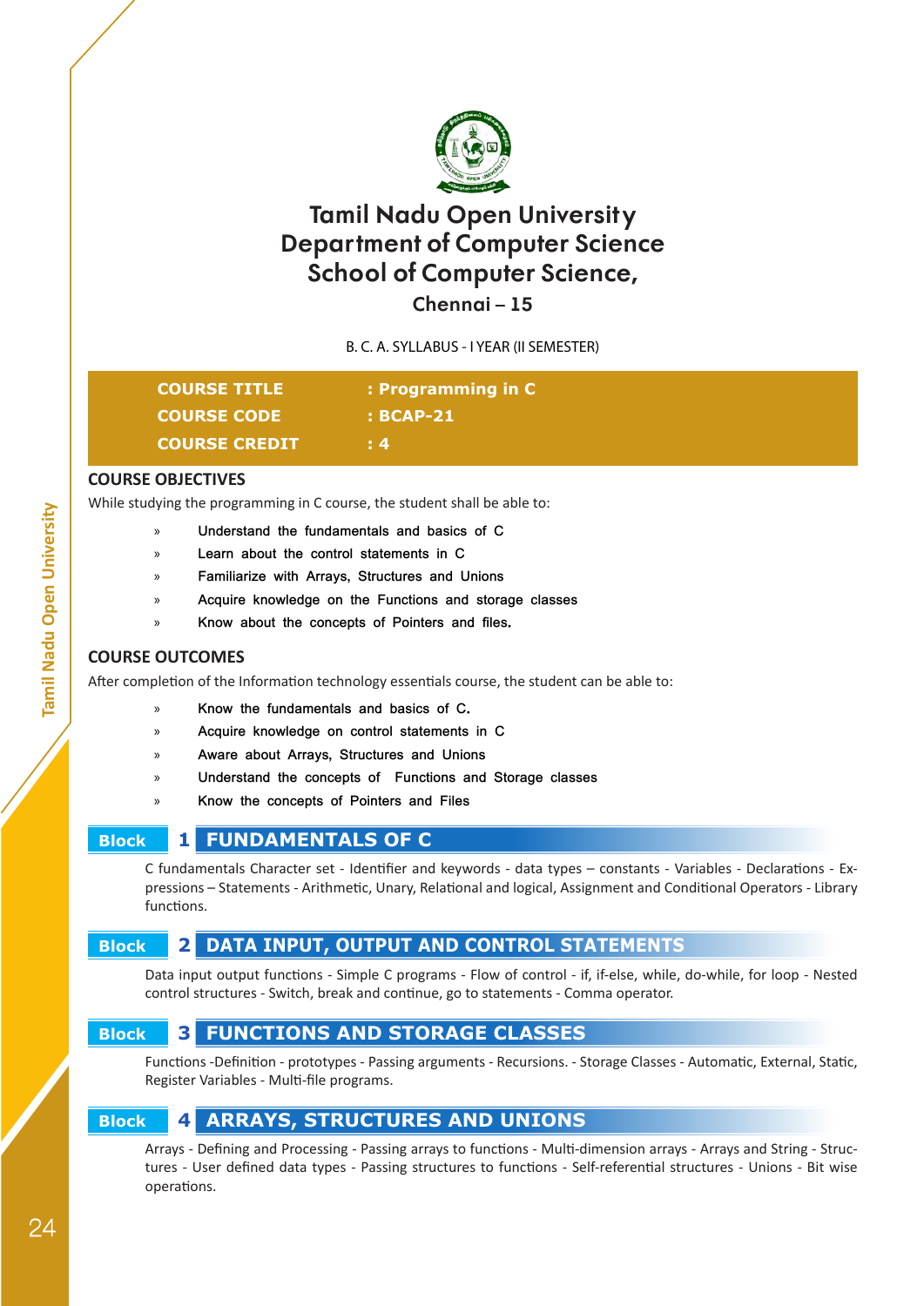# Tamil Nadu Open University
# Department of Computer Science
# School of Computer Science,
## Chennai – 15

B. C. A. SYLLABUS - I YEAR (II SEMESTER)

| | |
|---|---|
| **COURSE TITLE** | **: Programming in C** |
| **COURSE CODE** | **: BCAP-21** |
| **COURSE CREDIT** | **: 4** |

## COURSE OBJECTIVES

While studying the programming in C course, the student shall be able to:

- Understand the fundamentals and basics of C
- Learn about the control statements in C
- Familiarize with Arrays, Structures and Unions
- Acquire knowledge on the Functions and storage classes
- Know about the concepts of Pointers and files.

## COURSE OUTCOMES

After completion of the Information technology essentials course, the student can be able to:

- Know the fundamentals and basics of C.
- Acquire knowledge on control statements in C
- Aware about Arrays, Structures and Unions
- Understand the concepts of Functions and Storage classes
- Know the concepts of Pointers and Files

### Block 1 FUNDAMENTALS OF C

C fundamentals Character set - Identifier and keywords - data types – constants - Variables - Declarations - Expressions – Statements - Arithmetic, Unary, Relational and logical, Assignment and Conditional Operators - Library functions.

### Block 2 DATA INPUT, OUTPUT AND CONTROL STATEMENTS

Data input output functions - Simple C programs - Flow of control - if, if-else, while, do-while, for loop - Nested control structures - Switch, break and continue, go to statements - Comma operator.

### Block 3 FUNCTIONS AND STORAGE CLASSES

Functions -Definition - prototypes - Passing arguments - Recursions. - Storage Classes - Automatic, External, Static, Register Variables - Multi-file programs.

### Block 4 ARRAYS, STRUCTURES AND UNIONS

Arrays - Defining and Processing - Passing arrays to functions - Multi-dimension arrays - Arrays and String - Structures - User defined data types - Passing structures to functions - Self-referential structures - Unions - Bit wise operations.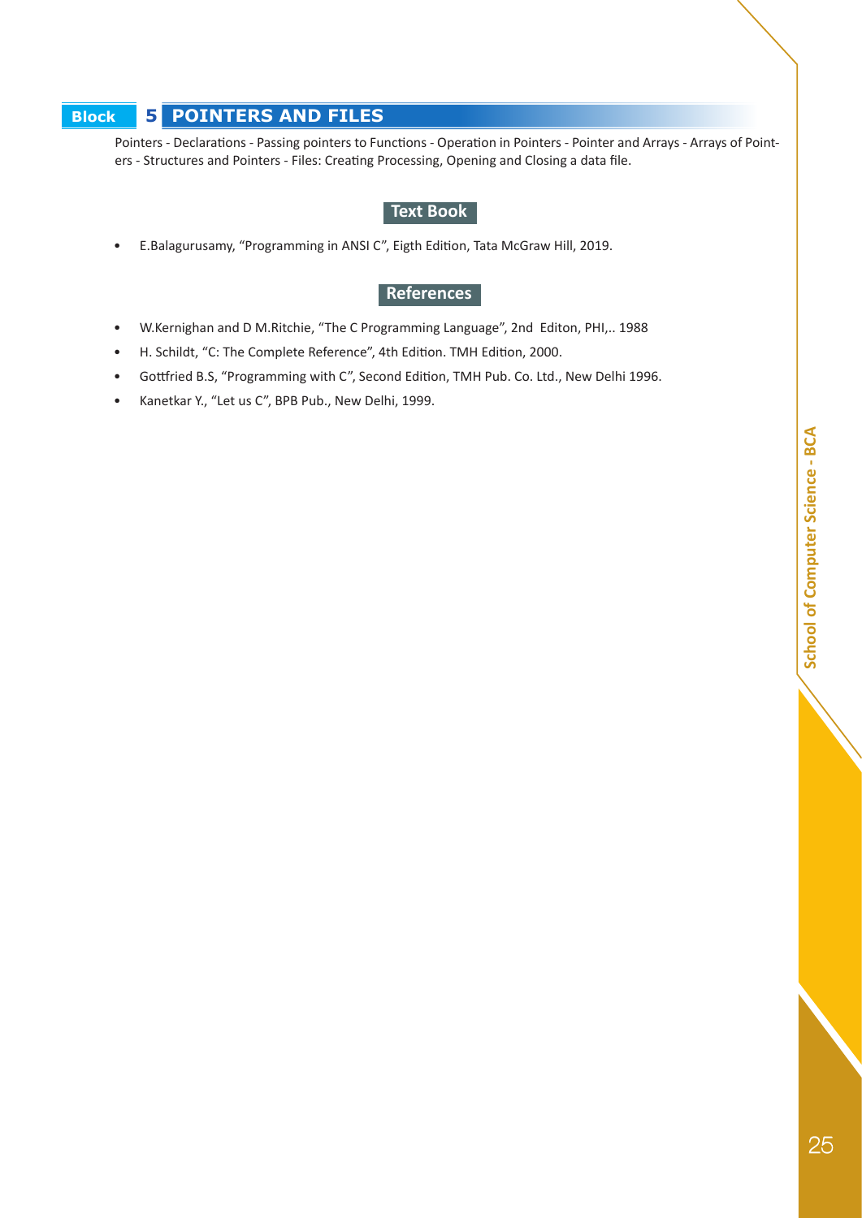## Block 5 POINTERS AND FILES

Pointers - Declarations - Passing pointers to Functions - Operation in Pointers - Pointer and Arrays - Arrays of Pointers - Structures and Pointers - Files: Creating Processing, Opening and Closing a data file.

### Text Book

- E.Balagurusamy, "Programming in ANSI C", Eigth Edition, Tata McGraw Hill, 2019.

### References

- W.Kernighan and D M.Ritchie, "The C Programming Language", 2nd Editon, PHI,.. 1988
- H. Schildt, "C: The Complete Reference", 4th Edition. TMH Edition, 2000.
- Gottfried B.S, "Programming with C", Second Edition, TMH Pub. Co. Ltd., New Delhi 1996.
- Kanetkar Y., "Let us C", BPB Pub., New Delhi, 1999.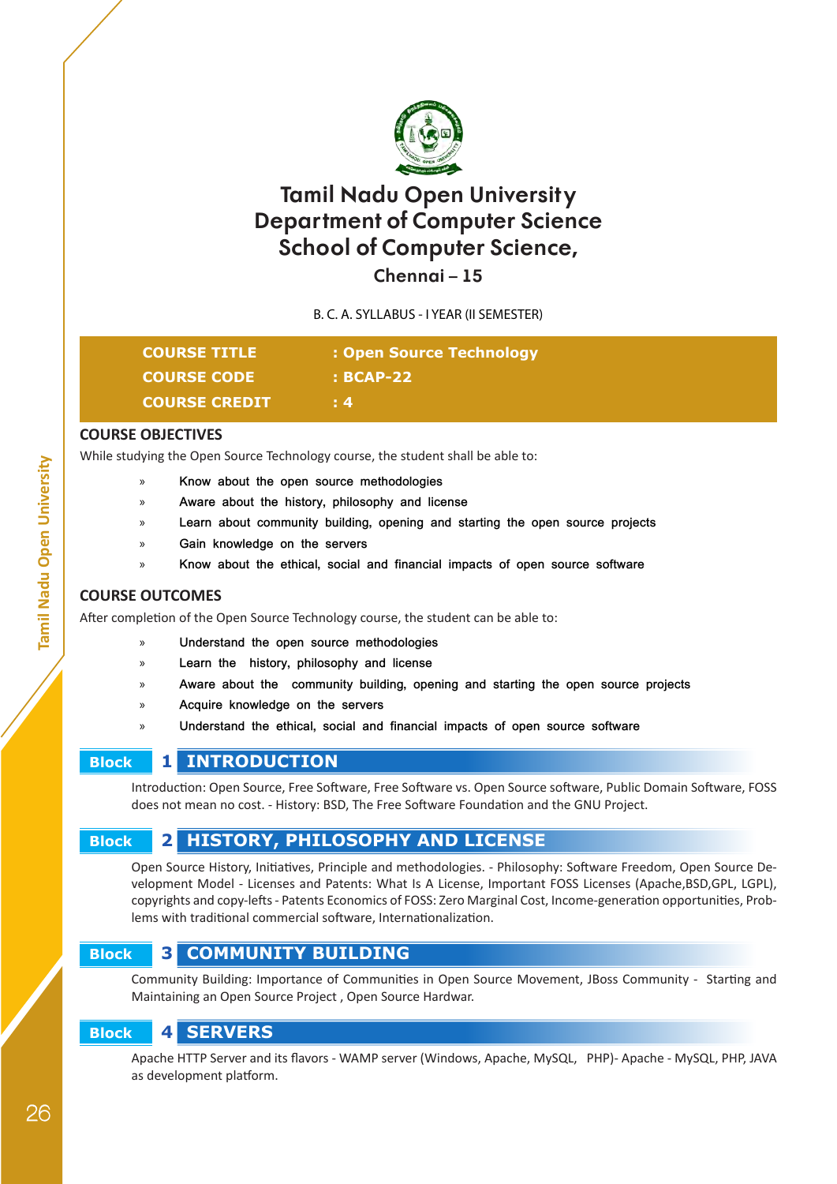# Tamil Nadu Open University
# Department of Computer Science
# School of Computer Science,
### Chennai – 15

B. C. A. SYLLABUS - I YEAR (II SEMESTER)

| | |
|---|---|
| **COURSE TITLE** | **: Open Source Technology** |
| **COURSE CODE** | **: BCAP-22** |
| **COURSE CREDIT** | **: 4** |

## COURSE OBJECTIVES

While studying the Open Source Technology course, the student shall be able to:

- » Know about the open source methodologies
- » Aware about the history, philosophy and license
- » Learn about community building, opening and starting the open source projects
- » Gain knowledge on the servers
- » Know about the ethical, social and financial impacts of open source software

## COURSE OUTCOMES

After completion of the Open Source Technology course, the student can be able to:

- » Understand the open source methodologies
- » Learn the history, philosophy and license
- » Aware about the community building, opening and starting the open source projects
- » Acquire knowledge on the servers
- » Understand the ethical, social and financial impacts of open source software

## Block 1 INTRODUCTION

Introduction: Open Source, Free Software, Free Software vs. Open Source software, Public Domain Software, FOSS does not mean no cost. - History: BSD, The Free Software Foundation and the GNU Project.

## Block 2 HISTORY, PHILOSOPHY AND LICENSE

Open Source History, Initiatives, Principle and methodologies. - Philosophy: Software Freedom, Open Source Development Model - Licenses and Patents: What Is A License, Important FOSS Licenses (Apache,BSD,GPL, LGPL), copyrights and copy-lefts - Patents Economics of FOSS: Zero Marginal Cost, Income-generation opportunities, Problems with traditional commercial software, Internationalization.

## Block 3 COMMUNITY BUILDING

Community Building: Importance of Communities in Open Source Movement, JBoss Community - Starting and Maintaining an Open Source Project , Open Source Hardwar.

## Block 4 SERVERS

Apache HTTP Server and its flavors - WAMP server (Windows, Apache, MySQL, PHP)- Apache - MySQL, PHP, JAVA as development platform.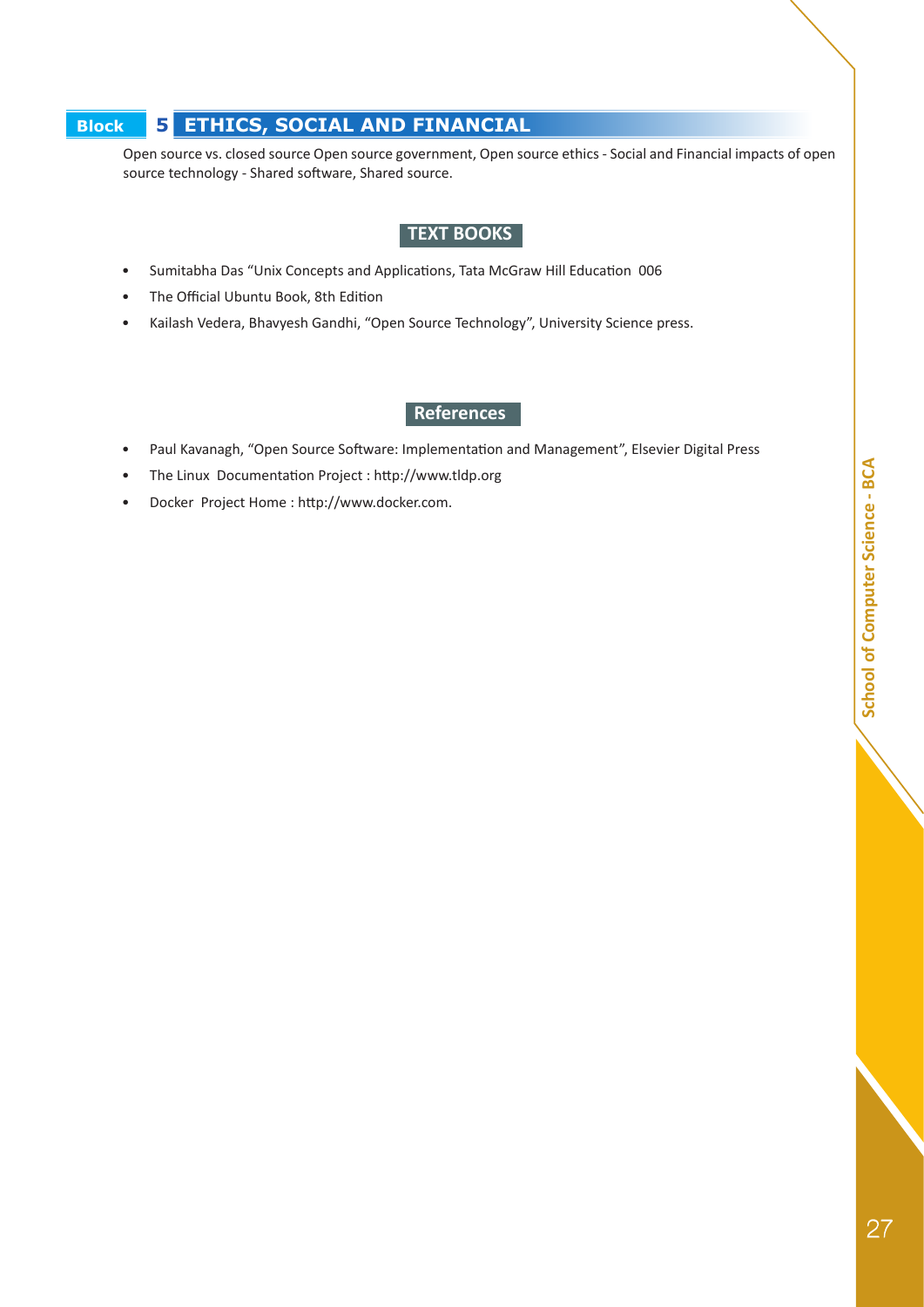## Block 5 ETHICS, SOCIAL AND FINANCIAL

Open source vs. closed source Open source government, Open source ethics - Social and Financial impacts of open source technology - Shared software, Shared source.

### TEXT BOOKS

- Sumitabha Das “Unix Concepts and Applications, Tata McGraw Hill Education 006
- The Official Ubuntu Book, 8th Edition
- Kailash Vedera, Bhavyesh Gandhi, “Open Source Technology”, University Science press.

### References

- Paul Kavanagh, “Open Source Software: Implementation and Management”, Elsevier Digital Press
- The Linux Documentation Project : http://www.tldp.org
- Docker Project Home : http://www.docker.com.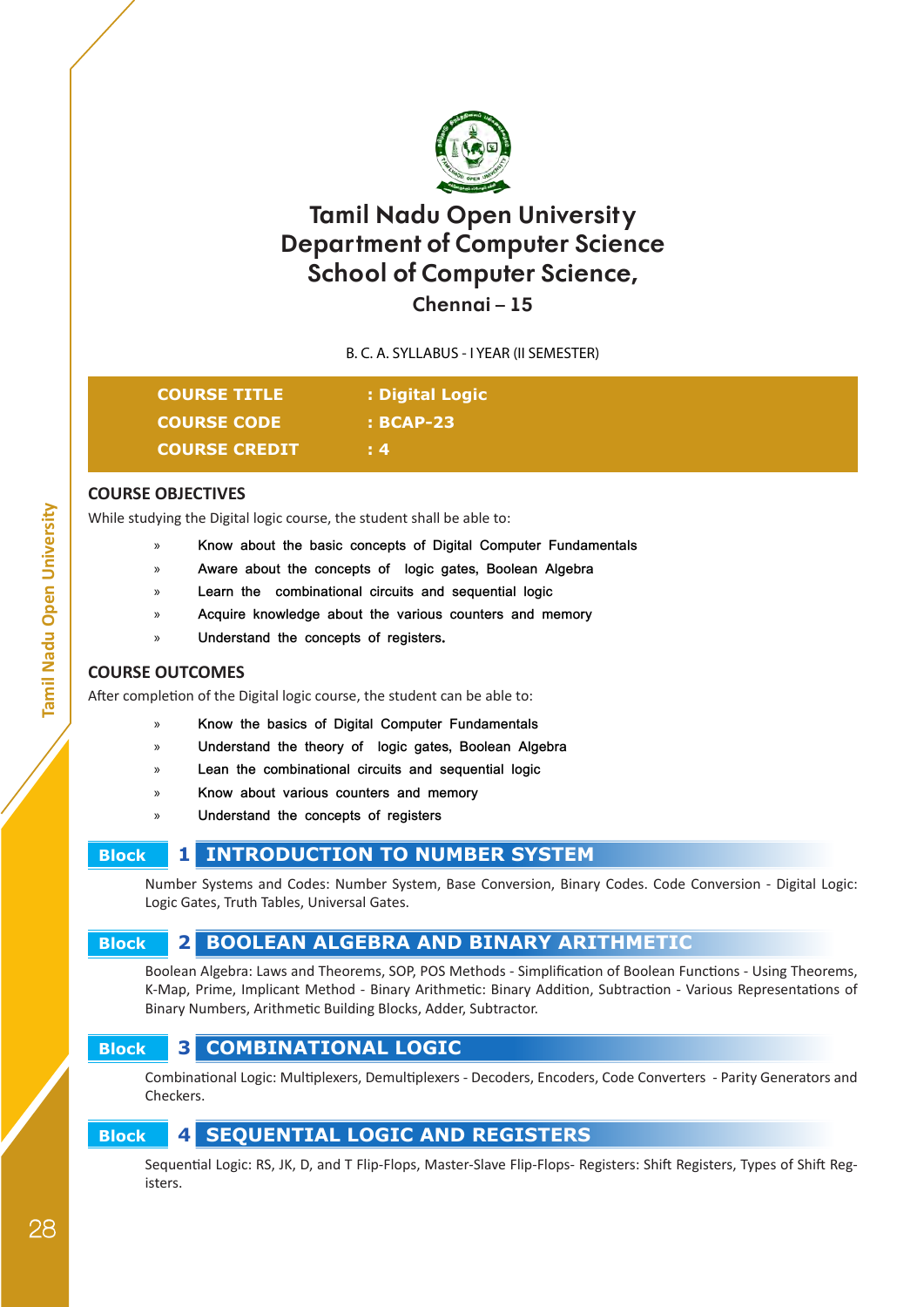# Tamil Nadu Open University
# Department of Computer Science
# School of Computer Science,
## Chennai – 15

B. C. A. SYLLABUS - I YEAR (II SEMESTER)

| | |
|---|---|
| **COURSE TITLE** | **: Digital Logic** |
| **COURSE CODE** | **: BCAP-23** |
| **COURSE CREDIT** | **: 4** |

### COURSE OBJECTIVES

While studying the Digital logic course, the student shall be able to:

- Know about the basic concepts of Digital Computer Fundamentals
- Aware about the concepts of logic gates, Boolean Algebra
- Learn the combinational circuits and sequential logic
- Acquire knowledge about the various counters and memory
- Understand the concepts of registers.

### COURSE OUTCOMES

After completion of the Digital logic course, the student can be able to:

- Know the basics of Digital Computer Fundamentals
- Understand the theory of logic gates, Boolean Algebra
- Lean the combinational circuits and sequential logic
- Know about various counters and memory
- Understand the concepts of registers

### Block 1 INTRODUCTION TO NUMBER SYSTEM

Number Systems and Codes: Number System, Base Conversion, Binary Codes. Code Conversion - Digital Logic: Logic Gates, Truth Tables, Universal Gates.

### Block 2 BOOLEAN ALGEBRA AND BINARY ARITHMETIC

Boolean Algebra: Laws and Theorems, SOP, POS Methods - Simplification of Boolean Functions - Using Theorems, K-Map, Prime, Implicant Method - Binary Arithmetic: Binary Addition, Subtraction - Various Representations of Binary Numbers, Arithmetic Building Blocks, Adder, Subtractor.

### Block 3 COMBINATIONAL LOGIC

Combinational Logic: Multiplexers, Demultiplexers - Decoders, Encoders, Code Converters - Parity Generators and Checkers.

### Block 4 SEQUENTIAL LOGIC AND REGISTERS

Sequential Logic: RS, JK, D, and T Flip-Flops, Master-Slave Flip-Flops- Registers: Shift Registers, Types of Shift Registers.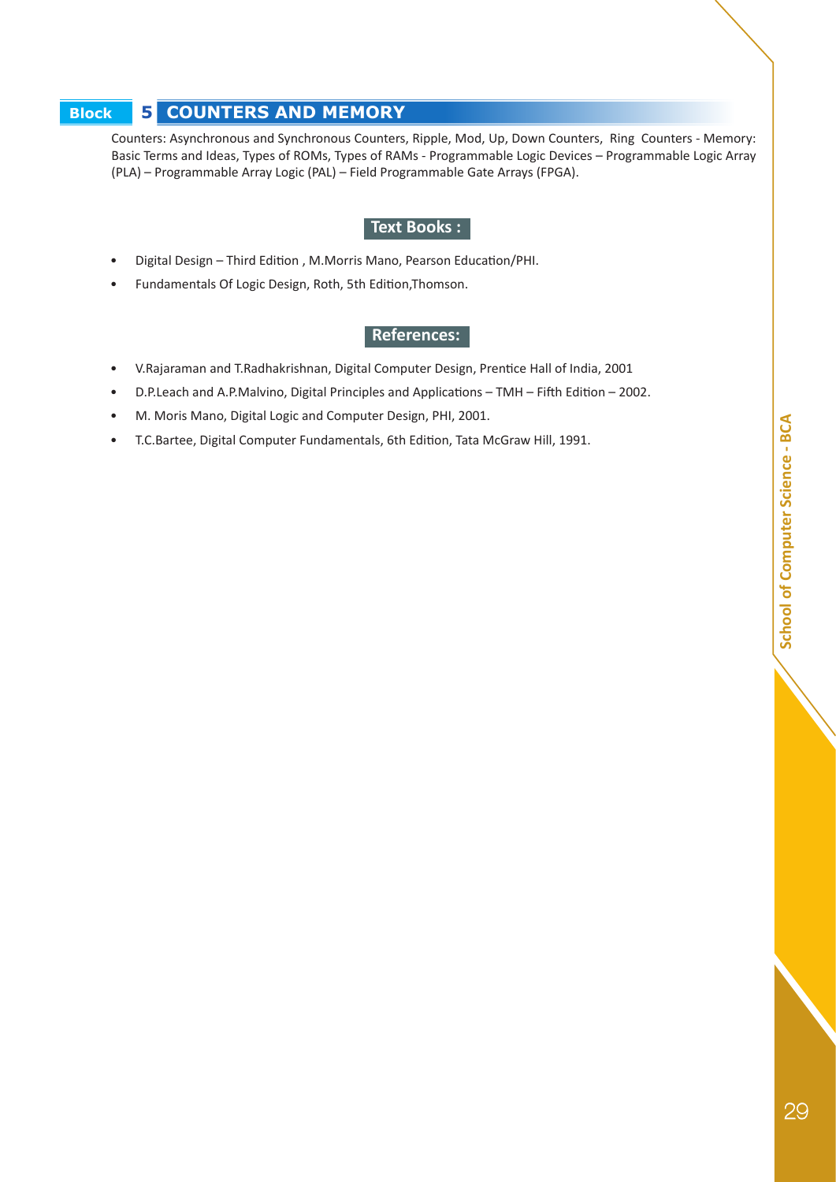## Block 5 COUNTERS AND MEMORY

Counters: Asynchronous and Synchronous Counters, Ripple, Mod, Up, Down Counters, Ring Counters - Memory: Basic Terms and Ideas, Types of ROMs, Types of RAMs - Programmable Logic Devices – Programmable Logic Array (PLA) – Programmable Array Logic (PAL) – Field Programmable Gate Arrays (FPGA).

### Text Books :

- Digital Design – Third Edition , M.Morris Mano, Pearson Education/PHI.
- Fundamentals Of Logic Design, Roth, 5th Edition,Thomson.

### References:

- V.Rajaraman and T.Radhakrishnan, Digital Computer Design, Prentice Hall of India, 2001
- D.P.Leach and A.P.Malvino, Digital Principles and Applications – TMH – Fifth Edition – 2002.
- M. Moris Mano, Digital Logic and Computer Design, PHI, 2001.
- T.C.Bartee, Digital Computer Fundamentals, 6th Edition, Tata McGraw Hill, 1991.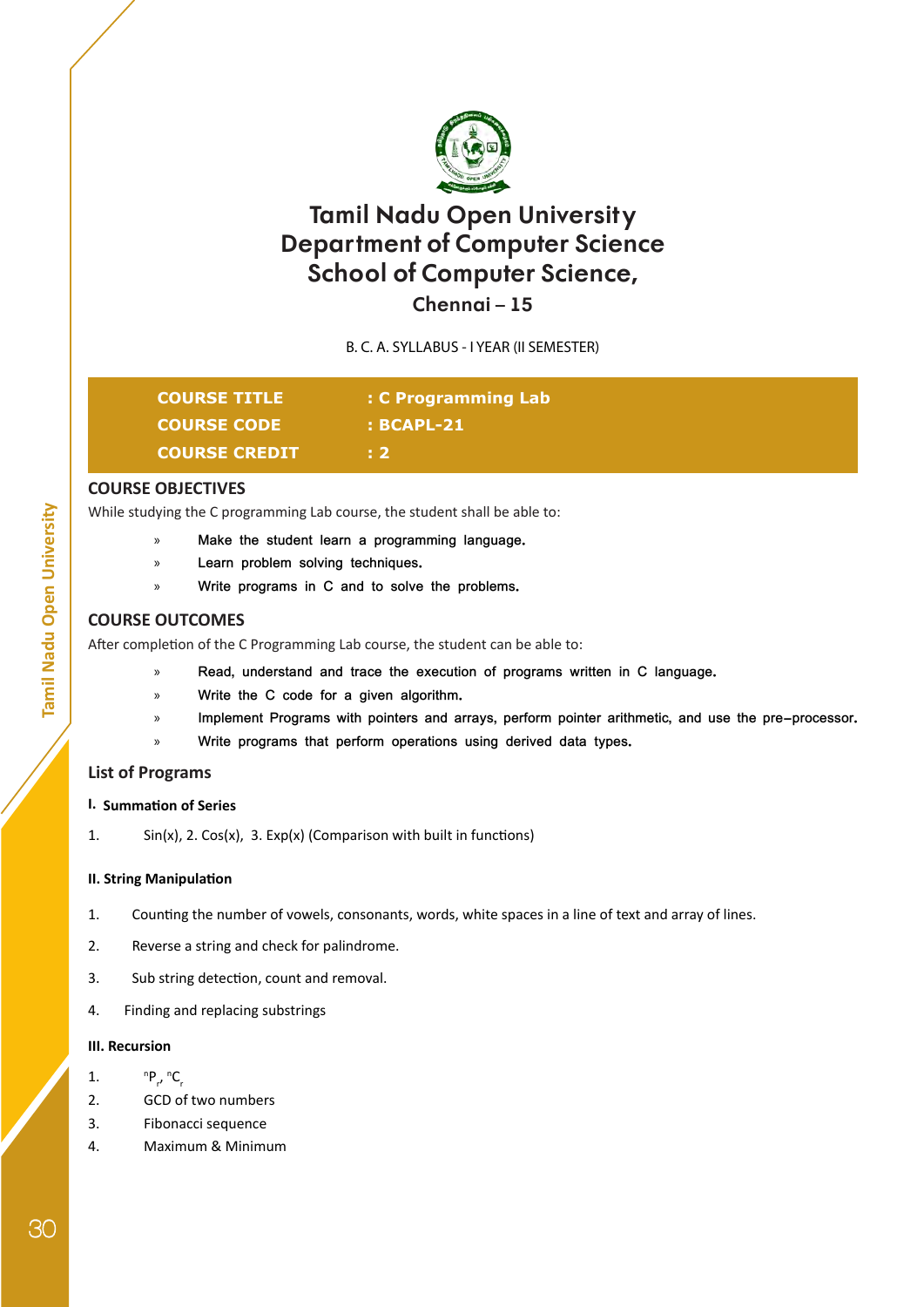# Tamil Nadu Open University
## Department of Computer Science
## School of Computer Science,
### Chennai – 15

B. C. A. SYLLABUS - I YEAR (II SEMESTER)

| | |
|---|---|
| **COURSE TITLE** | **: C Programming Lab** |
| **COURSE CODE** | **: BCAPL-21** |
| **COURSE CREDIT** | **: 2** |

### COURSE OBJECTIVES

While studying the C programming Lab course, the student shall be able to:

- Make the student learn a programming language.
- Learn problem solving techniques.
- Write programs in C and to solve the problems.

### COURSE OUTCOMES

After completion of the C Programming Lab course, the student can be able to:

- Read, understand and trace the execution of programs written in C language.
- Write the C code for a given algorithm.
- Implement Programs with pointers and arrays, perform pointer arithmetic, and use the pre-processor.
- Write programs that perform operations using derived data types.

### List of Programs

**I. Summation of Series**

1. Sin(x), 2. Cos(x), 3. Exp(x) (Comparison with built in functions)

**II. String Manipulation**

1. Counting the number of vowels, consonants, words, white spaces in a line of text and array of lines.
2. Reverse a string and check for palindrome.
3. Sub string detection, count and removal.
4. Finding and replacing substrings

**III. Recursion**

1. ${}^{n}P_{r}$, ${}^{n}C_{r}$
2. GCD of two numbers
3. Fibonacci sequence
4. Maximum & Minimum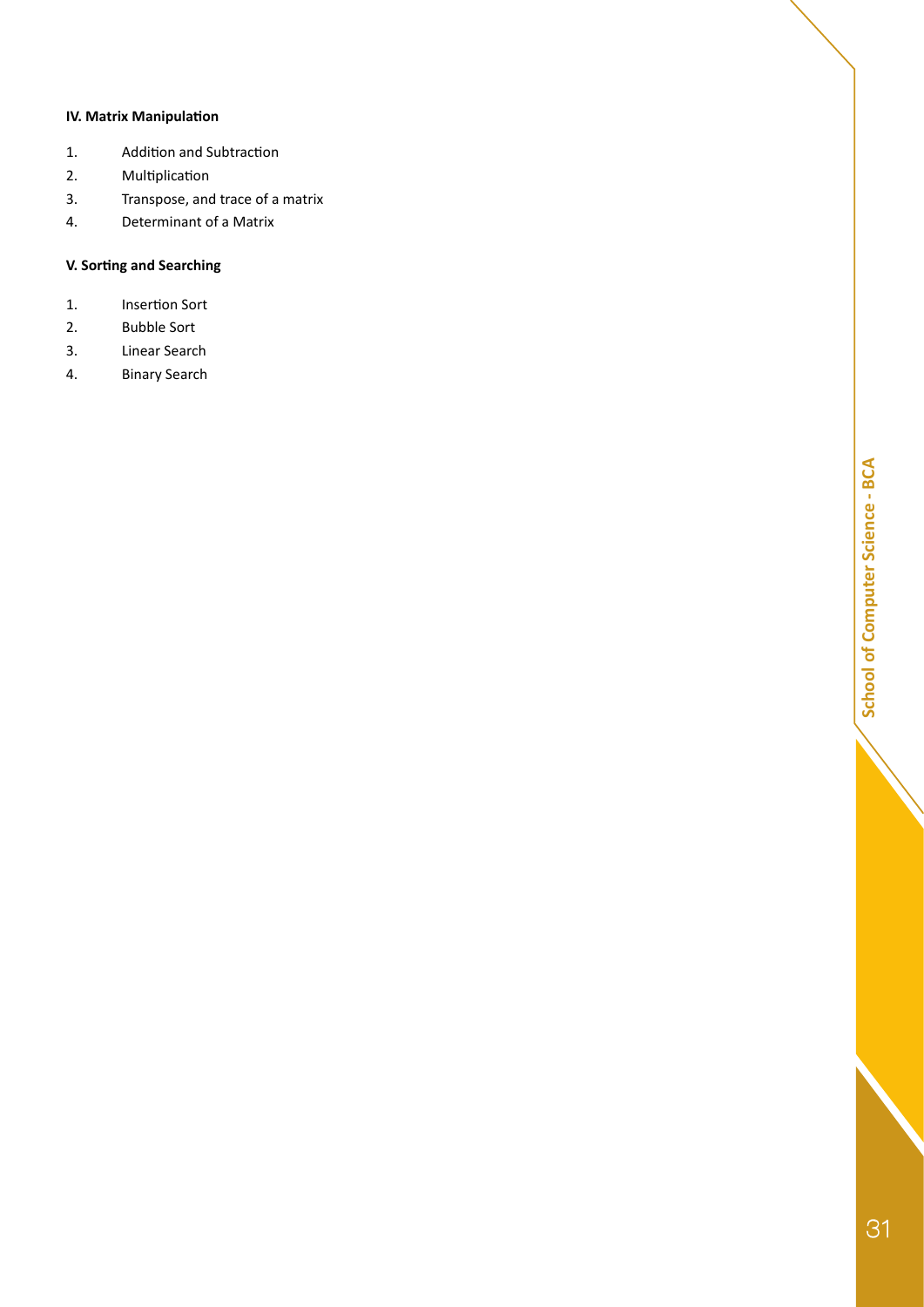**IV. Matrix Manipulation**

1. Addition and Subtraction
2. Multiplication
3. Transpose, and trace of a matrix
4. Determinant of a Matrix

**V. Sorting and Searching**

1. Insertion Sort
2. Bubble Sort
3. Linear Search
4. Binary Search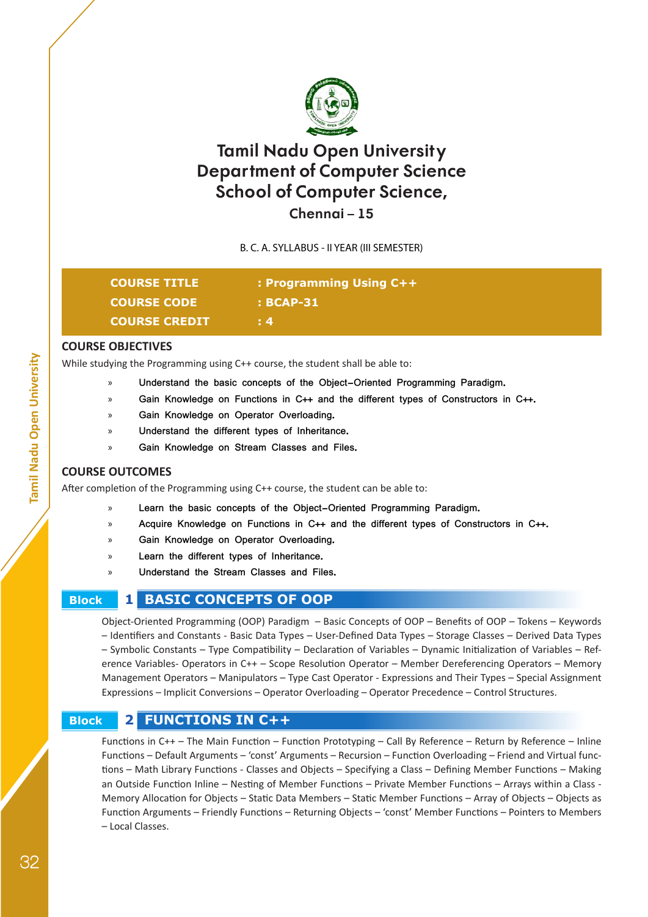# Tamil Nadu Open University
# Department of Computer Science
# School of Computer Science,
## Chennai – 15

B. C. A. SYLLABUS - II YEAR (III SEMESTER)

| | |
|---|---|
| **COURSE TITLE** | **: Programming Using C++** |
| **COURSE CODE** | **: BCAP-31** |
| **COURSE CREDIT** | **: 4** |

## COURSE OBJECTIVES

While studying the Programming using C++ course, the student shall be able to:

- Understand the basic concepts of the Object–Oriented Programming Paradigm.
- Gain Knowledge on Functions in C++ and the different types of Constructors in C++.
- Gain Knowledge on Operator Overloading.
- Understand the different types of Inheritance.
- Gain Knowledge on Stream Classes and Files.

## COURSE OUTCOMES

After completion of the Programming using C++ course, the student can be able to:

- Learn the basic concepts of the Object–Oriented Programming Paradigm.
- Acquire Knowledge on Functions in C++ and the different types of Constructors in C++.
- Gain Knowledge on Operator Overloading.
- Learn the different types of Inheritance.
- Understand the Stream Classes and Files.

## Block 1 BASIC CONCEPTS OF OOP

Object-Oriented Programming (OOP) Paradigm – Basic Concepts of OOP – Benefits of OOP – Tokens – Keywords – Identifiers and Constants - Basic Data Types – User-Defined Data Types – Storage Classes – Derived Data Types – Symbolic Constants – Type Compatibility – Declaration of Variables – Dynamic Initialization of Variables – Reference Variables- Operators in C++ – Scope Resolution Operator – Member Dereferencing Operators – Memory Management Operators – Manipulators – Type Cast Operator - Expressions and Their Types – Special Assignment Expressions – Implicit Conversions – Operator Overloading – Operator Precedence – Control Structures.

## Block 2 FUNCTIONS IN C++

Functions in C++ – The Main Function – Function Prototyping – Call By Reference – Return by Reference – Inline Functions – Default Arguments – 'const' Arguments – Recursion – Function Overloading – Friend and Virtual functions – Math Library Functions - Classes and Objects – Specifying a Class – Defining Member Functions – Making an Outside Function Inline – Nesting of Member Functions – Private Member Functions – Arrays within a Class - Memory Allocation for Objects – Static Data Members – Static Member Functions – Array of Objects – Objects as Function Arguments – Friendly Functions – Returning Objects – 'const' Member Functions – Pointers to Members – Local Classes.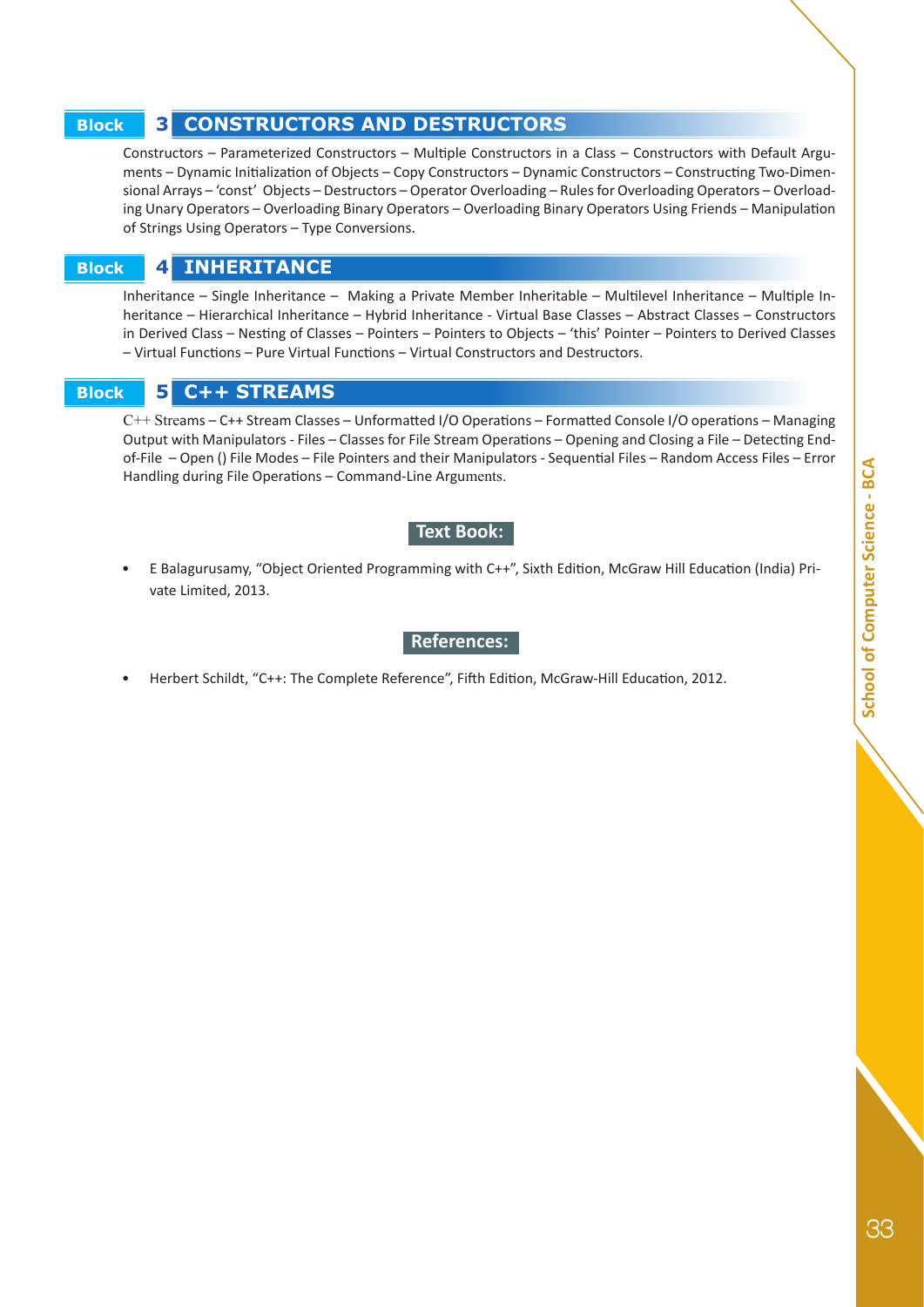## Block 3 CONSTRUCTORS AND DESTRUCTORS

Constructors – Parameterized Constructors – Multiple Constructors in a Class – Constructors with Default Arguments – Dynamic Initialization of Objects – Copy Constructors – Dynamic Constructors – Constructing Two-Dimensional Arrays – 'const' Objects – Destructors – Operator Overloading – Rules for Overloading Operators – Overloading Unary Operators – Overloading Binary Operators – Overloading Binary Operators Using Friends – Manipulation of Strings Using Operators – Type Conversions.

## Block 4 INHERITANCE

Inheritance – Single Inheritance – Making a Private Member Inheritable – Multilevel Inheritance – Multiple Inheritance – Hierarchical Inheritance – Hybrid Inheritance - Virtual Base Classes – Abstract Classes – Constructors in Derived Class – Nesting of Classes – Pointers – Pointers to Objects – 'this' Pointer – Pointers to Derived Classes – Virtual Functions – Pure Virtual Functions – Virtual Constructors and Destructors.

## Block 5 C++ STREAMS

C++ Streams – C++ Stream Classes – Unformatted I/O Operations – Formatted Console I/O operations – Managing Output with Manipulators - Files – Classes for File Stream Operations – Opening and Closing a File – Detecting End-of-File – Open () File Modes – File Pointers and their Manipulators - Sequential Files – Random Access Files – Error Handling during File Operations – Command-Line Arguments.

### Text Book:

- E Balagurusamy, "Object Oriented Programming with C++", Sixth Edition, McGraw Hill Education (India) Private Limited, 2013.

### References:

- Herbert Schildt, "C++: The Complete Reference", Fifth Edition, McGraw-Hill Education, 2012.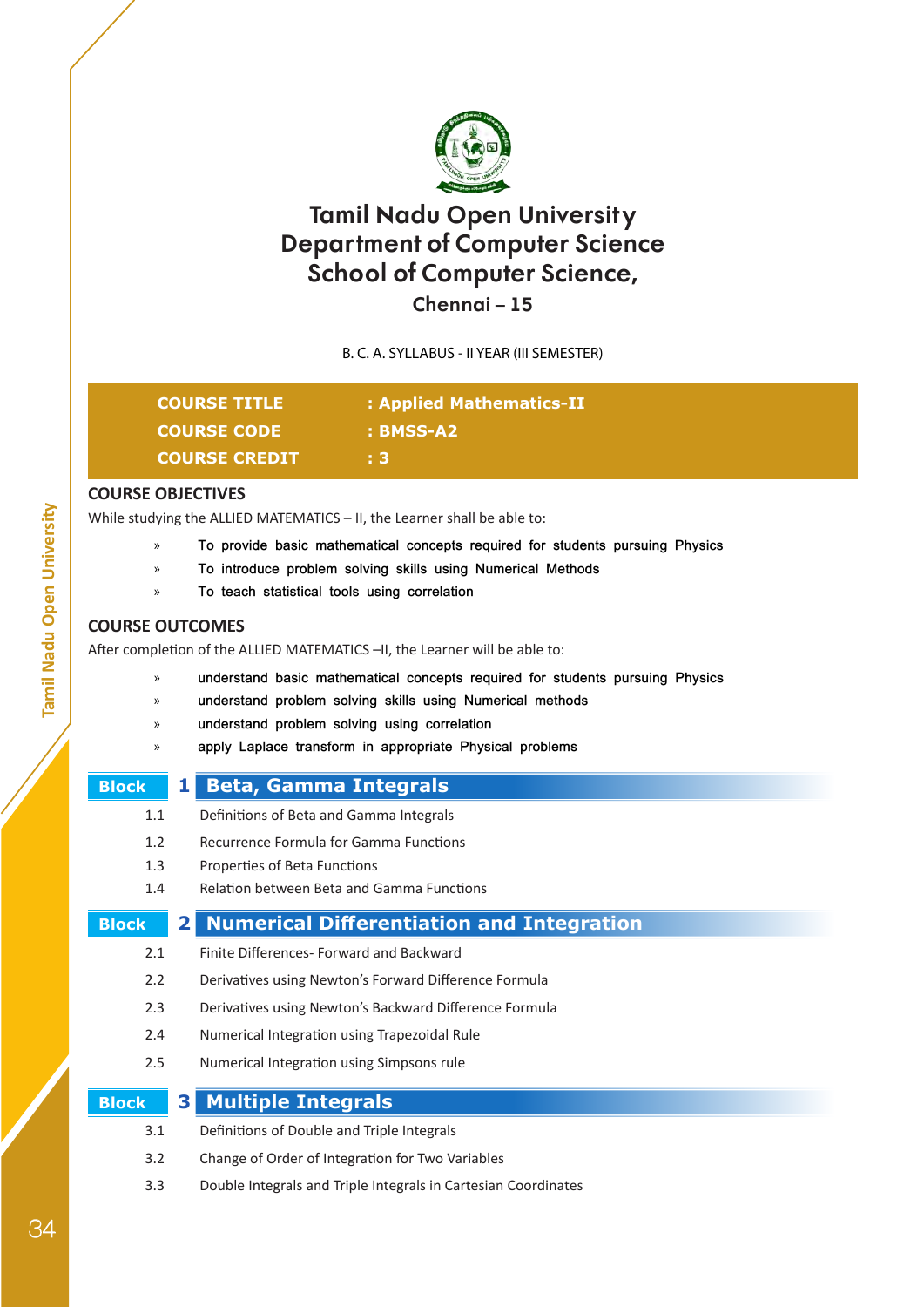# Tamil Nadu Open University
## Department of Computer Science
## School of Computer Science,
### Chennai – 15

B. C. A. SYLLABUS - II YEAR (III SEMESTER)

| | |
|---|---|
| **COURSE TITLE** | **: Applied Mathematics-II** |
| **COURSE CODE** | **: BMSS-A2** |
| **COURSE CREDIT** | **: 3** |

## COURSE OBJECTIVES

While studying the ALLIED MATEMATICS – II, the Learner shall be able to:

- To provide basic mathematical concepts required for students pursuing Physics
- To introduce problem solving skills using Numerical Methods
- To teach statistical tools using correlation

## COURSE OUTCOMES

After completion of the ALLIED MATEMATICS –II, the Learner will be able to:

- understand basic mathematical concepts required for students pursuing Physics
- understand problem solving skills using Numerical methods
- understand problem solving using correlation
- apply Laplace transform in appropriate Physical problems

## Block 1 Beta, Gamma Integrals

1.1 Definitions of Beta and Gamma Integrals

1.2 Recurrence Formula for Gamma Functions

1.3 Properties of Beta Functions

1.4 Relation between Beta and Gamma Functions

## Block 2 Numerical Differentiation and Integration

2.1 Finite Differences- Forward and Backward

2.2 Derivatives using Newton's Forward Difference Formula

2.3 Derivatives using Newton's Backward Difference Formula

2.4 Numerical Integration using Trapezoidal Rule

2.5 Numerical Integration using Simpsons rule

## Block 3 Multiple Integrals

3.1 Definitions of Double and Triple Integrals

3.2 Change of Order of Integration for Two Variables

3.3 Double Integrals and Triple Integrals in Cartesian Coordinates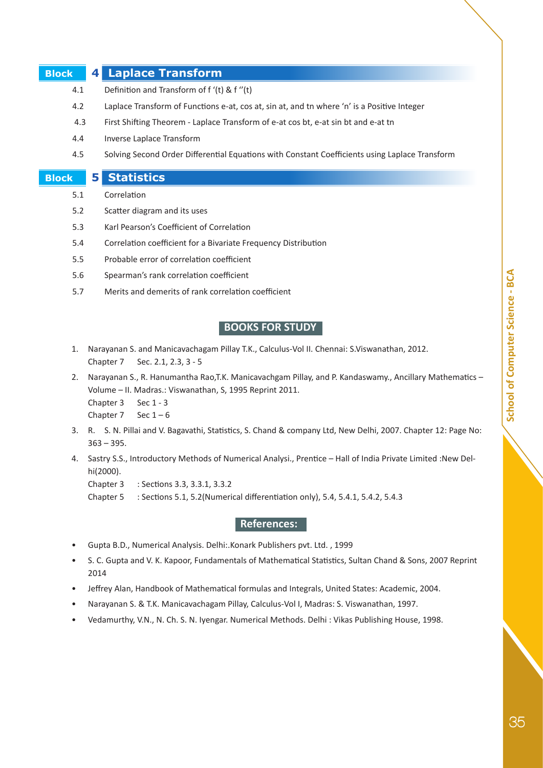## Block 4 Laplace Transform

4.1 Definition and Transform of f '(t) & f ''(t)

4.2 Laplace Transform of Functions e-at, cos at, sin at, and tn where 'n' is a Positive Integer

4.3 First Shifting Theorem - Laplace Transform of e-at cos bt, e-at sin bt and e-at tn

4.4 Inverse Laplace Transform

4.5 Solving Second Order Differential Equations with Constant Coefficients using Laplace Transform

## Block 5 Statistics

5.1 Correlation

5.2 Scatter diagram and its uses

5.3 Karl Pearson's Coefficient of Correlation

5.4 Correlation coefficient for a Bivariate Frequency Distribution

5.5 Probable error of correlation coefficient

5.6 Spearman's rank correlation coefficient

5.7 Merits and demerits of rank correlation coefficient

### BOOKS FOR STUDY

1. Narayanan S. and Manicavachagam Pillay T.K., Calculus-Vol II. Chennai: S.Viswanathan, 2012.
   Chapter 7 Sec. 2.1, 2.3, 3 - 5
2. Narayanan S., R. Hanumantha Rao,T.K. Manicavachgam Pillay, and P. Kandaswamy., Ancillary Mathematics – Volume – II. Madras.: Viswanathan, S, 1995 Reprint 2011.
   Chapter 3 Sec 1 - 3
   Chapter 7 Sec 1 – 6
3. R. S. N. Pillai and V. Bagavathi, Statistics, S. Chand & company Ltd, New Delhi, 2007. Chapter 12: Page No: 363 – 395.
4. Sastry S.S., Introductory Methods of Numerical Analysi., Prentice – Hall of India Private Limited :New Delhi(2000).
   Chapter 3 : Sections 3.3, 3.3.1, 3.3.2
   Chapter 5 : Sections 5.1, 5.2(Numerical differentiation only), 5.4, 5.4.1, 5.4.2, 5.4.3

### References:

- Gupta B.D., Numerical Analysis. Delhi:.Konark Publishers pvt. Ltd. , 1999
- S. C. Gupta and V. K. Kapoor, Fundamentals of Mathematical Statistics, Sultan Chand & Sons, 2007 Reprint 2014
- Jeffrey Alan, Handbook of Mathematical formulas and Integrals, United States: Academic, 2004.
- Narayanan S. & T.K. Manicavachagam Pillay, Calculus-Vol I, Madras: S. Viswanathan, 1997.
- Vedamurthy, V.N., N. Ch. S. N. Iyengar. Numerical Methods. Delhi : Vikas Publishing House, 1998.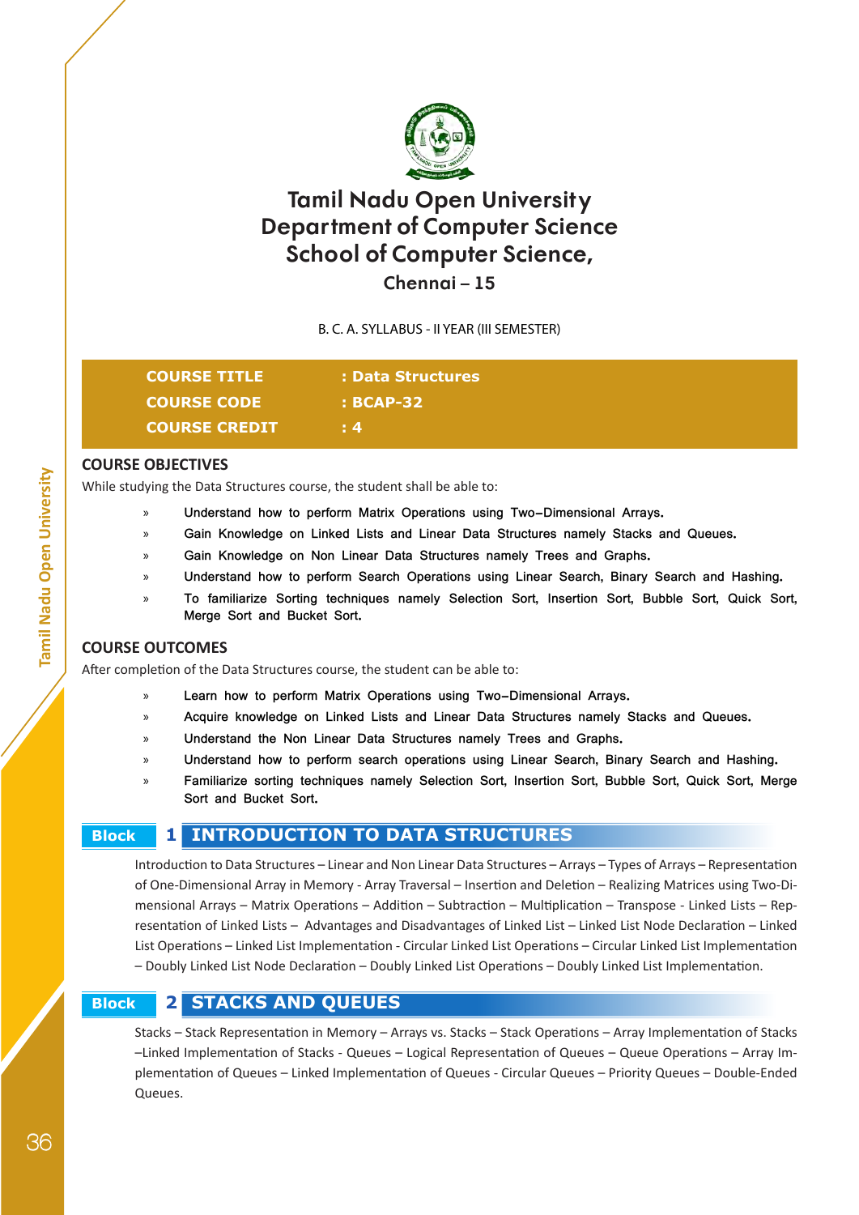# Tamil Nadu Open University
# Department of Computer Science
# School of Computer Science,
## Chennai – 15

B. C. A. SYLLABUS - II YEAR (III SEMESTER)

| | |
|---|---|
| **COURSE TITLE** | **: Data Structures** |
| **COURSE CODE** | **: BCAP-32** |
| **COURSE CREDIT** | **: 4** |

## COURSE OBJECTIVES

While studying the Data Structures course, the student shall be able to:

- Understand how to perform Matrix Operations using Two–Dimensional Arrays.
- Gain Knowledge on Linked Lists and Linear Data Structures namely Stacks and Queues.
- Gain Knowledge on Non Linear Data Structures namely Trees and Graphs.
- Understand how to perform Search Operations using Linear Search, Binary Search and Hashing.
- To familiarize Sorting techniques namely Selection Sort, Insertion Sort, Bubble Sort, Quick Sort, Merge Sort and Bucket Sort.

## COURSE OUTCOMES

After completion of the Data Structures course, the student can be able to:

- Learn how to perform Matrix Operations using Two–Dimensional Arrays.
- Acquire knowledge on Linked Lists and Linear Data Structures namely Stacks and Queues.
- Understand the Non Linear Data Structures namely Trees and Graphs.
- Understand how to perform search operations using Linear Search, Binary Search and Hashing.
- Familiarize sorting techniques namely Selection Sort, Insertion Sort, Bubble Sort, Quick Sort, Merge Sort and Bucket Sort.

## Block 1 INTRODUCTION TO DATA STRUCTURES

Introduction to Data Structures – Linear and Non Linear Data Structures – Arrays – Types of Arrays – Representation of One-Dimensional Array in Memory - Array Traversal – Insertion and Deletion – Realizing Matrices using Two-Dimensional Arrays – Matrix Operations – Addition – Subtraction – Multiplication – Transpose - Linked Lists – Representation of Linked Lists – Advantages and Disadvantages of Linked List – Linked List Node Declaration – Linked List Operations – Linked List Implementation - Circular Linked List Operations – Circular Linked List Implementation – Doubly Linked List Node Declaration – Doubly Linked List Operations – Doubly Linked List Implementation.

## Block 2 STACKS AND QUEUES

Stacks – Stack Representation in Memory – Arrays vs. Stacks – Stack Operations – Array Implementation of Stacks –Linked Implementation of Stacks - Queues – Logical Representation of Queues – Queue Operations – Array Implementation of Queues – Linked Implementation of Queues - Circular Queues – Priority Queues – Double-Ended Queues.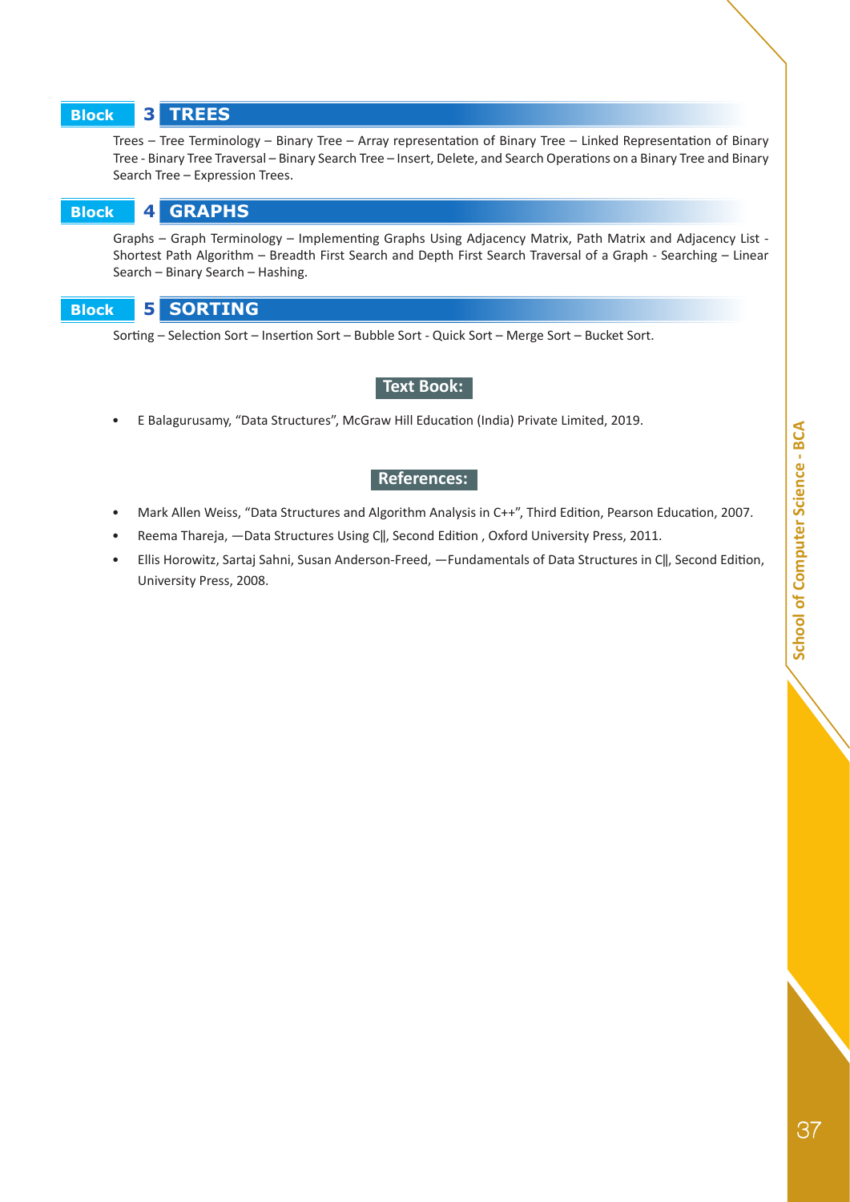## Block 3 TREES

Trees – Tree Terminology – Binary Tree – Array representation of Binary Tree – Linked Representation of Binary Tree - Binary Tree Traversal – Binary Search Tree – Insert, Delete, and Search Operations on a Binary Tree and Binary Search Tree – Expression Trees.

## Block 4 GRAPHS

Graphs – Graph Terminology – Implementing Graphs Using Adjacency Matrix, Path Matrix and Adjacency List - Shortest Path Algorithm – Breadth First Search and Depth First Search Traversal of a Graph - Searching – Linear Search – Binary Search – Hashing.

## Block 5 SORTING

Sorting – Selection Sort – Insertion Sort – Bubble Sort - Quick Sort – Merge Sort – Bucket Sort.

### Text Book:

- E Balagurusamy, "Data Structures", McGraw Hill Education (India) Private Limited, 2019.

### References:

- Mark Allen Weiss, "Data Structures and Algorithm Analysis in C++", Third Edition, Pearson Education, 2007.
- Reema Thareja, ―Data Structures Using C‖, Second Edition , Oxford University Press, 2011.
- Ellis Horowitz, Sartaj Sahni, Susan Anderson-Freed, ―Fundamentals of Data Structures in C‖, Second Edition, University Press, 2008.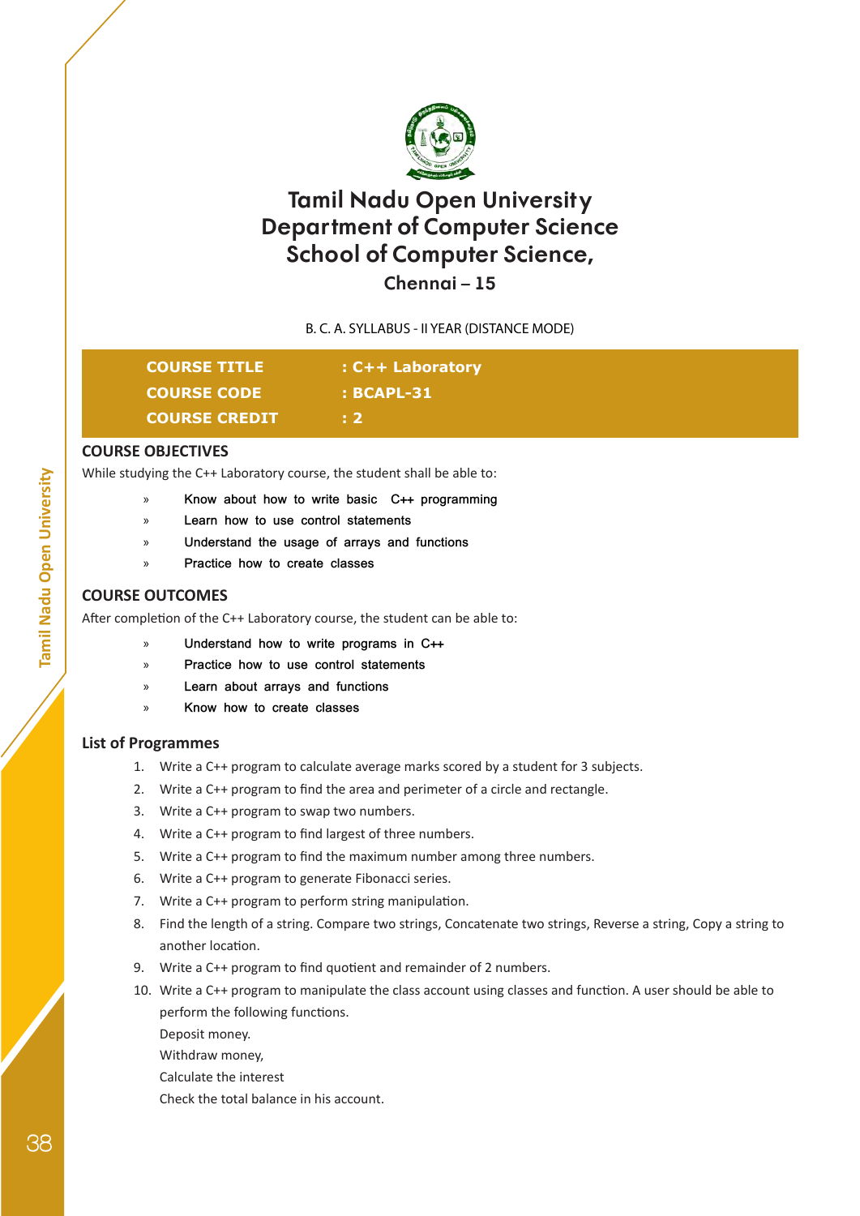# Tamil Nadu Open University
# Department of Computer Science
# School of Computer Science,
## Chennai – 15

B. C. A. SYLLABUS - II YEAR (DISTANCE MODE)

| | |
|---|---|
| **COURSE TITLE** | **: C++ Laboratory** |
| **COURSE CODE** | **: BCAPL-31** |
| **COURSE CREDIT** | **: 2** |

## COURSE OBJECTIVES

While studying the C++ Laboratory course, the student shall be able to:

- Know about how to write basic C++ programming
- Learn how to use control statements
- Understand the usage of arrays and functions
- Practice how to create classes

## COURSE OUTCOMES

After completion of the C++ Laboratory course, the student can be able to:

- Understand how to write programs in C++
- Practice how to use control statements
- Learn about arrays and functions
- Know how to create classes

## List of Programmes

1. Write a C++ program to calculate average marks scored by a student for 3 subjects.
2. Write a C++ program to find the area and perimeter of a circle and rectangle.
3. Write a C++ program to swap two numbers.
4. Write a C++ program to find largest of three numbers.
5. Write a C++ program to find the maximum number among three numbers.
6. Write a C++ program to generate Fibonacci series.
7. Write a C++ program to perform string manipulation.
8. Find the length of a string. Compare two strings, Concatenate two strings, Reverse a string, Copy a string to another location.
9. Write a C++ program to find quotient and remainder of 2 numbers.
10. Write a C++ program to manipulate the class account using classes and function. A user should be able to perform the following functions.
    Deposit money.
    Withdraw money,
    Calculate the interest
    Check the total balance in his account.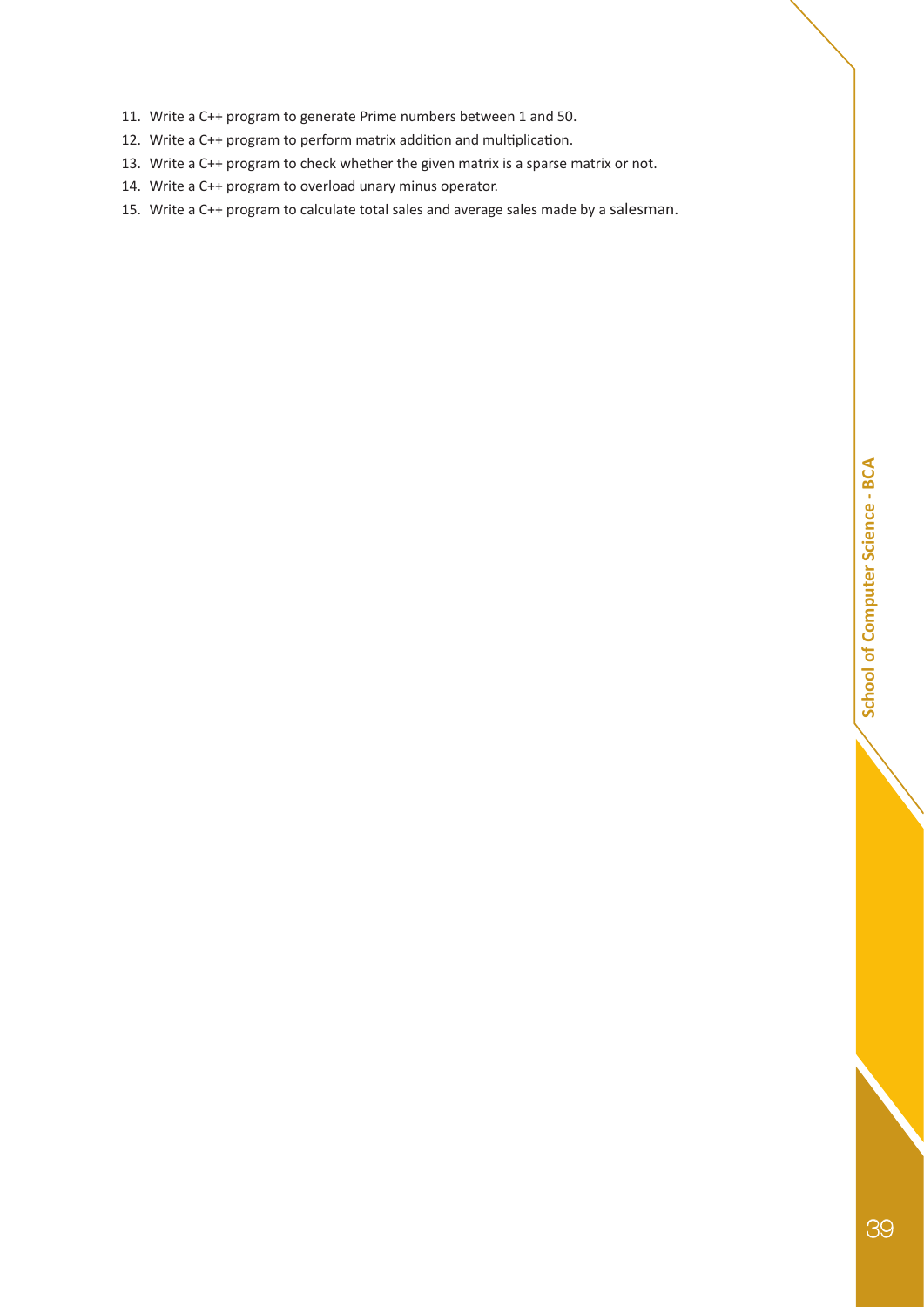11. Write a C++ program to generate Prime numbers between 1 and 50.
12. Write a C++ program to perform matrix addition and multiplication.
13. Write a C++ program to check whether the given matrix is a sparse matrix or not.
14. Write a C++ program to overload unary minus operator.
15. Write a C++ program to calculate total sales and average sales made by a salesman.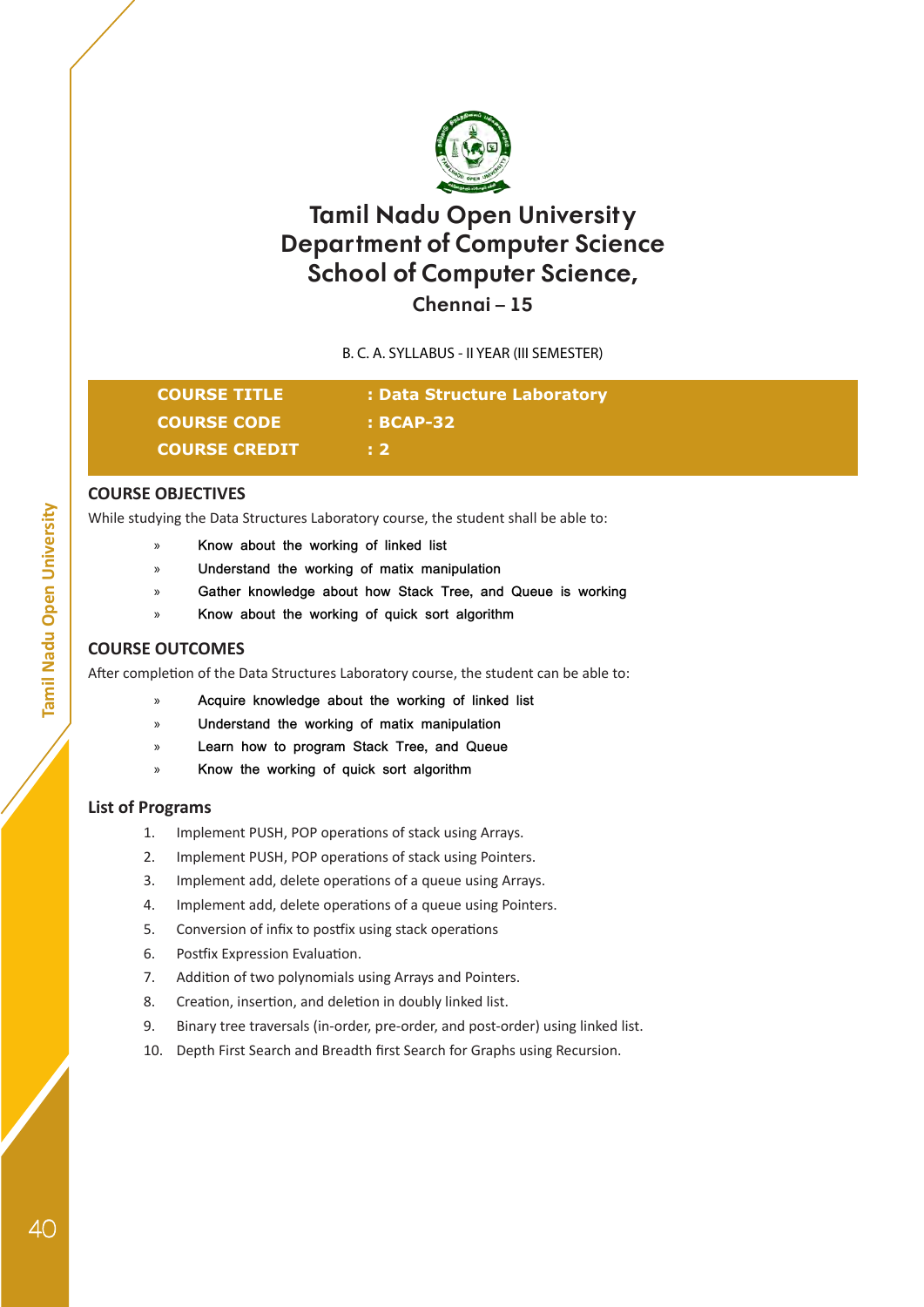# Tamil Nadu Open University
# Department of Computer Science
# School of Computer Science,
## Chennai – 15

B. C. A. SYLLABUS - II YEAR (III SEMESTER)

| | |
|---|---|
| **COURSE TITLE** | **: Data Structure Laboratory** |
| **COURSE CODE** | **: BCAP-32** |
| **COURSE CREDIT** | **: 2** |

## COURSE OBJECTIVES

While studying the Data Structures Laboratory course, the student shall be able to:

- » Know about the working of linked list
- » Understand the working of matix manipulation
- » Gather knowledge about how Stack Tree, and Queue is working
- » Know about the working of quick sort algorithm

## COURSE OUTCOMES

After completion of the Data Structures Laboratory course, the student can be able to:

- » Acquire knowledge about the working of linked list
- » Understand the working of matix manipulation
- » Learn how to program Stack Tree, and Queue
- » Know the working of quick sort algorithm

## List of Programs

1. Implement PUSH, POP operations of stack using Arrays.
2. Implement PUSH, POP operations of stack using Pointers.
3. Implement add, delete operations of a queue using Arrays.
4. Implement add, delete operations of a queue using Pointers.
5. Conversion of infix to postfix using stack operations
6. Postfix Expression Evaluation.
7. Addition of two polynomials using Arrays and Pointers.
8. Creation, insertion, and deletion in doubly linked list.
9. Binary tree traversals (in-order, pre-order, and post-order) using linked list.
10. Depth First Search and Breadth first Search for Graphs using Recursion.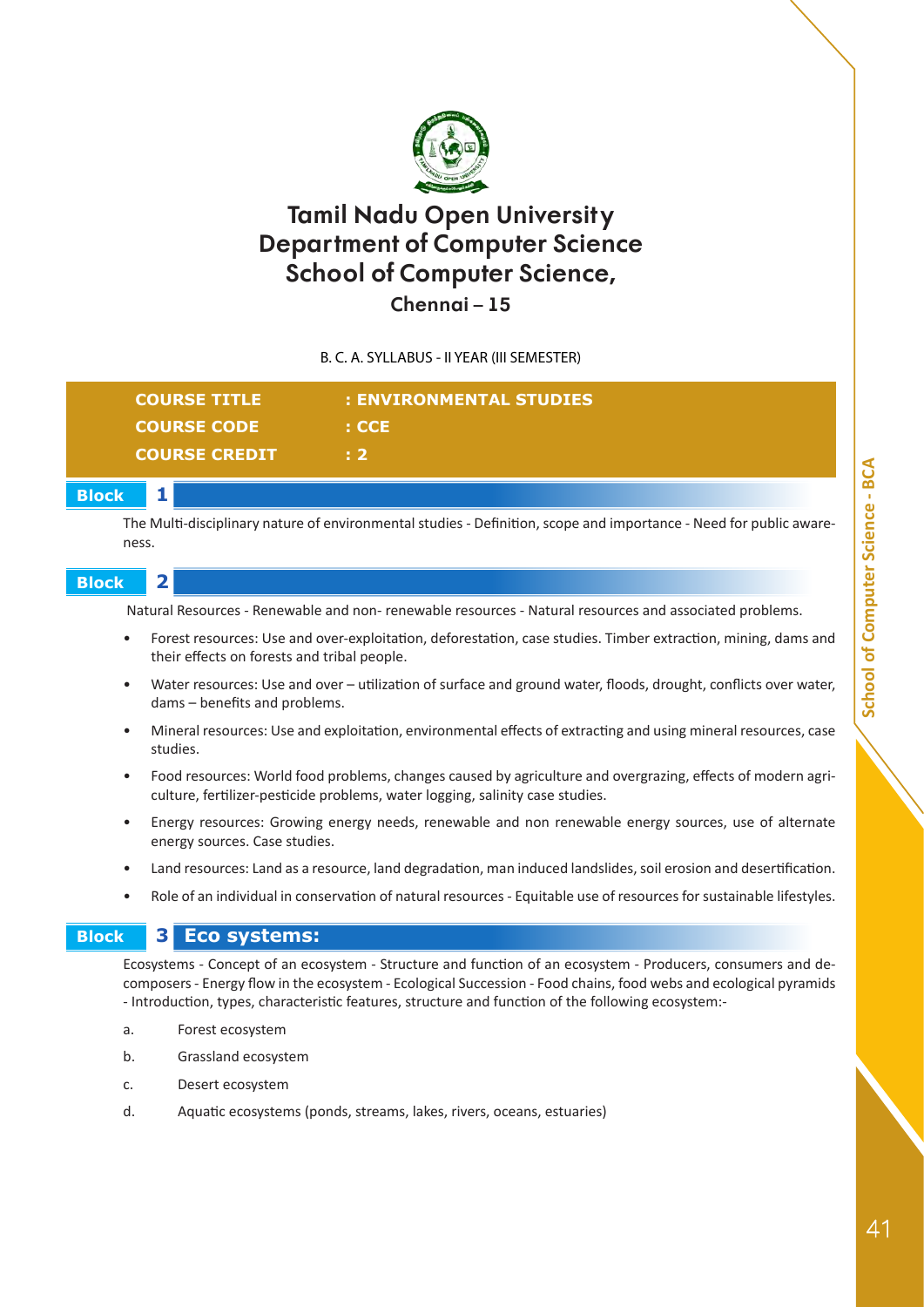# Tamil Nadu Open University
# Department of Computer Science
# School of Computer Science,
## Chennai – 15

B. C. A. SYLLABUS - II YEAR (III SEMESTER)

**COURSE TITLE : ENVIRONMENTAL STUDIES**
**COURSE CODE : CCE**
**COURSE CREDIT : 2**

### Block 1

The Multi-disciplinary nature of environmental studies - Definition, scope and importance - Need for public awareness.

### Block 2

Natural Resources - Renewable and non- renewable resources - Natural resources and associated problems.

- Forest resources: Use and over-exploitation, deforestation, case studies. Timber extraction, mining, dams and their effects on forests and tribal people.
- Water resources: Use and over – utilization of surface and ground water, floods, drought, conflicts over water, dams – benefits and problems.
- Mineral resources: Use and exploitation, environmental effects of extracting and using mineral resources, case studies.
- Food resources: World food problems, changes caused by agriculture and overgrazing, effects of modern agriculture, fertilizer-pesticide problems, water logging, salinity case studies.
- Energy resources: Growing energy needs, renewable and non renewable energy sources, use of alternate energy sources. Case studies.
- Land resources: Land as a resource, land degradation, man induced landslides, soil erosion and desertification.
- Role of an individual in conservation of natural resources - Equitable use of resources for sustainable lifestyles.

### Block 3 Eco systems:

Ecosystems - Concept of an ecosystem - Structure and function of an ecosystem - Producers, consumers and decomposers - Energy flow in the ecosystem - Ecological Succession - Food chains, food webs and ecological pyramids - Introduction, types, characteristic features, structure and function of the following ecosystem:-

a. Forest ecosystem

b. Grassland ecosystem

c. Desert ecosystem

d. Aquatic ecosystems (ponds, streams, lakes, rivers, oceans, estuaries)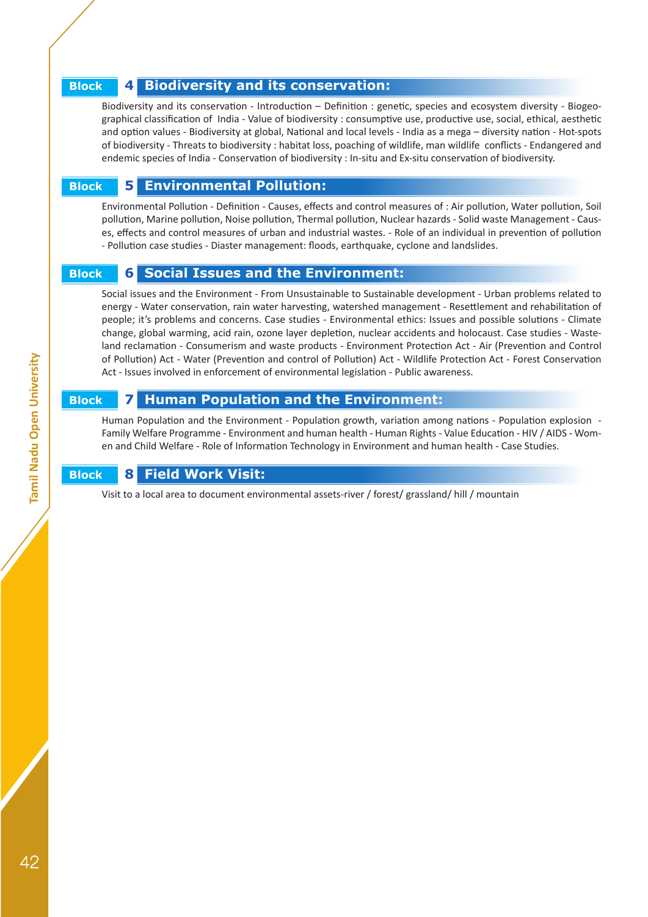## Block 4 Biodiversity and its conservation:

Biodiversity and its conservation - Introduction – Definition : genetic, species and ecosystem diversity - Biogeographical classification of India - Value of biodiversity : consumptive use, productive use, social, ethical, aesthetic and option values - Biodiversity at global, National and local levels - India as a mega – diversity nation - Hot-spots of biodiversity - Threats to biodiversity : habitat loss, poaching of wildlife, man wildlife conflicts - Endangered and endemic species of India - Conservation of biodiversity : In-situ and Ex-situ conservation of biodiversity.

## Block 5 Environmental Pollution:

Environmental Pollution - Definition - Causes, effects and control measures of : Air pollution, Water pollution, Soil pollution, Marine pollution, Noise pollution, Thermal pollution, Nuclear hazards - Solid waste Management - Causes, effects and control measures of urban and industrial wastes. - Role of an individual in prevention of pollution - Pollution case studies - Diaster management: floods, earthquake, cyclone and landslides.

## Block 6 Social Issues and the Environment:

Social issues and the Environment - From Unsustainable to Sustainable development - Urban problems related to energy - Water conservation, rain water harvesting, watershed management - Resettlement and rehabilitation of people; it's problems and concerns. Case studies - Environmental ethics: Issues and possible solutions - Climate change, global warming, acid rain, ozone layer depletion, nuclear accidents and holocaust. Case studies - Wasteland reclamation - Consumerism and waste products - Environment Protection Act - Air (Prevention and Control of Pollution) Act - Water (Prevention and control of Pollution) Act - Wildlife Protection Act - Forest Conservation Act - Issues involved in enforcement of environmental legislation - Public awareness.

## Block 7 Human Population and the Environment:

Human Population and the Environment - Population growth, variation among nations - Population explosion - Family Welfare Programme - Environment and human health - Human Rights - Value Education - HIV / AIDS - Women and Child Welfare - Role of Information Technology in Environment and human health - Case Studies.

## Block 8 Field Work Visit:

Visit to a local area to document environmental assets-river / forest/ grassland/ hill / mountain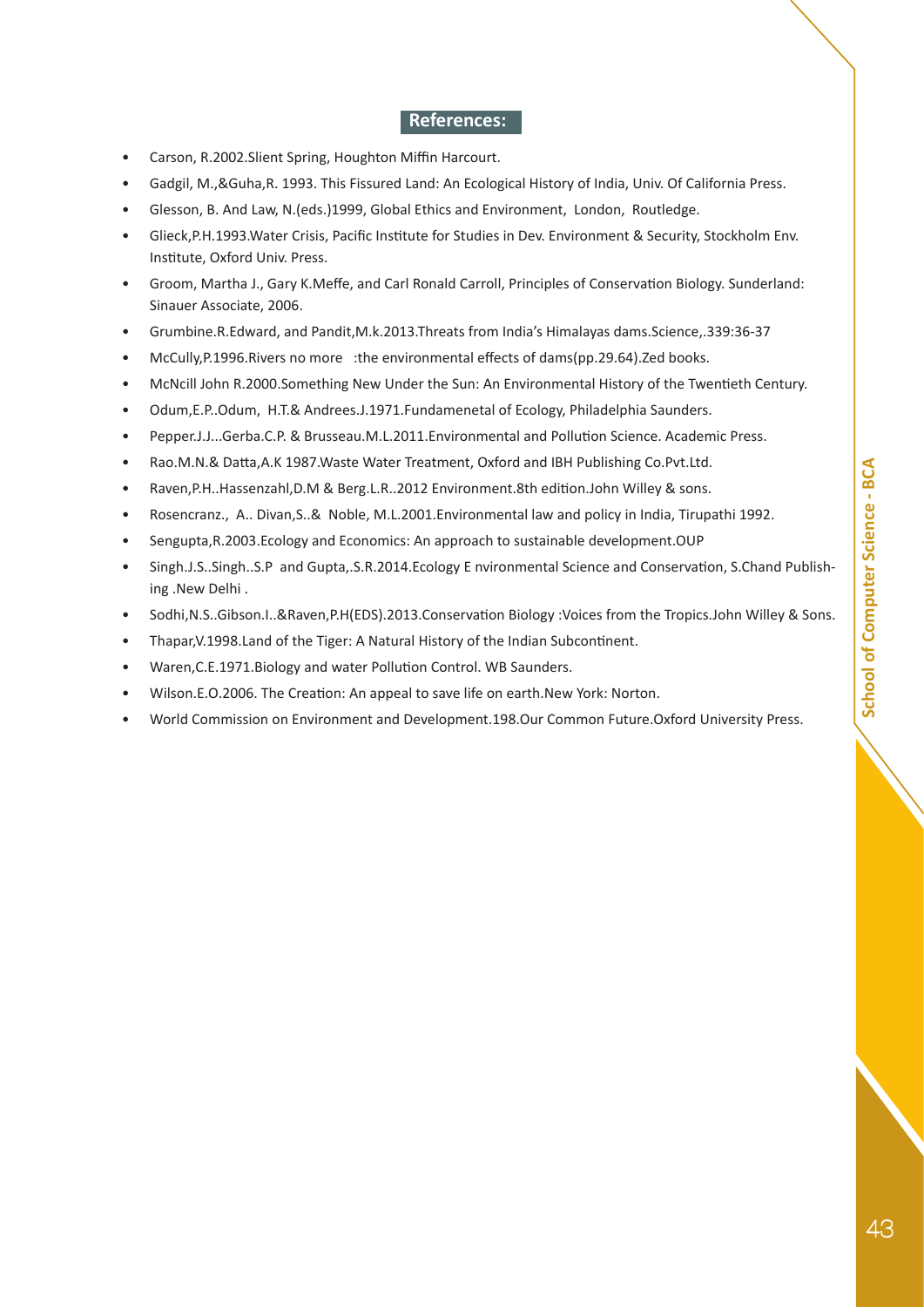## References:

- Carson, R.2002.Slient Spring, Houghton Miffin Harcourt.
- Gadgil, M.,&Guha,R. 1993. This Fissured Land: An Ecological History of India, Univ. Of California Press.
- Glesson, B. And Law, N.(eds.)1999, Global Ethics and Environment, London, Routledge.
- Glieck,P.H.1993.Water Crisis, Pacific Institute for Studies in Dev. Environment & Security, Stockholm Env. Institute, Oxford Univ. Press.
- Groom, Martha J., Gary K.Meffe, and Carl Ronald Carroll, Principles of Conservation Biology. Sunderland: Sinauer Associate, 2006.
- Grumbine.R.Edward, and Pandit,M.k.2013.Threats from India's Himalayas dams.Science,.339:36-37
- McCully,P.1996.Rivers no more :the environmental effects of dams(pp.29.64).Zed books.
- McNcill John R.2000.Something New Under the Sun: An Environmental History of the Twentieth Century.
- Odum,E.P..Odum, H.T.& Andrees.J.1971.Fundamenetal of Ecology, Philadelphia Saunders.
- Pepper.J.J...Gerba.C.P. & Brusseau.M.L.2011.Environmental and Pollution Science. Academic Press.
- Rao.M.N.& Datta,A.K 1987.Waste Water Treatment, Oxford and IBH Publishing Co.Pvt.Ltd.
- Raven,P.H..Hassenzahl,D.M & Berg.L.R..2012 Environment.8th edition.John Willey & sons.
- Rosencranz., A.. Divan,S..& Noble, M.L.2001.Environmental law and policy in India, Tirupathi 1992.
- Sengupta,R.2003.Ecology and Economics: An approach to sustainable development.OUP
- Singh.J.S..Singh..S.P and Gupta,.S.R.2014.Ecology E nvironmental Science and Conservation, S.Chand Publishing .New Delhi .
- Sodhi,N.S..Gibson.I..&Raven,P.H(EDS).2013.Conservation Biology :Voices from the Tropics.John Willey & Sons.
- Thapar,V.1998.Land of the Tiger: A Natural History of the Indian Subcontinent.
- Waren,C.E.1971.Biology and water Pollution Control. WB Saunders.
- Wilson.E.O.2006. The Creation: An appeal to save life on earth.New York: Norton.
- World Commission on Environment and Development.198.Our Common Future.Oxford University Press.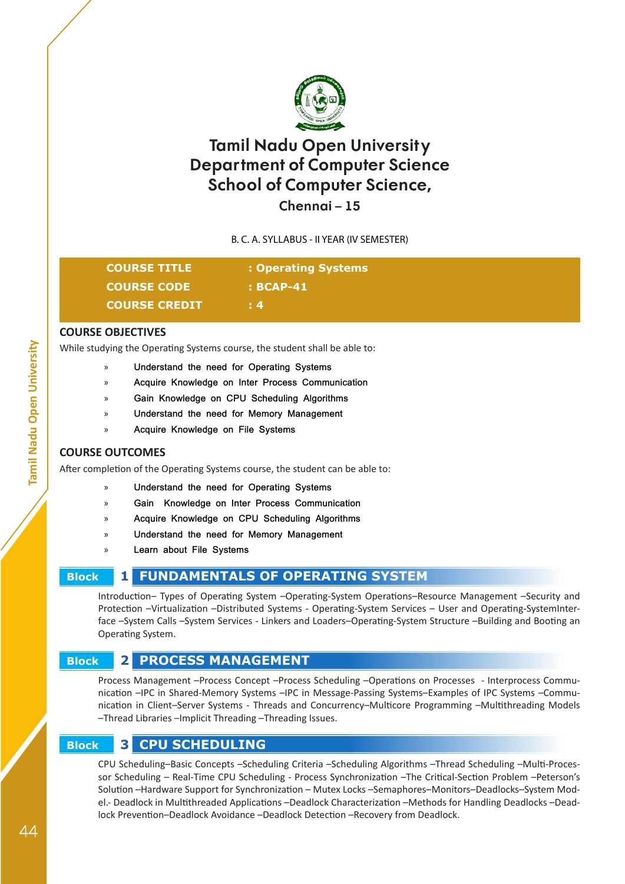# Tamil Nadu Open University
# Department of Computer Science
# School of Computer Science,
## Chennai – 15

B. C. A. SYLLABUS - II YEAR (IV SEMESTER)

| | |
|---|---|
| **COURSE TITLE** | **: Operating Systems** |
| **COURSE CODE** | **: BCAP-41** |
| **COURSE CREDIT** | **: 4** |

## COURSE OBJECTIVES

While studying the Operating Systems course, the student shall be able to:

- Understand the need for Operating Systems
- Acquire Knowledge on Inter Process Communication
- Gain Knowledge on CPU Scheduling Algorithms
- Understand the need for Memory Management
- Acquire Knowledge on File Systems

## COURSE OUTCOMES

After completion of the Operating Systems course, the student can be able to:

- Understand the need for Operating Systems
- Gain Knowledge on Inter Process Communication
- Acquire Knowledge on CPU Scheduling Algorithms
- Understand the need for Memory Management
- Learn about File Systems

## Block 1 FUNDAMENTALS OF OPERATING SYSTEM

Introduction– Types of Operating System –Operating-System Operations–Resource Management –Security and Protection –Virtualization –Distributed Systems - Operating-System Services – User and Operating-SystemInterface –System Calls –System Services - Linkers and Loaders–Operating-System Structure –Building and Booting an Operating System.

## Block 2 PROCESS MANAGEMENT

Process Management –Process Concept –Process Scheduling –Operations on Processes - Interprocess Communication –IPC in Shared-Memory Systems –IPC in Message-Passing Systems–Examples of IPC Systems –Communication in Client–Server Systems - Threads and Concurrency–Multicore Programming –Multithreading Models –Thread Libraries –Implicit Threading –Threading Issues.

## Block 3 CPU SCHEDULING

CPU Scheduling–Basic Concepts –Scheduling Criteria –Scheduling Algorithms –Thread Scheduling –Multi-Processor Scheduling – Real-Time CPU Scheduling - Process Synchronization –The Critical-Section Problem –Peterson's Solution –Hardware Support for Synchronization – Mutex Locks –Semaphores–Monitors–Deadlocks–System Model.- Deadlock in Multithreaded Applications –Deadlock Characterization –Methods for Handling Deadlocks –Deadlock Prevention–Deadlock Avoidance –Deadlock Detection –Recovery from Deadlock.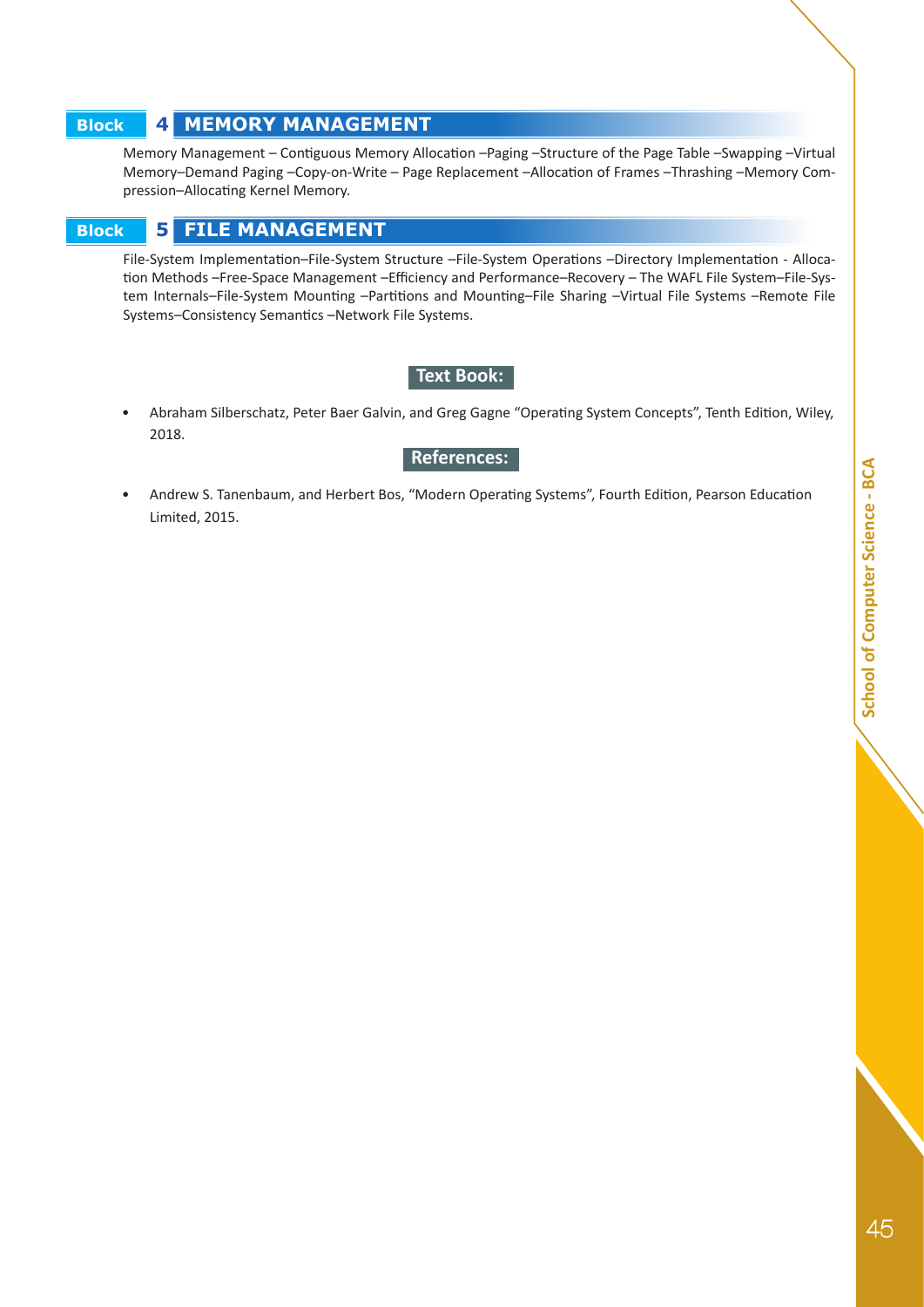## Block 4 MEMORY MANAGEMENT

Memory Management – Contiguous Memory Allocation –Paging –Structure of the Page Table –Swapping –Virtual Memory–Demand Paging –Copy-on-Write – Page Replacement –Allocation of Frames –Thrashing –Memory Compression–Allocating Kernel Memory.

## Block 5 FILE MANAGEMENT

File-System Implementation–File-System Structure –File-System Operations –Directory Implementation - Allocation Methods –Free-Space Management –Efficiency and Performance–Recovery – The WAFL File System–File-System Internals–File-System Mounting –Partitions and Mounting–File Sharing –Virtual File Systems –Remote File Systems–Consistency Semantics –Network File Systems.

### Text Book:

- Abraham Silberschatz, Peter Baer Galvin, and Greg Gagne "Operating System Concepts", Tenth Edition, Wiley, 2018.

### References:

- Andrew S. Tanenbaum, and Herbert Bos, "Modern Operating Systems", Fourth Edition, Pearson Education Limited, 2015.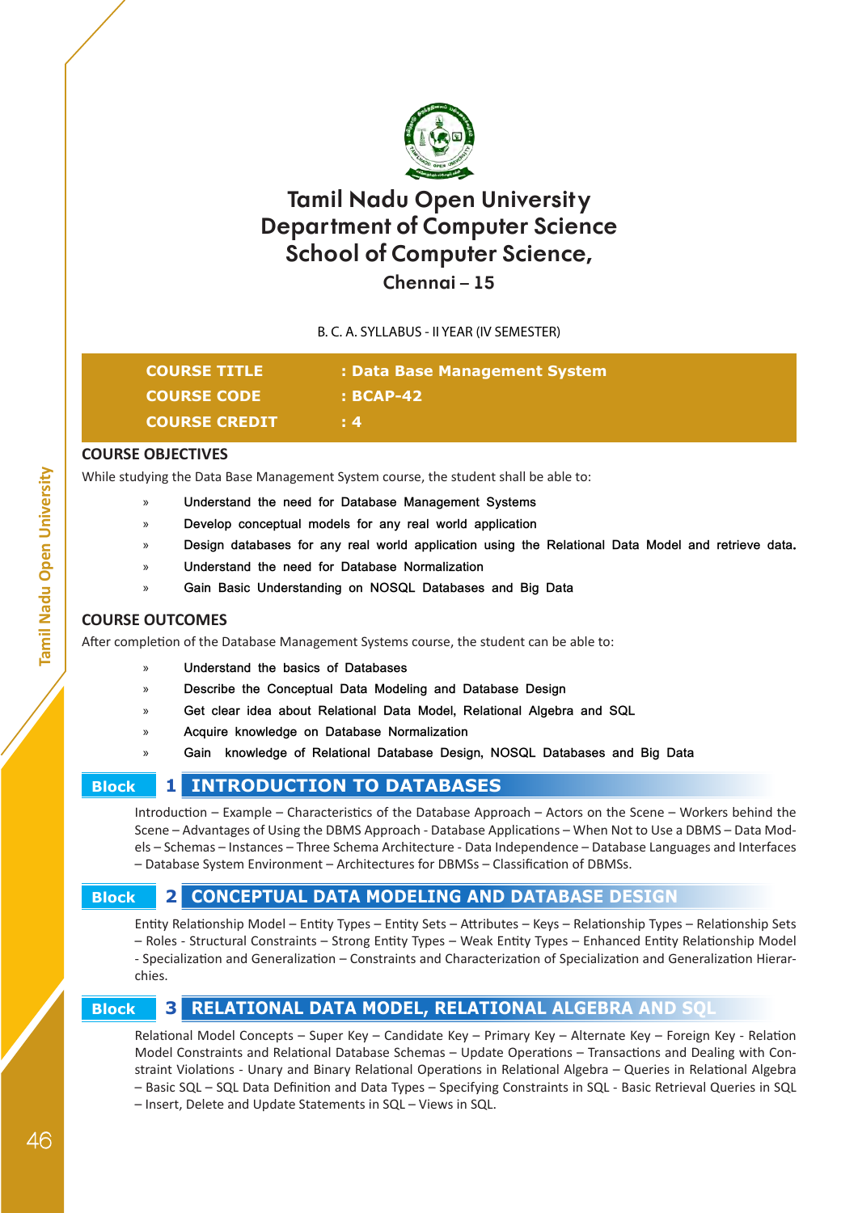# Tamil Nadu Open University
# Department of Computer Science
# School of Computer Science,
## Chennai – 15

B. C. A. SYLLABUS - II YEAR (IV SEMESTER)

| | |
|---|---|
| **COURSE TITLE** | **: Data Base Management System** |
| **COURSE CODE** | **: BCAP-42** |
| **COURSE CREDIT** | **: 4** |

## COURSE OBJECTIVES

While studying the Data Base Management System course, the student shall be able to:

- Understand the need for Database Management Systems
- Develop conceptual models for any real world application
- Design databases for any real world application using the Relational Data Model and retrieve data.
- Understand the need for Database Normalization
- Gain Basic Understanding on NOSQL Databases and Big Data

## COURSE OUTCOMES

After completion of the Database Management Systems course, the student can be able to:

- Understand the basics of Databases
- Describe the Conceptual Data Modeling and Database Design
- Get clear idea about Relational Data Model, Relational Algebra and SQL
- Acquire knowledge on Database Normalization
- Gain knowledge of Relational Database Design, NOSQL Databases and Big Data

### Block 1 INTRODUCTION TO DATABASES

Introduction – Example – Characteristics of the Database Approach – Actors on the Scene – Workers behind the Scene – Advantages of Using the DBMS Approach - Database Applications – When Not to Use a DBMS – Data Models – Schemas – Instances – Three Schema Architecture - Data Independence – Database Languages and Interfaces – Database System Environment – Architectures for DBMSs – Classification of DBMSs.

### Block 2 CONCEPTUAL DATA MODELING AND DATABASE DESIGN

Entity Relationship Model – Entity Types – Entity Sets – Attributes – Keys – Relationship Types – Relationship Sets – Roles - Structural Constraints – Strong Entity Types – Weak Entity Types – Enhanced Entity Relationship Model - Specialization and Generalization – Constraints and Characterization of Specialization and Generalization Hierarchies.

### Block 3 RELATIONAL DATA MODEL, RELATIONAL ALGEBRA AND SQL

Relational Model Concepts – Super Key – Candidate Key – Primary Key – Alternate Key – Foreign Key - Relation Model Constraints and Relational Database Schemas – Update Operations – Transactions and Dealing with Constraint Violations - Unary and Binary Relational Operations in Relational Algebra – Queries in Relational Algebra – Basic SQL – SQL Data Definition and Data Types – Specifying Constraints in SQL - Basic Retrieval Queries in SQL – Insert, Delete and Update Statements in SQL – Views in SQL.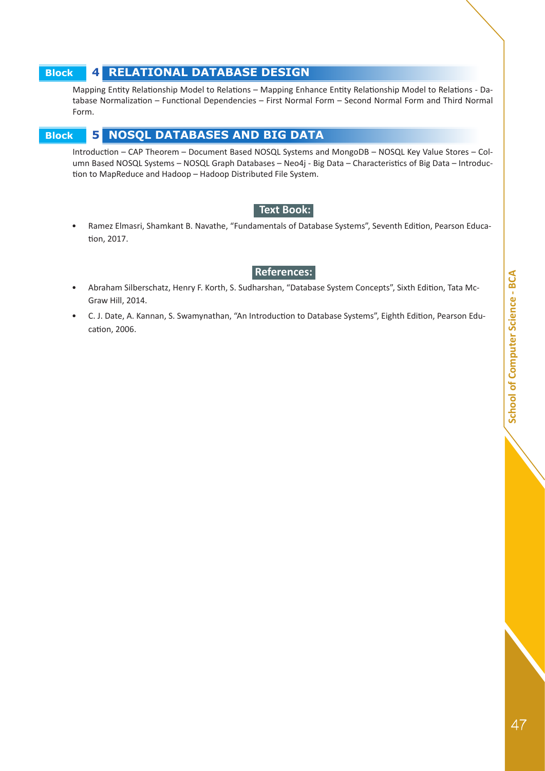## Block 4 RELATIONAL DATABASE DESIGN

Mapping Entity Relationship Model to Relations – Mapping Enhance Entity Relationship Model to Relations - Database Normalization – Functional Dependencies – First Normal Form – Second Normal Form and Third Normal Form.

## Block 5 NOSQL DATABASES AND BIG DATA

Introduction – CAP Theorem – Document Based NOSQL Systems and MongoDB – NOSQL Key Value Stores – Column Based NOSQL Systems – NOSQL Graph Databases – Neo4j - Big Data – Characteristics of Big Data – Introduction to MapReduce and Hadoop – Hadoop Distributed File System.

### Text Book:

- Ramez Elmasri, Shamkant B. Navathe, "Fundamentals of Database Systems", Seventh Edition, Pearson Education, 2017.

### References:

- Abraham Silberschatz, Henry F. Korth, S. Sudharshan, "Database System Concepts", Sixth Edition, Tata McGraw Hill, 2014.
- C. J. Date, A. Kannan, S. Swamynathan, "An Introduction to Database Systems", Eighth Edition, Pearson Education, 2006.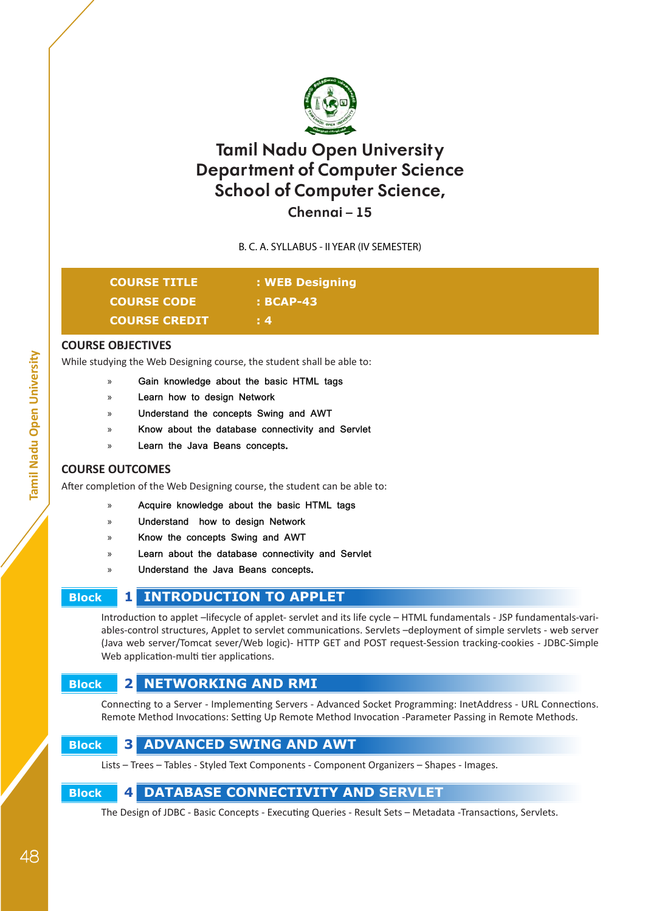# Tamil Nadu Open University
# Department of Computer Science
# School of Computer Science,
## Chennai – 15

B. C. A. SYLLABUS - II YEAR (IV SEMESTER)

| | |
|---|---|
| **COURSE TITLE** | **: WEB Designing** |
| **COURSE CODE** | **: BCAP-43** |
| **COURSE CREDIT** | **: 4** |

## COURSE OBJECTIVES

While studying the Web Designing course, the student shall be able to:

- Gain knowledge about the basic HTML tags
- Learn how to design Network
- Understand the concepts Swing and AWT
- Know about the database connectivity and Servlet
- Learn the Java Beans concepts.

## COURSE OUTCOMES

After completion of the Web Designing course, the student can be able to:

- Acquire knowledge about the basic HTML tags
- Understand how to design Network
- Know the concepts Swing and AWT
- Learn about the database connectivity and Servlet
- Understand the Java Beans concepts.

## Block 1 INTRODUCTION TO APPLET

Introduction to applet –lifecycle of applet- servlet and its life cycle – HTML fundamentals - JSP fundamentals-variables-control structures, Applet to servlet communications. Servlets –deployment of simple servlets - web server (Java web server/Tomcat sever/Web logic)- HTTP GET and POST request-Session tracking-cookies - JDBC-Simple Web application-multi tier applications.

## Block 2 NETWORKING AND RMI

Connecting to a Server - Implementing Servers - Advanced Socket Programming: InetAddress - URL Connections. Remote Method Invocations: Setting Up Remote Method Invocation -Parameter Passing in Remote Methods.

## Block 3 ADVANCED SWING AND AWT

Lists – Trees – Tables - Styled Text Components - Component Organizers – Shapes - Images.

## Block 4 DATABASE CONNECTIVITY AND SERVLET

The Design of JDBC - Basic Concepts - Executing Queries - Result Sets – Metadata -Transactions, Servlets.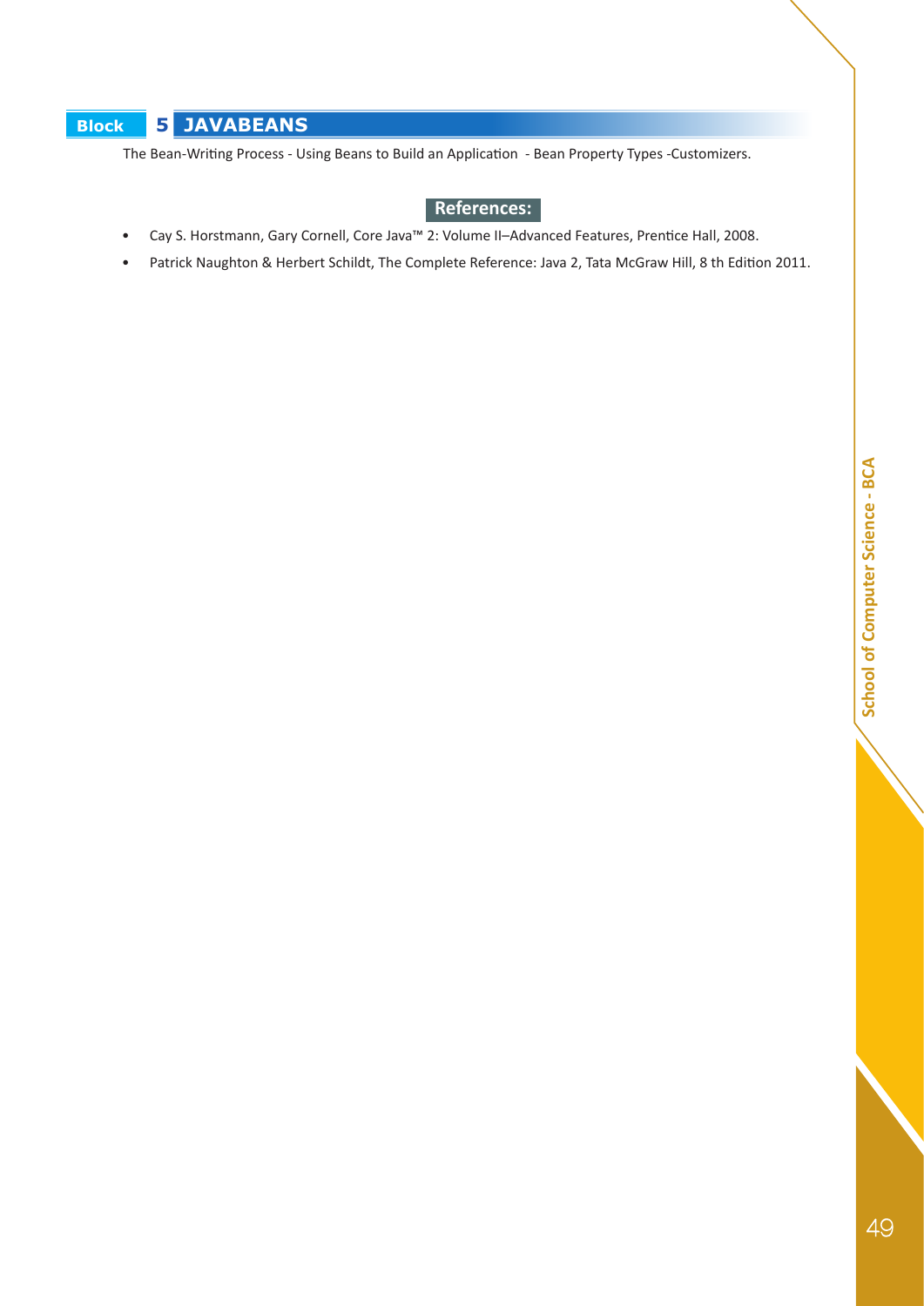## Block 5 JAVABEANS

The Bean-Writing Process - Using Beans to Build an Application - Bean Property Types -Customizers.

### References:

- Cay S. Horstmann, Gary Cornell, Core Java™ 2: Volume II–Advanced Features, Prentice Hall, 2008.
- Patrick Naughton & Herbert Schildt, The Complete Reference: Java 2, Tata McGraw Hill, 8 th Edition 2011.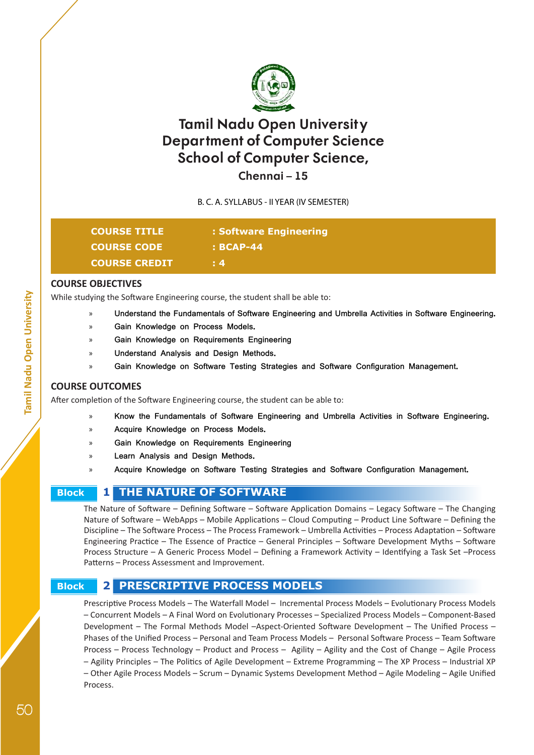# Tamil Nadu Open University
# Department of Computer Science
# School of Computer Science,
### Chennai – 15

B. C. A. SYLLABUS - II YEAR (IV SEMESTER)

| | |
|---|---|
| **COURSE TITLE** | **: Software Engineering** |
| **COURSE CODE** | **: BCAP-44** |
| **COURSE CREDIT** | **: 4** |

## COURSE OBJECTIVES

While studying the Software Engineering course, the student shall be able to:

- Understand the Fundamentals of Software Engineering and Umbrella Activities in Software Engineering.
- Gain Knowledge on Process Models.
- Gain Knowledge on Requirements Engineering
- Understand Analysis and Design Methods.
- Gain Knowledge on Software Testing Strategies and Software Configuration Management.

## COURSE OUTCOMES

After completion of the Software Engineering course, the student can be able to:

- Know the Fundamentals of Software Engineering and Umbrella Activities in Software Engineering.
- Acquire Knowledge on Process Models.
- Gain Knowledge on Requirements Engineering
- Learn Analysis and Design Methods.
- Acquire Knowledge on Software Testing Strategies and Software Configuration Management.

## Block 1 THE NATURE OF SOFTWARE

The Nature of Software – Defining Software – Software Application Domains – Legacy Software – The Changing Nature of Software – WebApps – Mobile Applications – Cloud Computing – Product Line Software – Defining the Discipline – The Software Process – The Process Framework – Umbrella Activities – Process Adaptation – Software Engineering Practice – The Essence of Practice – General Principles – Software Development Myths – Software Process Structure – A Generic Process Model – Defining a Framework Activity – Identifying a Task Set –Process Patterns – Process Assessment and Improvement.

## Block 2 PRESCRIPTIVE PROCESS MODELS

Prescriptive Process Models – The Waterfall Model – Incremental Process Models – Evolutionary Process Models – Concurrent Models – A Final Word on Evolutionary Processes – Specialized Process Models – Component-Based Development – The Formal Methods Model –Aspect-Oriented Software Development – The Unified Process – Phases of the Unified Process – Personal and Team Process Models – Personal Software Process – Team Software Process – Process Technology – Product and Process – Agility – Agility and the Cost of Change – Agile Process – Agility Principles – The Politics of Agile Development – Extreme Programming – The XP Process – Industrial XP – Other Agile Process Models – Scrum – Dynamic Systems Development Method – Agile Modeling – Agile Unified Process.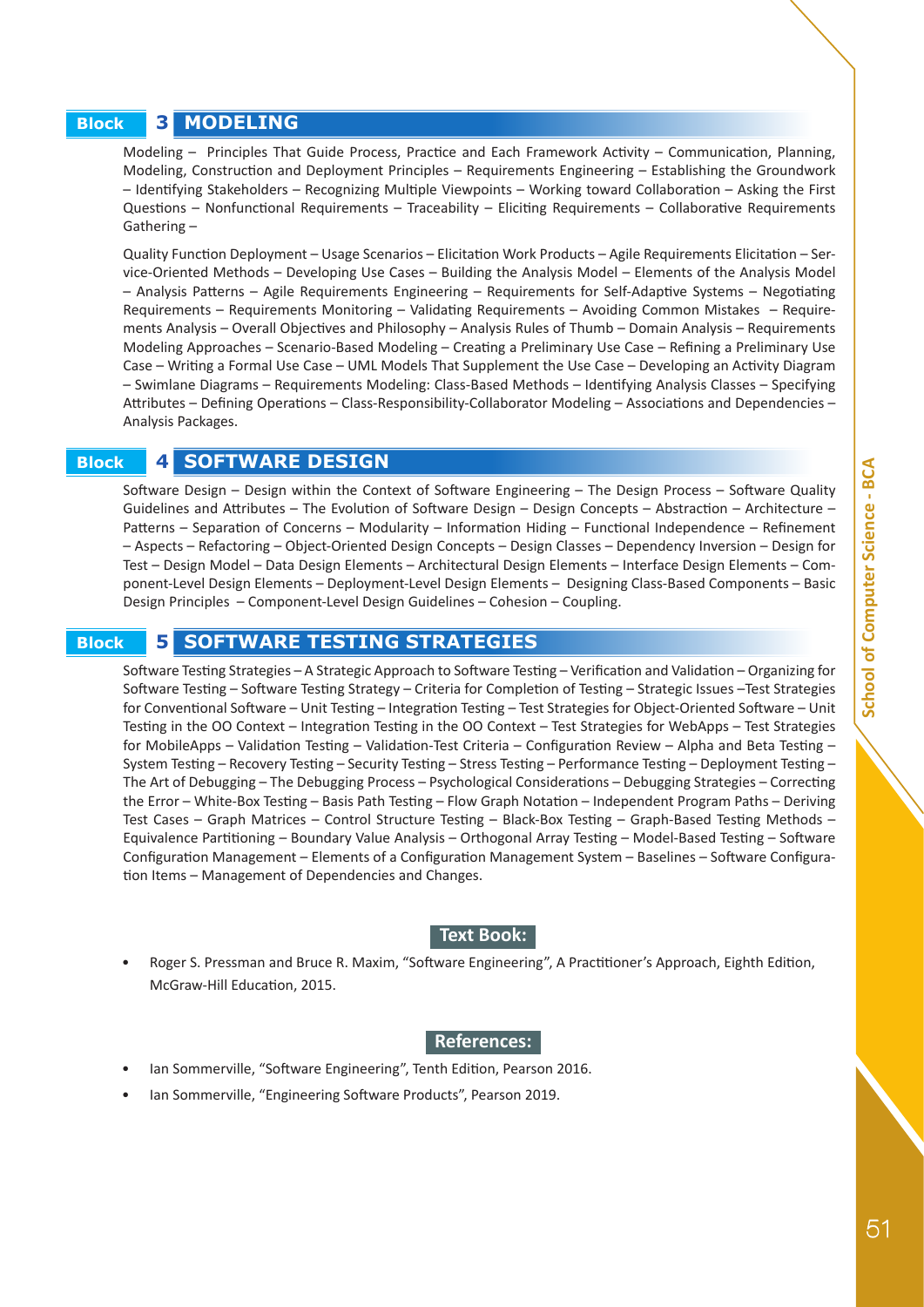## Block 3 MODELING

Modeling – Principles That Guide Process, Practice and Each Framework Activity – Communication, Planning, Modeling, Construction and Deployment Principles – Requirements Engineering – Establishing the Groundwork – Identifying Stakeholders – Recognizing Multiple Viewpoints – Working toward Collaboration – Asking the First Questions – Nonfunctional Requirements – Traceability – Eliciting Requirements – Collaborative Requirements Gathering –

Quality Function Deployment – Usage Scenarios – Elicitation Work Products – Agile Requirements Elicitation – Service-Oriented Methods – Developing Use Cases – Building the Analysis Model – Elements of the Analysis Model – Analysis Patterns – Agile Requirements Engineering – Requirements for Self-Adaptive Systems – Negotiating Requirements – Requirements Monitoring – Validating Requirements – Avoiding Common Mistakes – Requirements Analysis – Overall Objectives and Philosophy – Analysis Rules of Thumb – Domain Analysis – Requirements Modeling Approaches – Scenario-Based Modeling – Creating a Preliminary Use Case – Refining a Preliminary Use Case – Writing a Formal Use Case – UML Models That Supplement the Use Case – Developing an Activity Diagram – Swimlane Diagrams – Requirements Modeling: Class-Based Methods – Identifying Analysis Classes – Specifying Attributes – Defining Operations – Class-Responsibility-Collaborator Modeling – Associations and Dependencies – Analysis Packages.

## Block 4 SOFTWARE DESIGN

Software Design – Design within the Context of Software Engineering – The Design Process – Software Quality Guidelines and Attributes – The Evolution of Software Design – Design Concepts – Abstraction – Architecture – Patterns – Separation of Concerns – Modularity – Information Hiding – Functional Independence – Refinement – Aspects – Refactoring – Object-Oriented Design Concepts – Design Classes – Dependency Inversion – Design for Test – Design Model – Data Design Elements – Architectural Design Elements – Interface Design Elements – Component-Level Design Elements – Deployment-Level Design Elements – Designing Class-Based Components – Basic Design Principles – Component-Level Design Guidelines – Cohesion – Coupling.

## Block 5 SOFTWARE TESTING STRATEGIES

Software Testing Strategies – A Strategic Approach to Software Testing – Verification and Validation – Organizing for Software Testing – Software Testing Strategy – Criteria for Completion of Testing – Strategic Issues –Test Strategies for Conventional Software – Unit Testing – Integration Testing – Test Strategies for Object-Oriented Software – Unit Testing in the OO Context – Integration Testing in the OO Context – Test Strategies for WebApps – Test Strategies for MobileApps – Validation Testing – Validation-Test Criteria – Configuration Review – Alpha and Beta Testing – System Testing – Recovery Testing – Security Testing – Stress Testing – Performance Testing – Deployment Testing – The Art of Debugging – The Debugging Process – Psychological Considerations – Debugging Strategies – Correcting the Error – White-Box Testing – Basis Path Testing – Flow Graph Notation – Independent Program Paths – Deriving Test Cases – Graph Matrices – Control Structure Testing – Black-Box Testing – Graph-Based Testing Methods – Equivalence Partitioning – Boundary Value Analysis – Orthogonal Array Testing – Model-Based Testing – Software Configuration Management – Elements of a Configuration Management System – Baselines – Software Configuration Items – Management of Dependencies and Changes.

### Text Book:

- Roger S. Pressman and Bruce R. Maxim, "Software Engineering", A Practitioner's Approach, Eighth Edition, McGraw-Hill Education, 2015.

### References:

- Ian Sommerville, "Software Engineering", Tenth Edition, Pearson 2016.
- Ian Sommerville, "Engineering Software Products", Pearson 2019.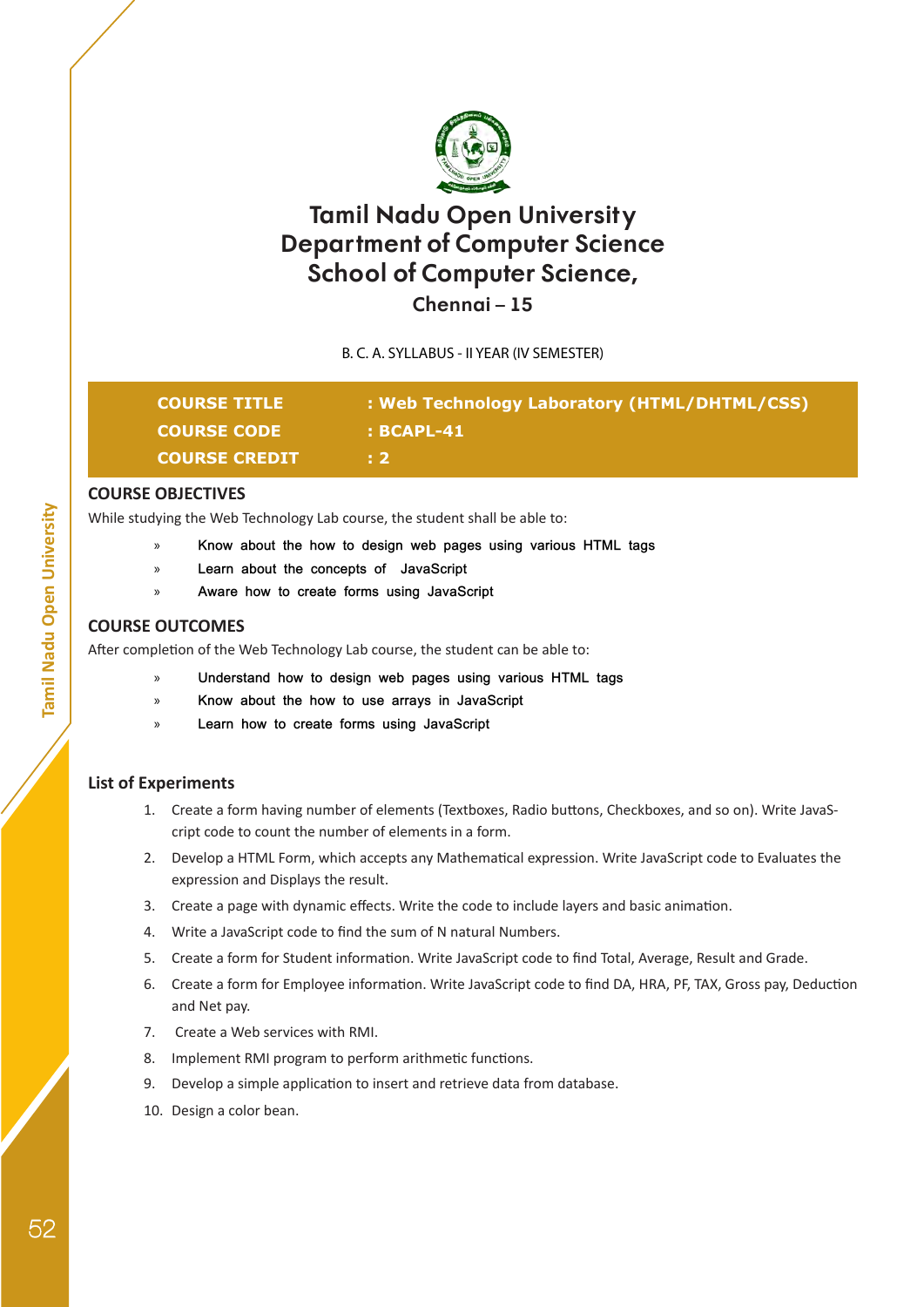# Tamil Nadu Open University
# Department of Computer Science
# School of Computer Science,
## Chennai – 15

B. C. A. SYLLABUS - II YEAR (IV SEMESTER)

| | |
|---|---|
| **COURSE TITLE** | **: Web Technology Laboratory (HTML/DHTML/CSS)** |
| **COURSE CODE** | **: BCAPL-41** |
| **COURSE CREDIT** | **: 2** |

### COURSE OBJECTIVES

While studying the Web Technology Lab course, the student shall be able to:

- Know about the how to design web pages using various HTML tags
- Learn about the concepts of JavaScript
- Aware how to create forms using JavaScript

### COURSE OUTCOMES

After completion of the Web Technology Lab course, the student can be able to:

- Understand how to design web pages using various HTML tags
- Know about the how to use arrays in JavaScript
- Learn how to create forms using JavaScript

### List of Experiments

1. Create a form having number of elements (Textboxes, Radio buttons, Checkboxes, and so on). Write JavaScript code to count the number of elements in a form.
2. Develop a HTML Form, which accepts any Mathematical expression. Write JavaScript code to Evaluates the expression and Displays the result.
3. Create a page with dynamic effects. Write the code to include layers and basic animation.
4. Write a JavaScript code to find the sum of N natural Numbers.
5. Create a form for Student information. Write JavaScript code to find Total, Average, Result and Grade.
6. Create a form for Employee information. Write JavaScript code to find DA, HRA, PF, TAX, Gross pay, Deduction and Net pay.
7. Create a Web services with RMI.
8. Implement RMI program to perform arithmetic functions.
9. Develop a simple application to insert and retrieve data from database.
10. Design a color bean.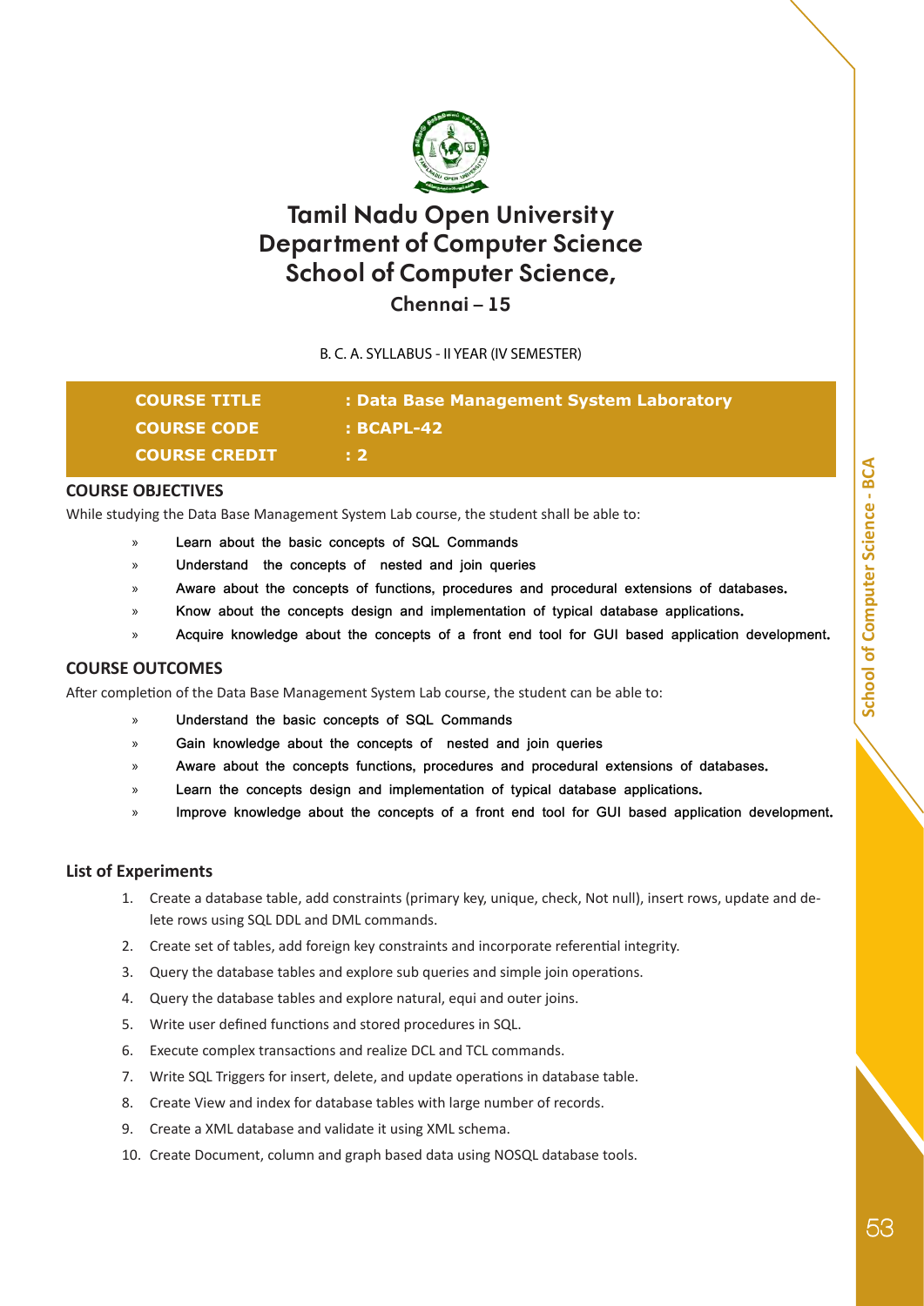# Tamil Nadu Open University
# Department of Computer Science
# School of Computer Science,
## Chennai – 15

B. C. A. SYLLABUS - II YEAR (IV SEMESTER)

| | |
|---|---|
| **COURSE TITLE** | **: Data Base Management System Laboratory** |
| **COURSE CODE** | **: BCAPL-42** |
| **COURSE CREDIT** | **: 2** |

## COURSE OBJECTIVES

While studying the Data Base Management System Lab course, the student shall be able to:

- » Learn about the basic concepts of SQL Commands
- » Understand the concepts of nested and join queries
- » Aware about the concepts of functions, procedures and procedural extensions of databases.
- » Know about the concepts design and implementation of typical database applications.
- » Acquire knowledge about the concepts of a front end tool for GUI based application development.

## COURSE OUTCOMES

After completion of the Data Base Management System Lab course, the student can be able to:

- » Understand the basic concepts of SQL Commands
- » Gain knowledge about the concepts of nested and join queries
- » Aware about the concepts functions, procedures and procedural extensions of databases.
- » Learn the concepts design and implementation of typical database applications.
- » Improve knowledge about the concepts of a front end tool for GUI based application development.

## List of Experiments

1. Create a database table, add constraints (primary key, unique, check, Not null), insert rows, update and delete rows using SQL DDL and DML commands.
2. Create set of tables, add foreign key constraints and incorporate referential integrity.
3. Query the database tables and explore sub queries and simple join operations.
4. Query the database tables and explore natural, equi and outer joins.
5. Write user defined functions and stored procedures in SQL.
6. Execute complex transactions and realize DCL and TCL commands.
7. Write SQL Triggers for insert, delete, and update operations in database table.
8. Create View and index for database tables with large number of records.
9. Create a XML database and validate it using XML schema.
10. Create Document, column and graph based data using NOSQL database tools.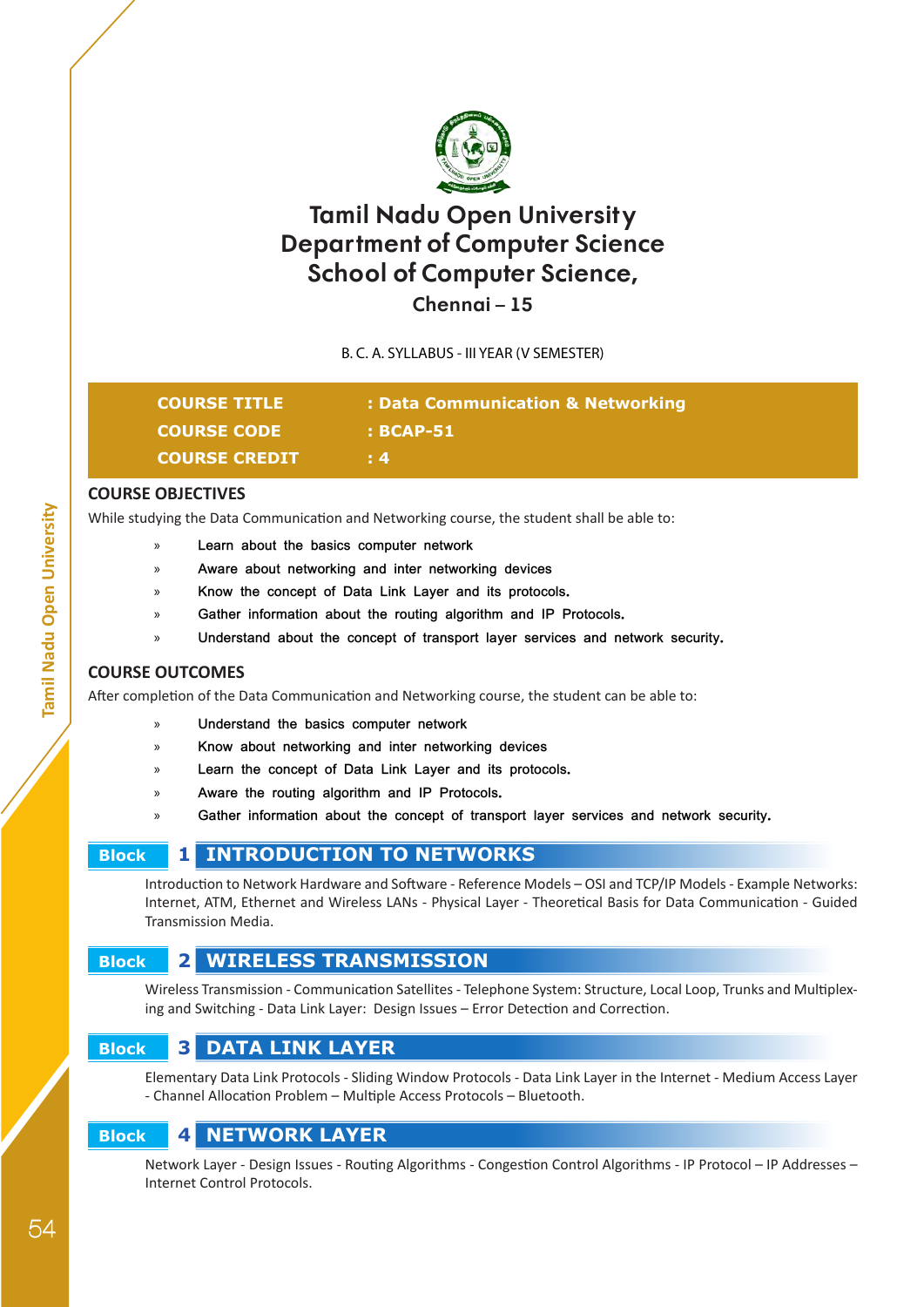# Tamil Nadu Open University
# Department of Computer Science
# School of Computer Science,
## Chennai – 15

B. C. A. SYLLABUS - III YEAR (V SEMESTER)

| | |
|---|---|
| **COURSE TITLE** | **: Data Communication & Networking** |
| **COURSE CODE** | **: BCAP-51** |
| **COURSE CREDIT** | **: 4** |

## COURSE OBJECTIVES

While studying the Data Communication and Networking course, the student shall be able to:

- Learn about the basics computer network
- Aware about networking and inter networking devices
- Know the concept of Data Link Layer and its protocols.
- Gather information about the routing algorithm and IP Protocols.
- Understand about the concept of transport layer services and network security.

## COURSE OUTCOMES

After completion of the Data Communication and Networking course, the student can be able to:

- Understand the basics computer network
- Know about networking and inter networking devices
- Learn the concept of Data Link Layer and its protocols.
- Aware the routing algorithm and IP Protocols.
- Gather information about the concept of transport layer services and network security.

### Block 1 INTRODUCTION TO NETWORKS

Introduction to Network Hardware and Software - Reference Models – OSI and TCP/IP Models - Example Networks: Internet, ATM, Ethernet and Wireless LANs - Physical Layer - Theoretical Basis for Data Communication - Guided Transmission Media.

### Block 2 WIRELESS TRANSMISSION

Wireless Transmission - Communication Satellites - Telephone System: Structure, Local Loop, Trunks and Multiplexing and Switching - Data Link Layer: Design Issues – Error Detection and Correction.

### Block 3 DATA LINK LAYER

Elementary Data Link Protocols - Sliding Window Protocols - Data Link Layer in the Internet - Medium Access Layer - Channel Allocation Problem – Multiple Access Protocols – Bluetooth.

### Block 4 NETWORK LAYER

Network Layer - Design Issues - Routing Algorithms - Congestion Control Algorithms - IP Protocol – IP Addresses – Internet Control Protocols.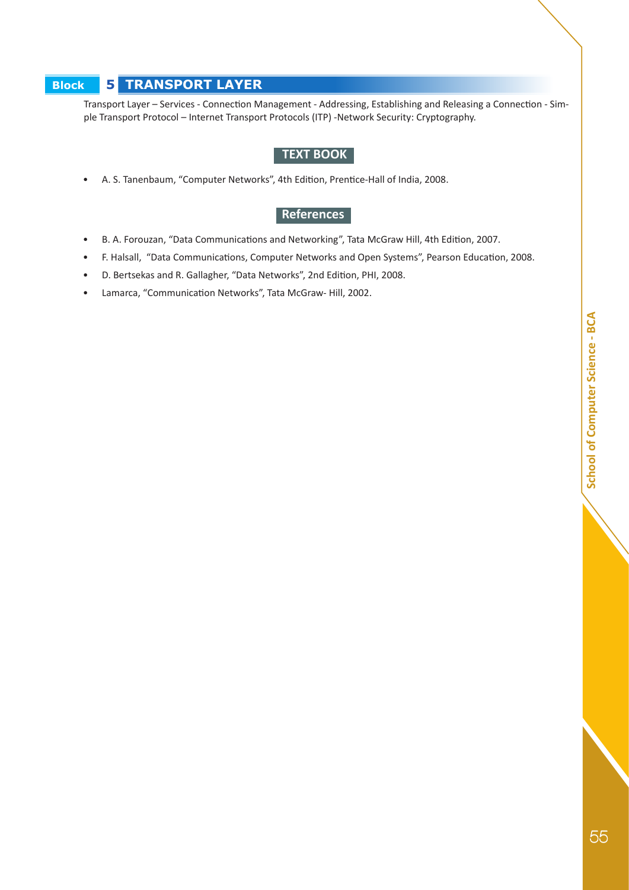## Block 5 TRANSPORT LAYER

Transport Layer – Services - Connection Management - Addressing, Establishing and Releasing a Connection - Simple Transport Protocol – Internet Transport Protocols (ITP) -Network Security: Cryptography.

### TEXT BOOK

- A. S. Tanenbaum, "Computer Networks", 4th Edition, Prentice-Hall of India, 2008.

### References

- B. A. Forouzan, "Data Communications and Networking", Tata McGraw Hill, 4th Edition, 2007.
- F. Halsall, "Data Communications, Computer Networks and Open Systems", Pearson Education, 2008.
- D. Bertsekas and R. Gallagher, "Data Networks", 2nd Edition, PHI, 2008.
- Lamarca, "Communication Networks", Tata McGraw- Hill, 2002.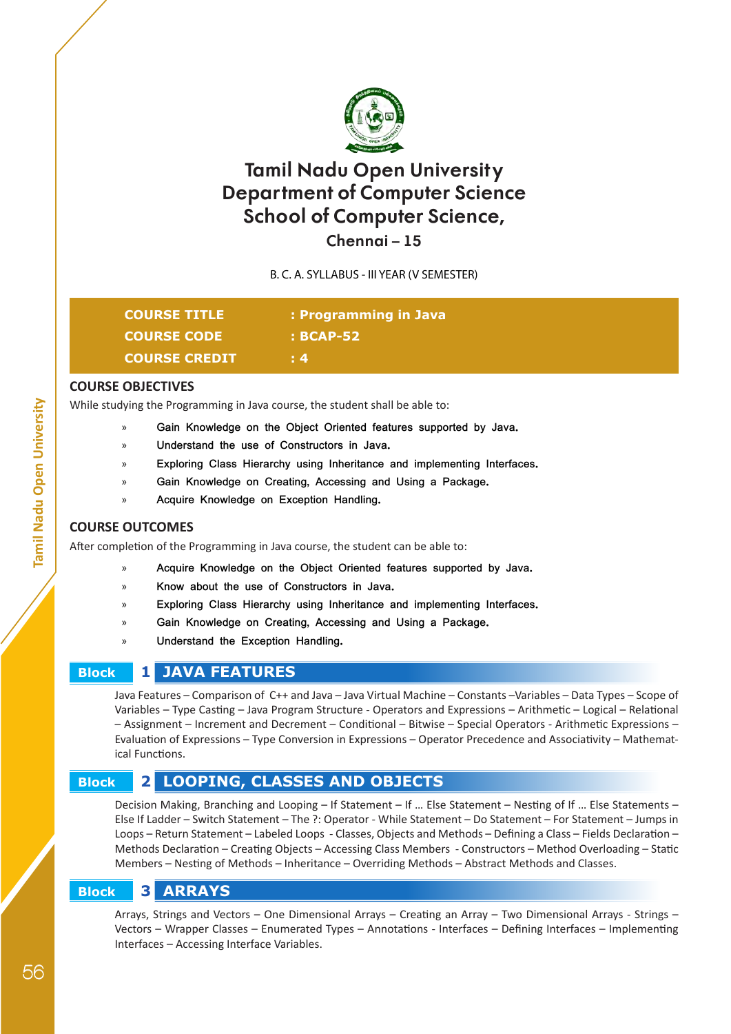# Tamil Nadu Open University
# Department of Computer Science
# School of Computer Science,
## Chennai – 15

B. C. A. SYLLABUS - III YEAR (V SEMESTER)

| | |
|---|---|
| **COURSE TITLE** | **: Programming in Java** |
| **COURSE CODE** | **: BCAP-52** |
| **COURSE CREDIT** | **: 4** |

## COURSE OBJECTIVES

While studying the Programming in Java course, the student shall be able to:

- Gain Knowledge on the Object Oriented features supported by Java.
- Understand the use of Constructors in Java.
- Exploring Class Hierarchy using Inheritance and implementing Interfaces.
- Gain Knowledge on Creating, Accessing and Using a Package.
- Acquire Knowledge on Exception Handling.

## COURSE OUTCOMES

After completion of the Programming in Java course, the student can be able to:

- Acquire Knowledge on the Object Oriented features supported by Java.
- Know about the use of Constructors in Java.
- Exploring Class Hierarchy using Inheritance and implementing Interfaces.
- Gain Knowledge on Creating, Accessing and Using a Package.
- Understand the Exception Handling.

## Block 1 JAVA FEATURES

Java Features – Comparison of C++ and Java – Java Virtual Machine – Constants –Variables – Data Types – Scope of Variables – Type Casting – Java Program Structure - Operators and Expressions – Arithmetic – Logical – Relational – Assignment – Increment and Decrement – Conditional – Bitwise – Special Operators - Arithmetic Expressions – Evaluation of Expressions – Type Conversion in Expressions – Operator Precedence and Associativity – Mathematical Functions.

## Block 2 LOOPING, CLASSES AND OBJECTS

Decision Making, Branching and Looping – If Statement – If … Else Statement – Nesting of If … Else Statements – Else If Ladder – Switch Statement – The ?: Operator - While Statement – Do Statement – For Statement – Jumps in Loops – Return Statement – Labeled Loops - Classes, Objects and Methods – Defining a Class – Fields Declaration – Methods Declaration – Creating Objects – Accessing Class Members - Constructors – Method Overloading – Static Members – Nesting of Methods – Inheritance – Overriding Methods – Abstract Methods and Classes.

## Block 3 ARRAYS

Arrays, Strings and Vectors – One Dimensional Arrays – Creating an Array – Two Dimensional Arrays - Strings – Vectors – Wrapper Classes – Enumerated Types – Annotations - Interfaces – Defining Interfaces – Implementing Interfaces – Accessing Interface Variables.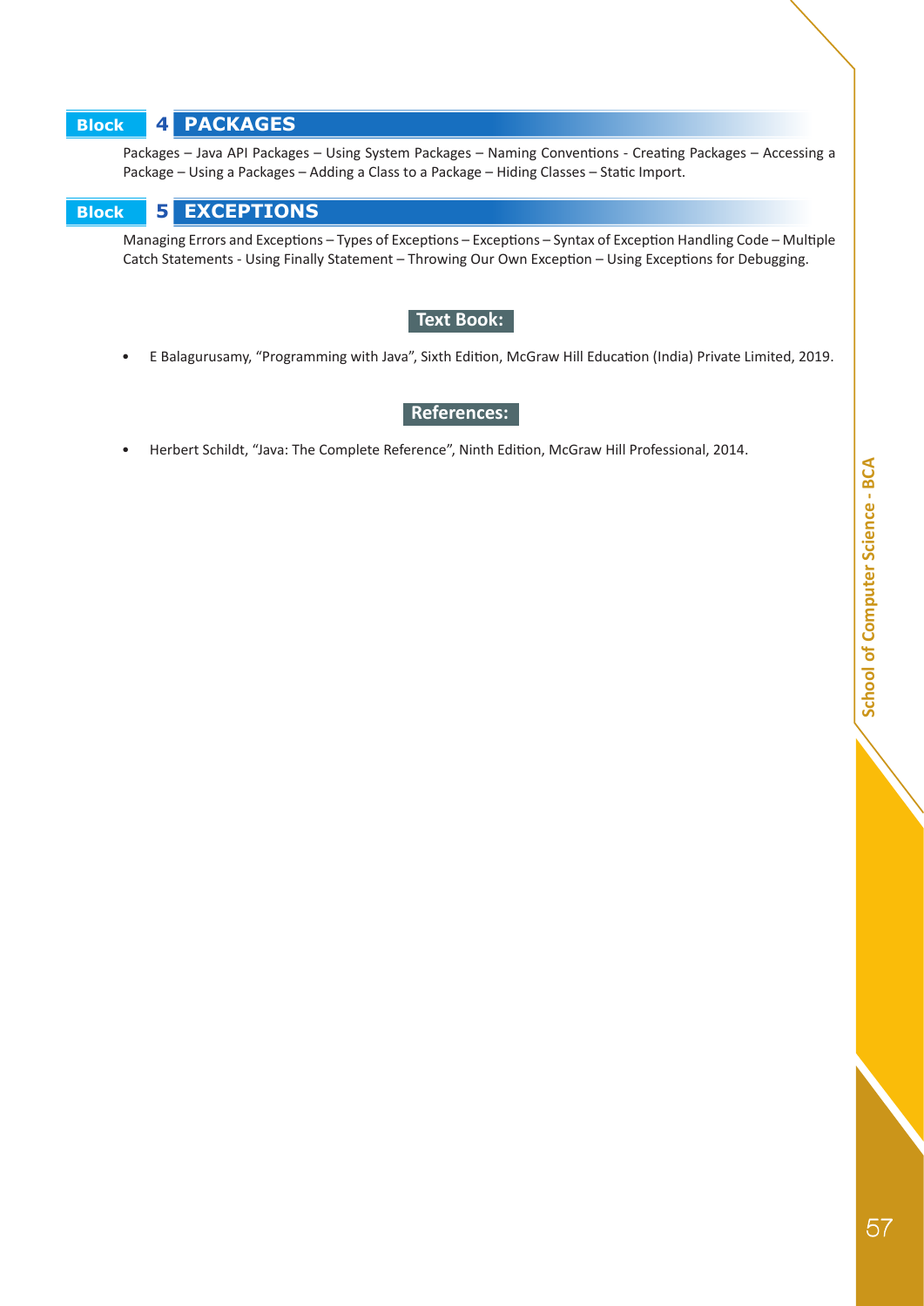## Block 4 PACKAGES

Packages – Java API Packages – Using System Packages – Naming Conventions - Creating Packages – Accessing a Package – Using a Packages – Adding a Class to a Package – Hiding Classes – Static Import.

## Block 5 EXCEPTIONS

Managing Errors and Exceptions – Types of Exceptions – Exceptions – Syntax of Exception Handling Code – Multiple Catch Statements - Using Finally Statement – Throwing Our Own Exception – Using Exceptions for Debugging.

### Text Book:

- E Balagurusamy, "Programming with Java", Sixth Edition, McGraw Hill Education (India) Private Limited, 2019.

### References:

- Herbert Schildt, "Java: The Complete Reference", Ninth Edition, McGraw Hill Professional, 2014.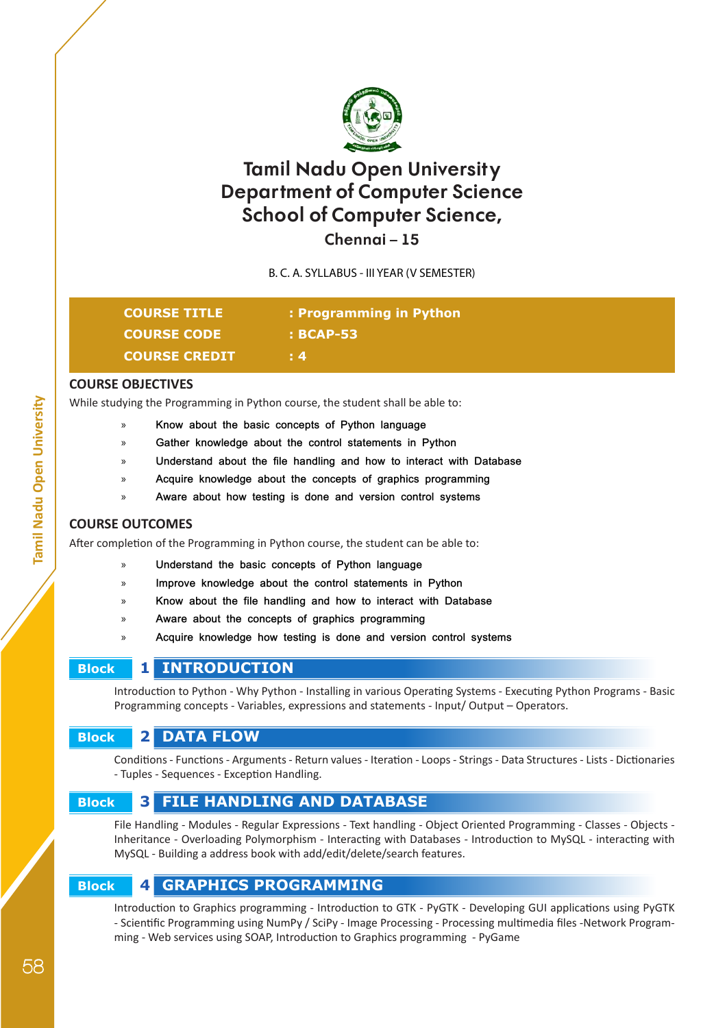# Tamil Nadu Open University
# Department of Computer Science
# School of Computer Science,
## Chennai – 15

B. C. A. SYLLABUS - III YEAR (V SEMESTER)

| | |
|---|---|
| **COURSE TITLE** | **: Programming in Python** |
| **COURSE CODE** | **: BCAP-53** |
| **COURSE CREDIT** | **: 4** |

## COURSE OBJECTIVES

While studying the Programming in Python course, the student shall be able to:

- Know about the basic concepts of Python language
- Gather knowledge about the control statements in Python
- Understand about the file handling and how to interact with Database
- Acquire knowledge about the concepts of graphics programming
- Aware about how testing is done and version control systems

## COURSE OUTCOMES

After completion of the Programming in Python course, the student can be able to:

- Understand the basic concepts of Python language
- Improve knowledge about the control statements in Python
- Know about the file handling and how to interact with Database
- Aware about the concepts of graphics programming
- Acquire knowledge how testing is done and version control systems

### Block 1 INTRODUCTION

Introduction to Python - Why Python - Installing in various Operating Systems - Executing Python Programs - Basic Programming concepts - Variables, expressions and statements - Input/ Output – Operators.

### Block 2 DATA FLOW

Conditions - Functions - Arguments - Return values - Iteration - Loops - Strings - Data Structures - Lists - Dictionaries - Tuples - Sequences - Exception Handling.

### Block 3 FILE HANDLING AND DATABASE

File Handling - Modules - Regular Expressions - Text handling - Object Oriented Programming - Classes - Objects - Inheritance - Overloading Polymorphism - Interacting with Databases - Introduction to MySQL - interacting with MySQL - Building a address book with add/edit/delete/search features.

### Block 4 GRAPHICS PROGRAMMING

Introduction to Graphics programming - Introduction to GTK - PyGTK - Developing GUI applications using PyGTK - Scientific Programming using NumPy / SciPy - Image Processing - Processing multimedia files -Network Programming - Web services using SOAP, Introduction to Graphics programming - PyGame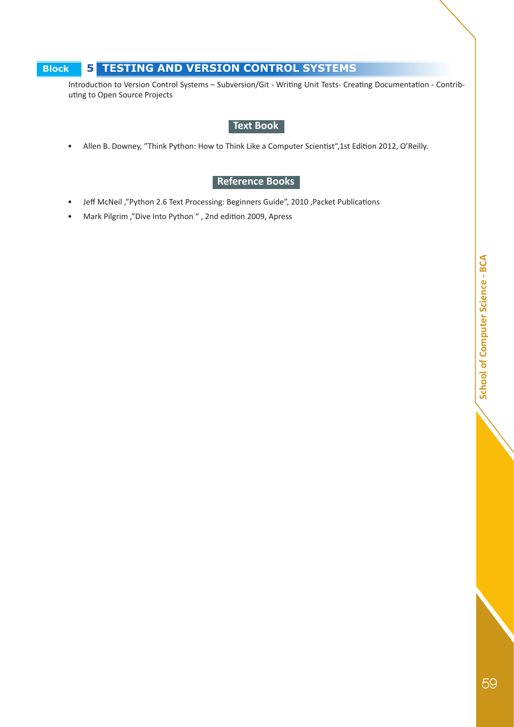## Block 5 TESTING AND VERSION CONTROL SYSTEMS

Introduction to Version Control Systems – Subversion/Git - Writing Unit Tests- Creating Documentation - Contributing to Open Source Projects

### Text Book

- Allen B. Downey, "Think Python: How to Think Like a Computer Scientist",1st Edition 2012, O'Reilly.

### Reference Books

- Jeff McNeil ,"Python 2.6 Text Processing: Beginners Guide", 2010 ,Packet Publications
- Mark Pilgrim ,"Dive Into Python " , 2nd edition 2009, Apress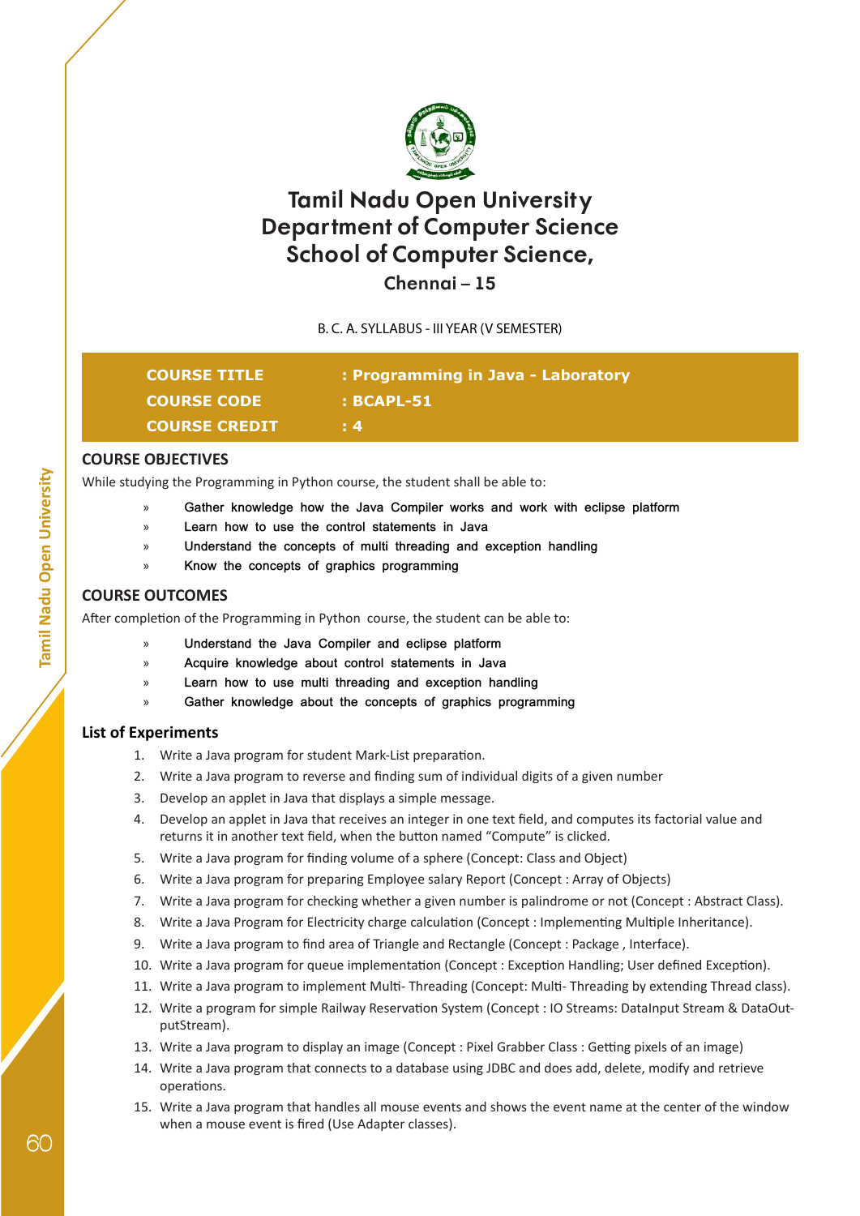# Tamil Nadu Open University
# Department of Computer Science
# School of Computer Science,
## Chennai – 15

B. C. A. SYLLABUS - III YEAR (V SEMESTER)

| | |
|---|---|
| **COURSE TITLE** | **: Programming in Java - Laboratory** |
| **COURSE CODE** | **: BCAPL-51** |
| **COURSE CREDIT** | **: 4** |

## COURSE OBJECTIVES

While studying the Programming in Python course, the student shall be able to:

- Gather knowledge how the Java Compiler works and work with eclipse platform
- Learn how to use the control statements in Java
- Understand the concepts of multi threading and exception handling
- Know the concepts of graphics programming

## COURSE OUTCOMES

After completion of the Programming in Python course, the student can be able to:

- Understand the Java Compiler and eclipse platform
- Acquire knowledge about control statements in Java
- Learn how to use multi threading and exception handling
- Gather knowledge about the concepts of graphics programming

## List of Experiments

1. Write a Java program for student Mark-List preparation.
2. Write a Java program to reverse and finding sum of individual digits of a given number
3. Develop an applet in Java that displays a simple message.
4. Develop an applet in Java that receives an integer in one text field, and computes its factorial value and returns it in another text field, when the button named “Compute” is clicked.
5. Write a Java program for finding volume of a sphere (Concept: Class and Object)
6. Write a Java program for preparing Employee salary Report (Concept : Array of Objects)
7. Write a Java program for checking whether a given number is palindrome or not (Concept : Abstract Class).
8. Write a Java Program for Electricity charge calculation (Concept : Implementing Multiple Inheritance).
9. Write a Java program to find area of Triangle and Rectangle (Concept : Package , Interface).
10. Write a Java program for queue implementation (Concept : Exception Handling; User defined Exception).
11. Write a Java program to implement Multi- Threading (Concept: Multi- Threading by extending Thread class).
12. Write a program for simple Railway Reservation System (Concept : IO Streams: DataInput Stream & DataOutputStream).
13. Write a Java program to display an image (Concept : Pixel Grabber Class : Getting pixels of an image)
14. Write a Java program that connects to a database using JDBC and does add, delete, modify and retrieve operations.
15. Write a Java program that handles all mouse events and shows the event name at the center of the window when a mouse event is fired (Use Adapter classes).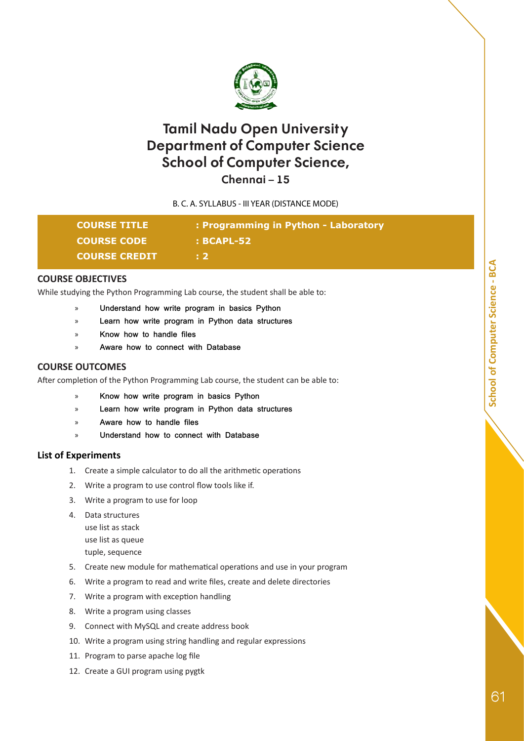# Tamil Nadu Open University
# Department of Computer Science
# School of Computer Science,
## Chennai – 15

B. C. A. SYLLABUS - III YEAR (DISTANCE MODE)

| | |
|---|---|
| **COURSE TITLE** | **: Programming in Python - Laboratory** |
| **COURSE CODE** | **: BCAPL-52** |
| **COURSE CREDIT** | **: 2** |

### COURSE OBJECTIVES

While studying the Python Programming Lab course, the student shall be able to:

- Understand how write program in basics Python
- Learn how write program in Python data structures
- Know how to handle files
- Aware how to connect with Database

### COURSE OUTCOMES

After completion of the Python Programming Lab course, the student can be able to:

- Know how write program in basics Python
- Learn how write program in Python data structures
- Aware how to handle files
- Understand how to connect with Database

### List of Experiments

1. Create a simple calculator to do all the arithmetic operations
2. Write a program to use control flow tools like if.
3. Write a program to use for loop
4. Data structures
   use list as stack
   use list as queue
   tuple, sequence
5. Create new module for mathematical operations and use in your program
6. Write a program to read and write files, create and delete directories
7. Write a program with exception handling
8. Write a program using classes
9. Connect with MySQL and create address book
10. Write a program using string handling and regular expressions
11. Program to parse apache log file
12. Create a GUI program using pygtk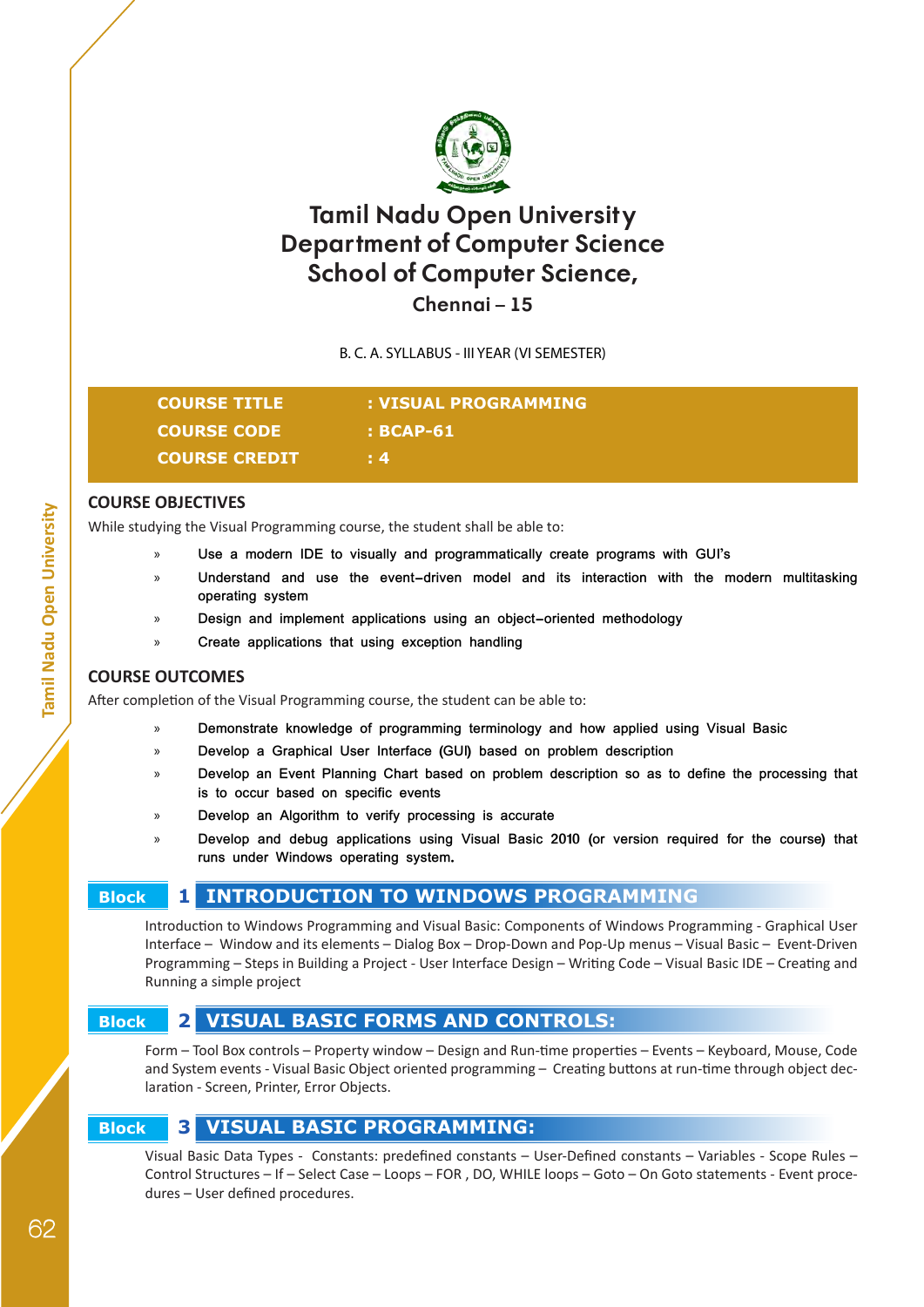# Tamil Nadu Open University
# Department of Computer Science
# School of Computer Science,
## Chennai – 15

B. C. A. SYLLABUS - III YEAR (VI SEMESTER)

| | |
|---|---|
| **COURSE TITLE** | **: VISUAL PROGRAMMING** |
| **COURSE CODE** | **: BCAP-61** |
| **COURSE CREDIT** | **: 4** |

## COURSE OBJECTIVES

While studying the Visual Programming course, the student shall be able to:

- Use a modern IDE to visually and programmatically create programs with GUI's
- Understand and use the event–driven model and its interaction with the modern multitasking operating system
- Design and implement applications using an object–oriented methodology
- Create applications that using exception handling

## COURSE OUTCOMES

After completion of the Visual Programming course, the student can be able to:

- Demonstrate knowledge of programming terminology and how applied using Visual Basic
- Develop a Graphical User Interface (GUI) based on problem description
- Develop an Event Planning Chart based on problem description so as to define the processing that is to occur based on specific events
- Develop an Algorithm to verify processing is accurate
- Develop and debug applications using Visual Basic 2010 (or version required for the course) that runs under Windows operating system.

## Block 1 INTRODUCTION TO WINDOWS PROGRAMMING

Introduction to Windows Programming and Visual Basic: Components of Windows Programming - Graphical User Interface – Window and its elements – Dialog Box – Drop-Down and Pop-Up menus – Visual Basic – Event-Driven Programming – Steps in Building a Project - User Interface Design – Writing Code – Visual Basic IDE – Creating and Running a simple project

## Block 2 VISUAL BASIC FORMS AND CONTROLS:

Form – Tool Box controls – Property window – Design and Run-time properties – Events – Keyboard, Mouse, Code and System events - Visual Basic Object oriented programming – Creating buttons at run-time through object declaration - Screen, Printer, Error Objects.

## Block 3 VISUAL BASIC PROGRAMMING:

Visual Basic Data Types - Constants: predefined constants – User-Defined constants – Variables - Scope Rules – Control Structures – If – Select Case – Loops – FOR , DO, WHILE loops – Goto – On Goto statements - Event procedures – User defined procedures.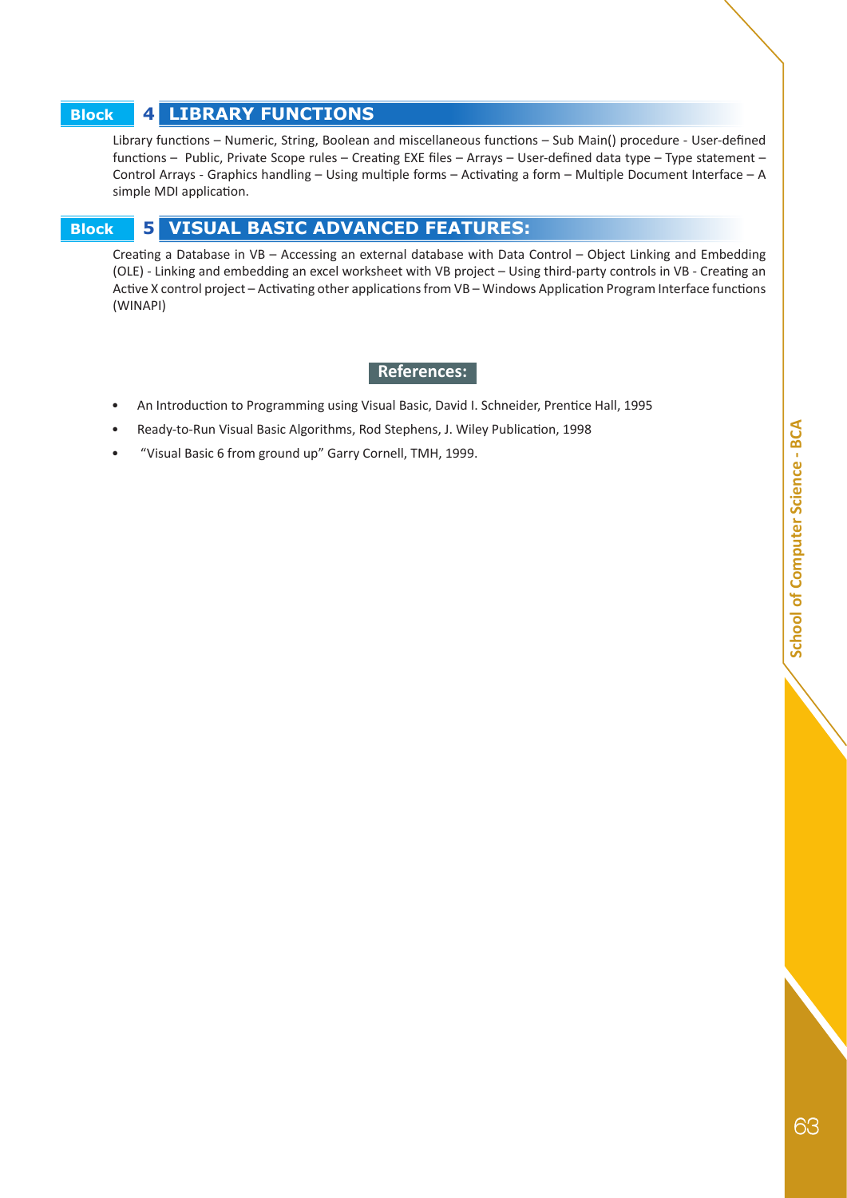## Block 4 LIBRARY FUNCTIONS

Library functions – Numeric, String, Boolean and miscellaneous functions – Sub Main() procedure - User-defined functions – Public, Private Scope rules – Creating EXE files – Arrays – User-defined data type – Type statement – Control Arrays - Graphics handling – Using multiple forms – Activating a form – Multiple Document Interface – A simple MDI application.

## Block 5 VISUAL BASIC ADVANCED FEATURES:

Creating a Database in VB – Accessing an external database with Data Control – Object Linking and Embedding (OLE) - Linking and embedding an excel worksheet with VB project – Using third-party controls in VB - Creating an Active X control project – Activating other applications from VB – Windows Application Program Interface functions (WINAPI)

### References:

- An Introduction to Programming using Visual Basic, David I. Schneider, Prentice Hall, 1995
- Ready-to-Run Visual Basic Algorithms, Rod Stephens, J. Wiley Publication, 1998
- "Visual Basic 6 from ground up" Garry Cornell, TMH, 1999.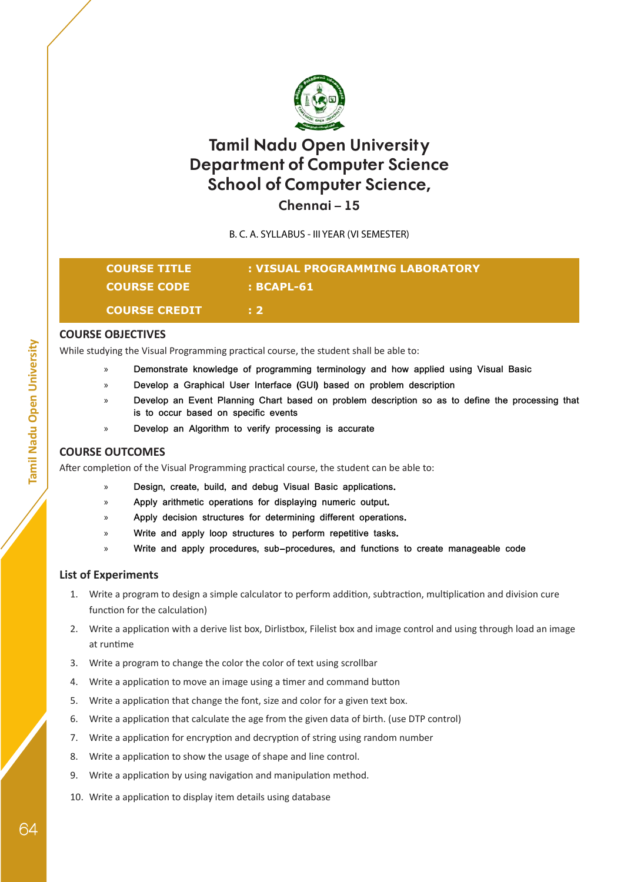# Tamil Nadu Open University
# Department of Computer Science
# School of Computer Science,

### Chennai – 15

B. C. A. SYLLABUS - III YEAR (VI SEMESTER)

**COURSE TITLE : VISUAL PROGRAMMING LABORATORY**
**COURSE CODE : BCAPL-61**
**COURSE CREDIT : 2**

## COURSE OBJECTIVES

While studying the Visual Programming practical course, the student shall be able to:

- Demonstrate knowledge of programming terminology and how applied using Visual Basic
- Develop a Graphical User Interface (GUI) based on problem description
- Develop an Event Planning Chart based on problem description so as to define the processing that is to occur based on specific events
- Develop an Algorithm to verify processing is accurate

## COURSE OUTCOMES

After completion of the Visual Programming practical course, the student can be able to:

- Design, create, build, and debug Visual Basic applications.
- Apply arithmetic operations for displaying numeric output.
- Apply decision structures for determining different operations.
- Write and apply loop structures to perform repetitive tasks.
- Write and apply procedures, sub–procedures, and functions to create manageable code

## List of Experiments

1. Write a program to design a simple calculator to perform addition, subtraction, multiplication and division cure function for the calculation)
2. Write a application with a derive list box, Dirlistbox, Filelist box and image control and using through load an image at runtime
3. Write a program to change the color the color of text using scrollbar
4. Write a application to move an image using a timer and command button
5. Write a application that change the font, size and color for a given text box.
6. Write a application that calculate the age from the given data of birth. (use DTP control)
7. Write a application for encryption and decryption of string using random number
8. Write a application to show the usage of shape and line control.
9. Write a application by using navigation and manipulation method.
10. Write a application to display item details using database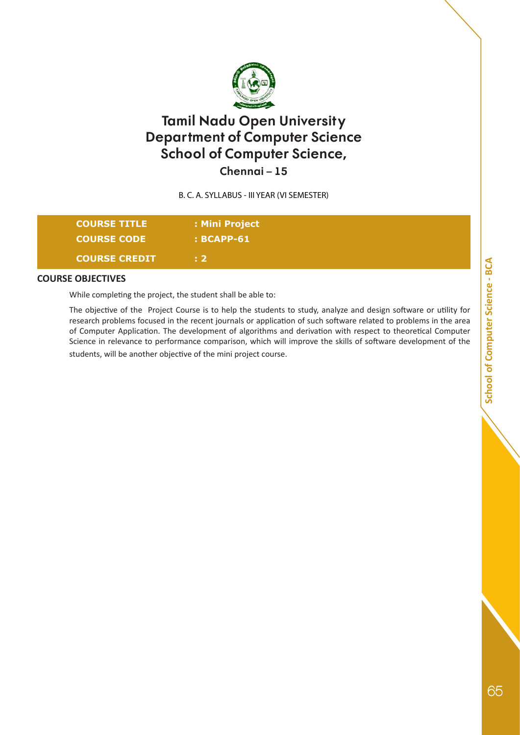# Tamil Nadu Open University
# Department of Computer Science
# School of Computer Science,

**Chennai – 15**

B. C. A. SYLLABUS - III YEAR (VI SEMESTER)

| | |
|---|---|
| **COURSE TITLE** | **: Mini Project** |
| **COURSE CODE** | **: BCAPP-61** |
| **COURSE CREDIT** | **: 2** |

## COURSE OBJECTIVES

While completing the project, the student shall be able to:

The objective of the Project Course is to help the students to study, analyze and design software or utility for research problems focused in the recent journals or application of such software related to problems in the area of Computer Application. The development of algorithms and derivation with respect to theoretical Computer Science in relevance to performance comparison, which will improve the skills of software development of the students, will be another objective of the mini project course.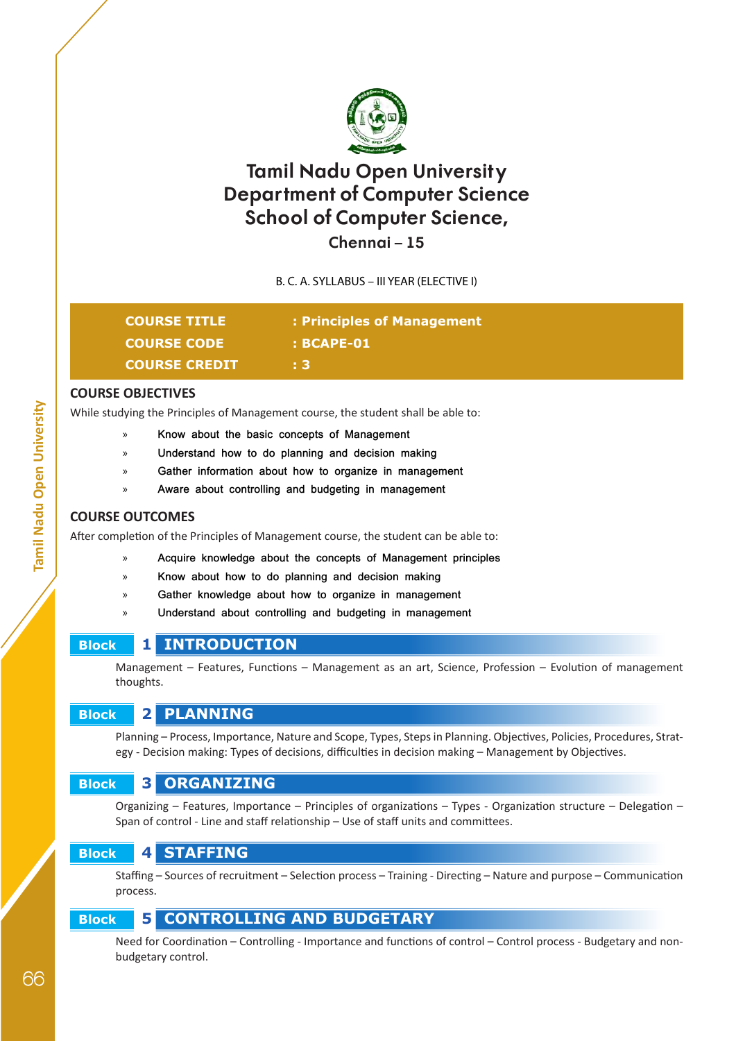# Tamil Nadu Open University
# Department of Computer Science
# School of Computer Science,
## Chennai – 15

B. C. A. SYLLABUS – III YEAR (ELECTIVE I)

| | |
|---|---|
| **COURSE TITLE** | **: Principles of Management** |
| **COURSE CODE** | **: BCAPE-01** |
| **COURSE CREDIT** | **: 3** |

### COURSE OBJECTIVES

While studying the Principles of Management course, the student shall be able to:

- Know about the basic concepts of Management
- Understand how to do planning and decision making
- Gather information about how to organize in management
- Aware about controlling and budgeting in management

### COURSE OUTCOMES

After completion of the Principles of Management course, the student can be able to:

- Acquire knowledge about the concepts of Management principles
- Know about how to do planning and decision making
- Gather knowledge about how to organize in management
- Understand about controlling and budgeting in management

### Block 1 INTRODUCTION

Management – Features, Functions – Management as an art, Science, Profession – Evolution of management thoughts.

### Block 2 PLANNING

Planning – Process, Importance, Nature and Scope, Types, Steps in Planning. Objectives, Policies, Procedures, Strategy - Decision making: Types of decisions, difficulties in decision making – Management by Objectives.

### Block 3 ORGANIZING

Organizing – Features, Importance – Principles of organizations – Types - Organization structure – Delegation – Span of control - Line and staff relationship – Use of staff units and committees.

### Block 4 STAFFING

Staffing – Sources of recruitment – Selection process – Training - Directing – Nature and purpose – Communication process.

### Block 5 CONTROLLING AND BUDGETARY

Need for Coordination – Controlling - Importance and functions of control – Control process - Budgetary and non-budgetary control.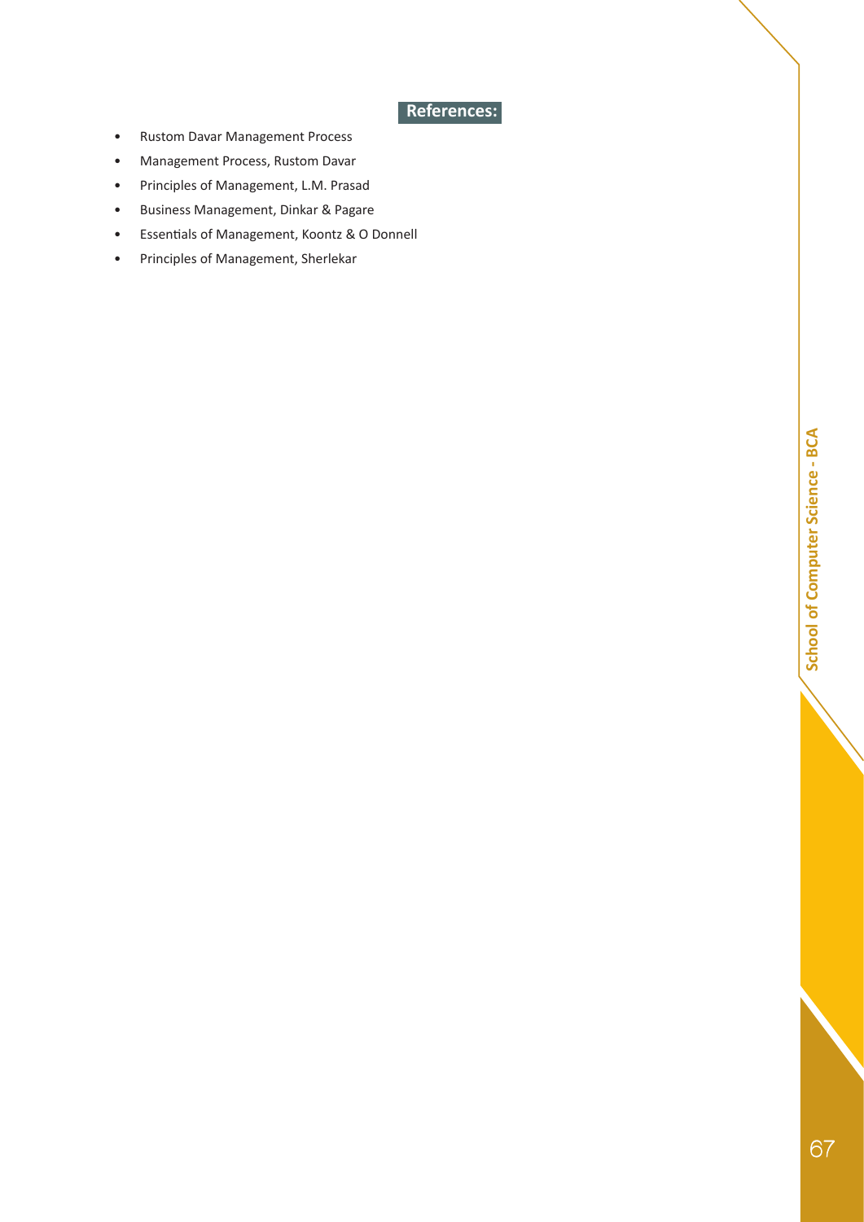## References:

- Rustom Davar Management Process
- Management Process, Rustom Davar
- Principles of Management, L.M. Prasad
- Business Management, Dinkar & Pagare
- Essentials of Management, Koontz & O Donnell
- Principles of Management, Sherlekar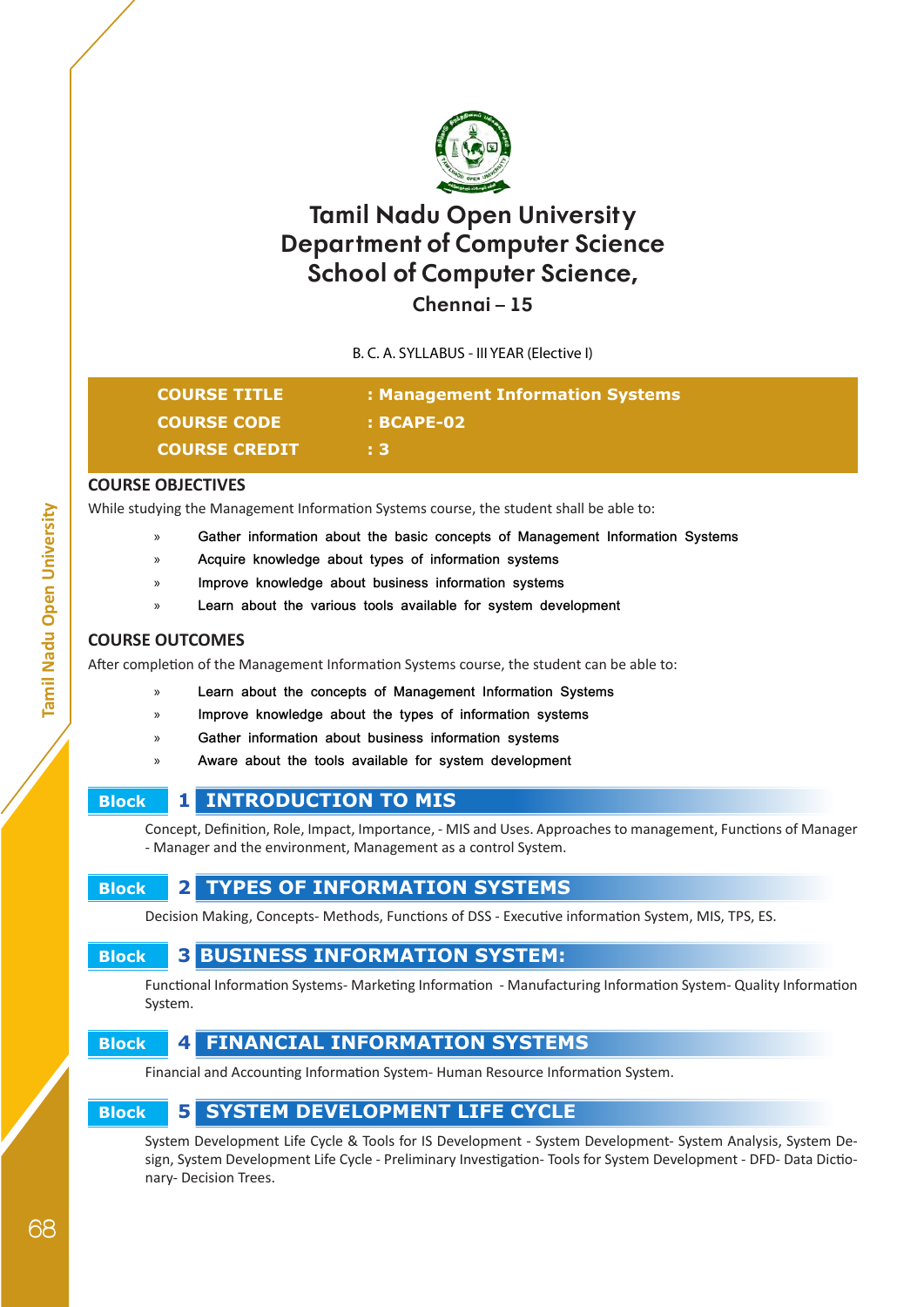# Tamil Nadu Open University
# Department of Computer Science
# School of Computer Science,
## Chennai – 15

B. C. A. SYLLABUS - III YEAR (Elective I)

| | |
|---|---|
| **COURSE TITLE** | **: Management Information Systems** |
| **COURSE CODE** | **: BCAPE-02** |
| **COURSE CREDIT** | **: 3** |

## COURSE OBJECTIVES

While studying the Management Information Systems course, the student shall be able to:

- Gather information about the basic concepts of Management Information Systems
- Acquire knowledge about types of information systems
- Improve knowledge about business information systems
- Learn about the various tools available for system development

## COURSE OUTCOMES

After completion of the Management Information Systems course, the student can be able to:

- Learn about the concepts of Management Information Systems
- Improve knowledge about the types of information systems
- Gather information about business information systems
- Aware about the tools available for system development

## Block 1 INTRODUCTION TO MIS

Concept, Definition, Role, Impact, Importance, - MIS and Uses. Approaches to management, Functions of Manager - Manager and the environment, Management as a control System.

## Block 2 TYPES OF INFORMATION SYSTEMS

Decision Making, Concepts- Methods, Functions of DSS - Executive information System, MIS, TPS, ES.

## Block 3 BUSINESS INFORMATION SYSTEM:

Functional Information Systems- Marketing Information - Manufacturing Information System- Quality Information System.

## Block 4 FINANCIAL INFORMATION SYSTEMS

Financial and Accounting Information System- Human Resource Information System.

## Block 5 SYSTEM DEVELOPMENT LIFE CYCLE

System Development Life Cycle & Tools for IS Development - System Development- System Analysis, System Design, System Development Life Cycle - Preliminary Investigation- Tools for System Development - DFD- Data Dictionary- Decision Trees.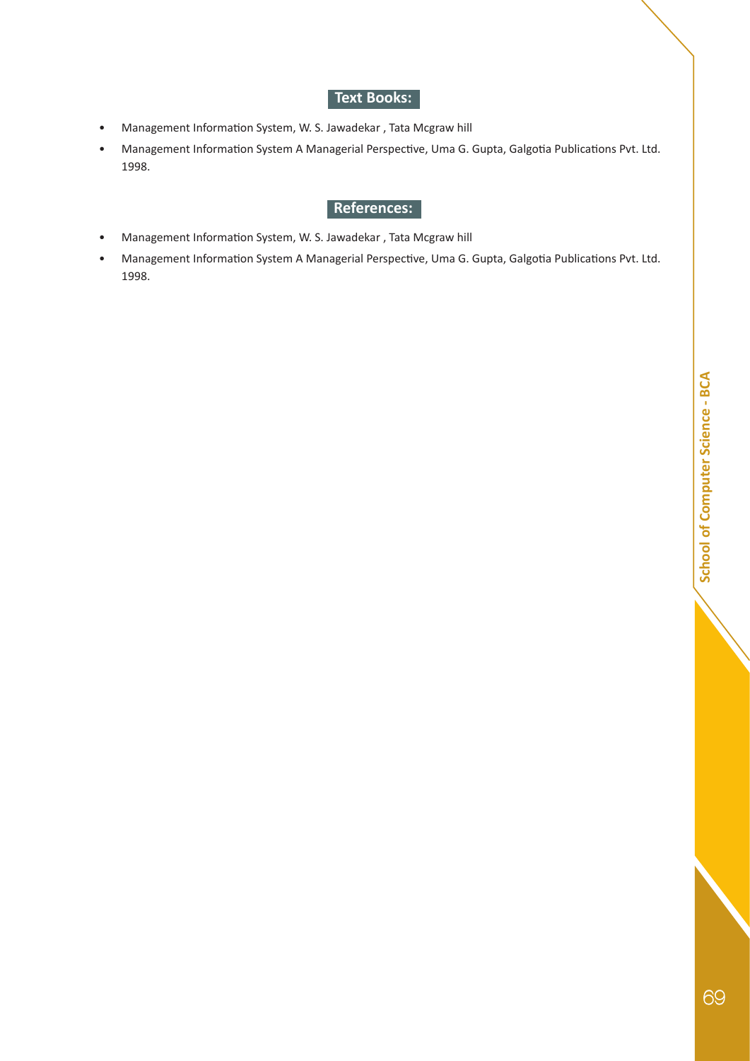## Text Books:

- Management Information System, W. S. Jawadekar , Tata Mcgraw hill
- Management Information System A Managerial Perspective, Uma G. Gupta, Galgotia Publications Pvt. Ltd. 1998.

## References:

- Management Information System, W. S. Jawadekar , Tata Mcgraw hill
- Management Information System A Managerial Perspective, Uma G. Gupta, Galgotia Publications Pvt. Ltd. 1998.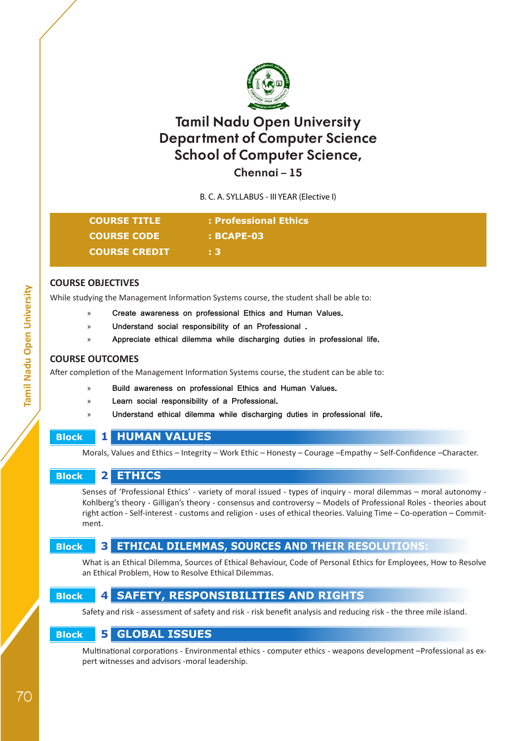# Tamil Nadu Open University
# Department of Computer Science
# School of Computer Science,
## Chennai – 15

B. C. A. SYLLABUS - III YEAR (Elective I)

| | |
|---|---|
| **COURSE TITLE** | **: Professional Ethics** |
| **COURSE CODE** | **: BCAPE-03** |
| **COURSE CREDIT** | **: 3** |

### COURSE OBJECTIVES

While studying the Management Information Systems course, the student shall be able to:

- Create awareness on professional Ethics and Human Values.
- Understand social responsibility of an Professional .
- Appreciate ethical dilemma while discharging duties in professional life.

### COURSE OUTCOMES

After completion of the Management Information Systems course, the student can be able to:

- Build awareness on professional Ethics and Human Values.
- Learn social responsibility of a Professional.
- Understand ethical dilemma while discharging duties in professional life.

### Block 1 HUMAN VALUES

Morals, Values and Ethics – Integrity – Work Ethic – Honesty – Courage –Empathy – Self-Confidence –Character.

### Block 2 ETHICS

Senses of 'Professional Ethics' - variety of moral issued - types of inquiry - moral dilemmas – moral autonomy - Kohlberg's theory - Gilligan's theory - consensus and controversy – Models of Professional Roles - theories about right action - Self-interest - customs and religion - uses of ethical theories. Valuing Time – Co-operation – Commitment.

### Block 3 ETHICAL DILEMMAS, SOURCES AND THEIR RESOLUTIONS:

What is an Ethical Dilemma, Sources of Ethical Behaviour, Code of Personal Ethics for Employees, How to Resolve an Ethical Problem, How to Resolve Ethical Dilemmas.

### Block 4 SAFETY, RESPONSIBILITIES AND RIGHTS

Safety and risk - assessment of safety and risk - risk benefit analysis and reducing risk - the three mile island.

### Block 5 GLOBAL ISSUES

Multinational corporations - Environmental ethics - computer ethics - weapons development –Professional as expert witnesses and advisors -moral leadership.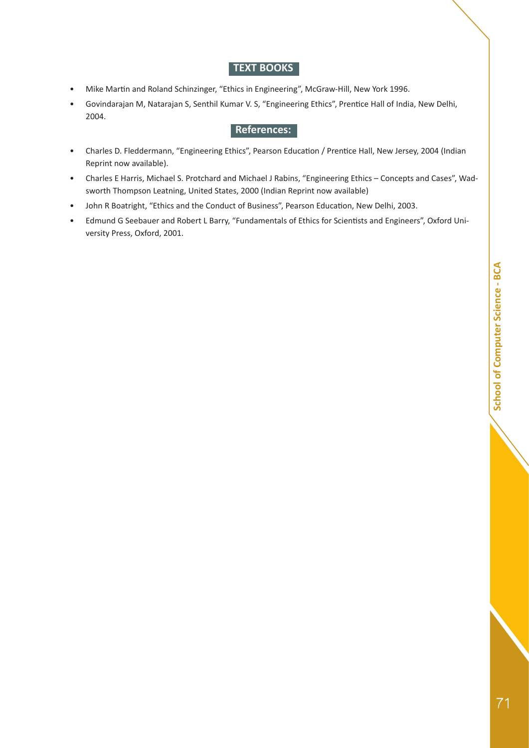## TEXT BOOKS

- Mike Martin and Roland Schinzinger, “Ethics in Engineering”, McGraw-Hill, New York 1996.
- Govindarajan M, Natarajan S, Senthil Kumar V. S, “Engineering Ethics”, Prentice Hall of India, New Delhi, 2004.

## References:

- Charles D. Fleddermann, “Engineering Ethics”, Pearson Education / Prentice Hall, New Jersey, 2004 (Indian Reprint now available).
- Charles E Harris, Michael S. Protchard and Michael J Rabins, “Engineering Ethics – Concepts and Cases”, Wadsworth Thompson Leatning, United States, 2000 (Indian Reprint now available)
- John R Boatright, “Ethics and the Conduct of Business”, Pearson Education, New Delhi, 2003.
- Edmund G Seebauer and Robert L Barry, “Fundamentals of Ethics for Scientists and Engineers”, Oxford University Press, Oxford, 2001.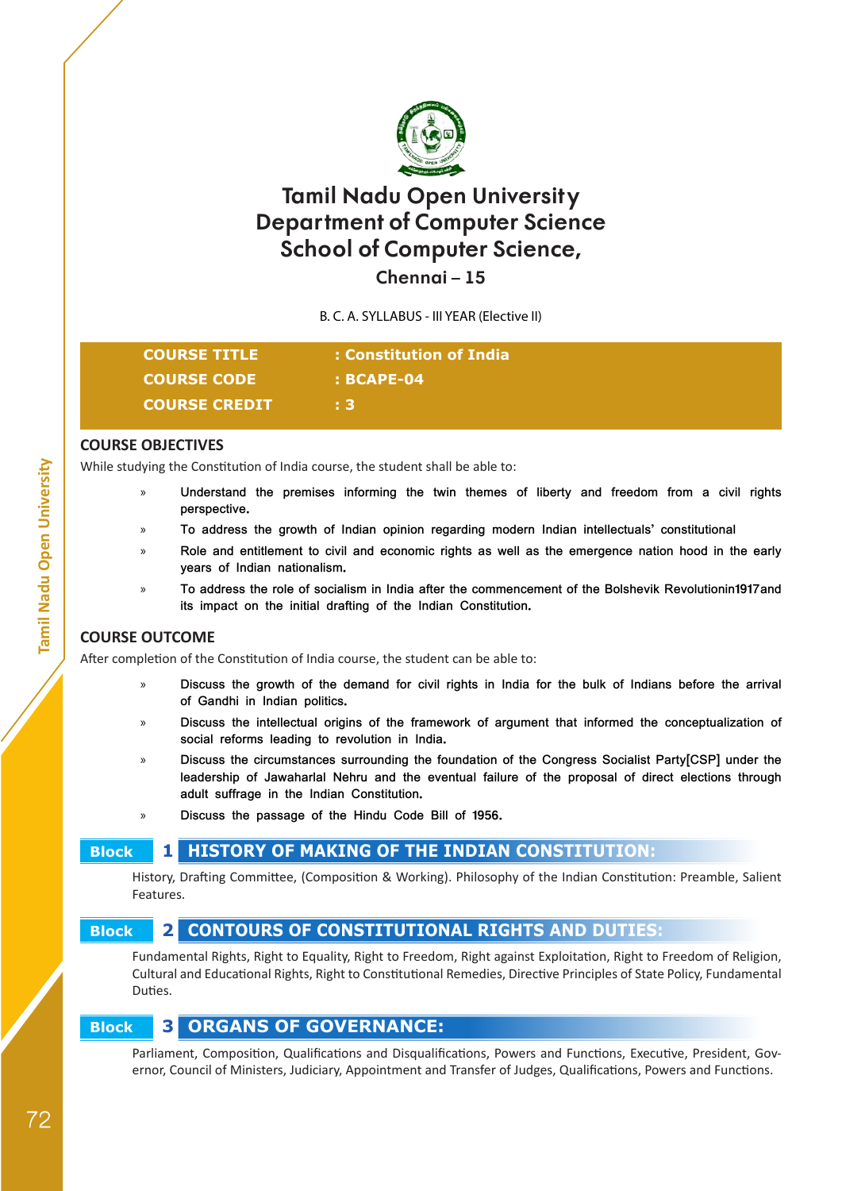# Tamil Nadu Open University
# Department of Computer Science
# School of Computer Science,
## Chennai – 15

B. C. A. SYLLABUS - III YEAR (Elective II)

| | |
|---|---|
| **COURSE TITLE** | **: Constitution of India** |
| **COURSE CODE** | **: BCAPE-04** |
| **COURSE CREDIT** | **: 3** |

### COURSE OBJECTIVES

While studying the Constitution of India course, the student shall be able to:

- Understand the premises informing the twin themes of liberty and freedom from a civil rights perspective.
- To address the growth of Indian opinion regarding modern Indian intellectuals' constitutional
- Role and entitlement to civil and economic rights as well as the emergence nation hood in the early years of Indian nationalism.
- To address the role of socialism in India after the commencement of the Bolshevik Revolutionin1917and its impact on the initial drafting of the Indian Constitution.

### COURSE OUTCOME

After completion of the Constitution of India course, the student can be able to:

- Discuss the growth of the demand for civil rights in India for the bulk of Indians before the arrival of Gandhi in Indian politics.
- Discuss the intellectual origins of the framework of argument that informed the conceptualization of social reforms leading to revolution in India.
- Discuss the circumstances surrounding the foundation of the Congress Socialist Party[CSP] under the leadership of Jawaharlal Nehru and the eventual failure of the proposal of direct elections through adult suffrage in the Indian Constitution.
- Discuss the passage of the Hindu Code Bill of 1956.

### Block 1 HISTORY OF MAKING OF THE INDIAN CONSTITUTION:

History, Drafting Committee, (Composition & Working). Philosophy of the Indian Constitution: Preamble, Salient Features.

### Block 2 CONTOURS OF CONSTITUTIONAL RIGHTS AND DUTIES:

Fundamental Rights, Right to Equality, Right to Freedom, Right against Exploitation, Right to Freedom of Religion, Cultural and Educational Rights, Right to Constitutional Remedies, Directive Principles of State Policy, Fundamental Duties.

### Block 3 ORGANS OF GOVERNANCE:

Parliament, Composition, Qualifications and Disqualifications, Powers and Functions, Executive, President, Governor, Council of Ministers, Judiciary, Appointment and Transfer of Judges, Qualifications, Powers and Functions.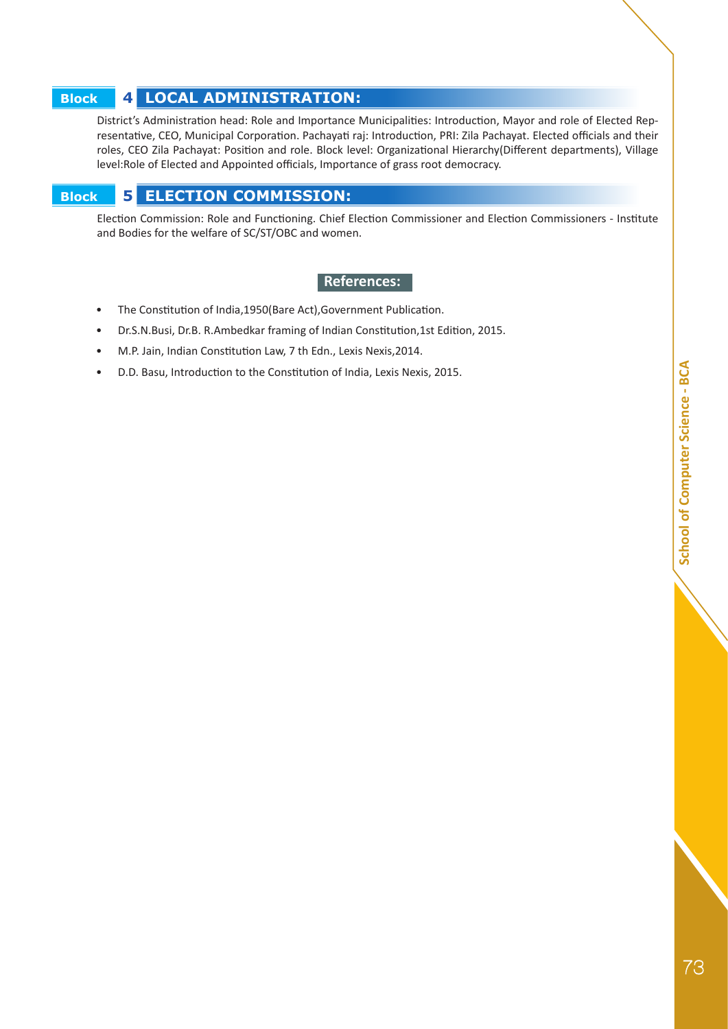## Block 4 LOCAL ADMINISTRATION:

District's Administration head: Role and Importance Municipalities: Introduction, Mayor and role of Elected Representative, CEO, Municipal Corporation. Pachayati raj: Introduction, PRI: Zila Pachayat. Elected officials and their roles, CEO Zila Pachayat: Position and role. Block level: Organizational Hierarchy(Different departments), Village level:Role of Elected and Appointed officials, Importance of grass root democracy.

## Block 5 ELECTION COMMISSION:

Election Commission: Role and Functioning. Chief Election Commissioner and Election Commissioners - Institute and Bodies for the welfare of SC/ST/OBC and women.

### References:

- The Constitution of India,1950(Bare Act),Government Publication.
- Dr.S.N.Busi, Dr.B. R.Ambedkar framing of Indian Constitution,1st Edition, 2015.
- M.P. Jain, Indian Constitution Law, 7 th Edn., Lexis Nexis,2014.
- D.D. Basu, Introduction to the Constitution of India, Lexis Nexis, 2015.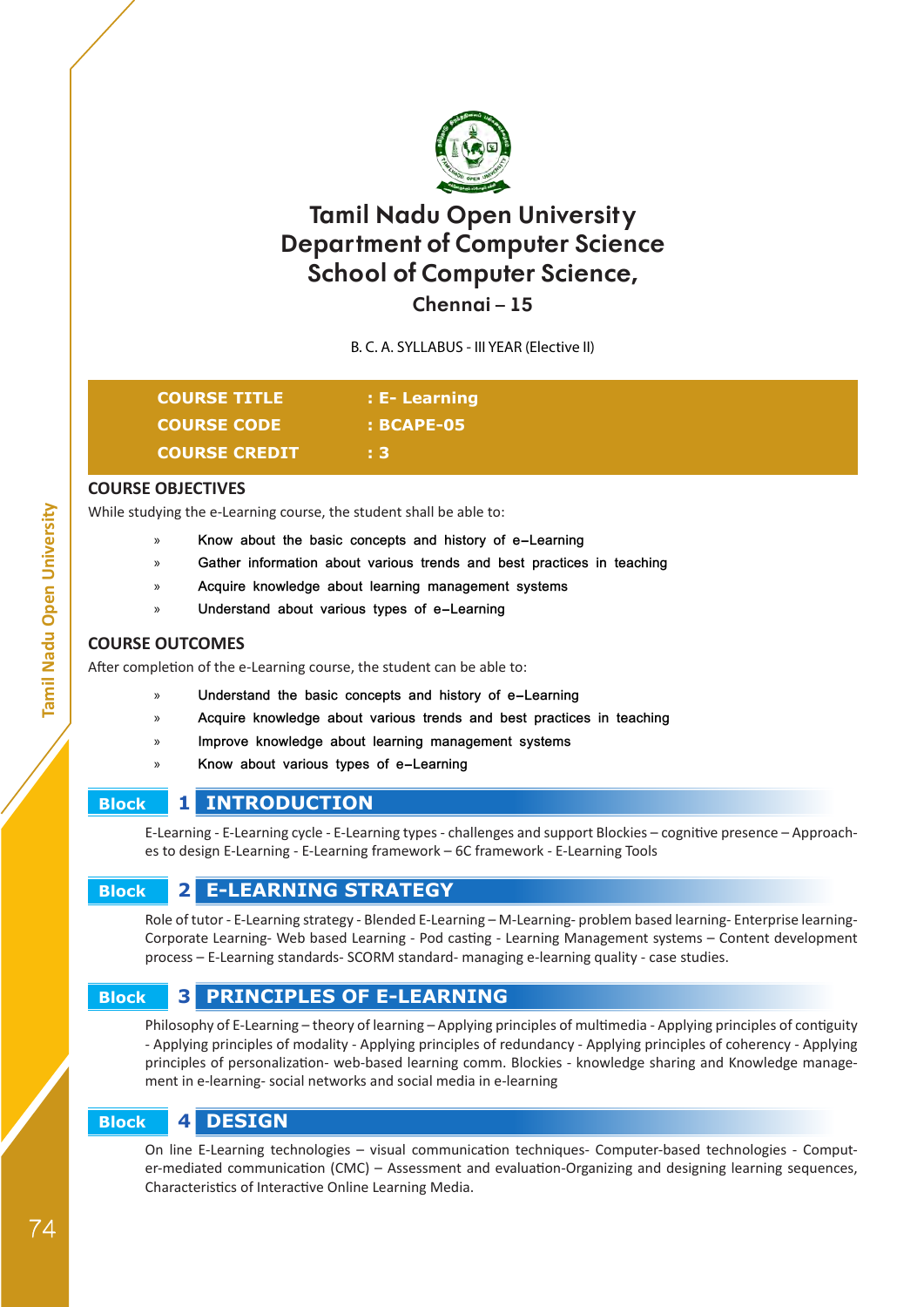# Tamil Nadu Open University
# Department of Computer Science
# School of Computer Science,
## Chennai – 15

B. C. A. SYLLABUS - III YEAR (Elective II)

| | |
|---|---|
| **COURSE TITLE** | **: E- Learning** |
| **COURSE CODE** | **: BCAPE-05** |
| **COURSE CREDIT** | **: 3** |

## COURSE OBJECTIVES

While studying the e-Learning course, the student shall be able to:

- Know about the basic concepts and history of e–Learning
- Gather information about various trends and best practices in teaching
- Acquire knowledge about learning management systems
- Understand about various types of e–Learning

## COURSE OUTCOMES

After completion of the e-Learning course, the student can be able to:

- Understand the basic concepts and history of e–Learning
- Acquire knowledge about various trends and best practices in teaching
- Improve knowledge about learning management systems
- Know about various types of e–Learning

## Block 1 INTRODUCTION

E-Learning - E-Learning cycle - E-Learning types - challenges and support Blockies – cognitive presence – Approaches to design E-Learning - E-Learning framework – 6C framework - E-Learning Tools

## Block 2 E-LEARNING STRATEGY

Role of tutor - E-Learning strategy - Blended E-Learning – M-Learning- problem based learning- Enterprise learning- Corporate Learning- Web based Learning - Pod casting - Learning Management systems – Content development process – E-Learning standards- SCORM standard- managing e-learning quality - case studies.

## Block 3 PRINCIPLES OF E-LEARNING

Philosophy of E-Learning – theory of learning – Applying principles of multimedia - Applying principles of contiguity - Applying principles of modality - Applying principles of redundancy - Applying principles of coherency - Applying principles of personalization- web-based learning comm. Blockies - knowledge sharing and Knowledge management in e-learning- social networks and social media in e-learning

## Block 4 DESIGN

On line E-Learning technologies – visual communication techniques- Computer-based technologies - Computer-mediated communication (CMC) – Assessment and evaluation-Organizing and designing learning sequences, Characteristics of Interactive Online Learning Media.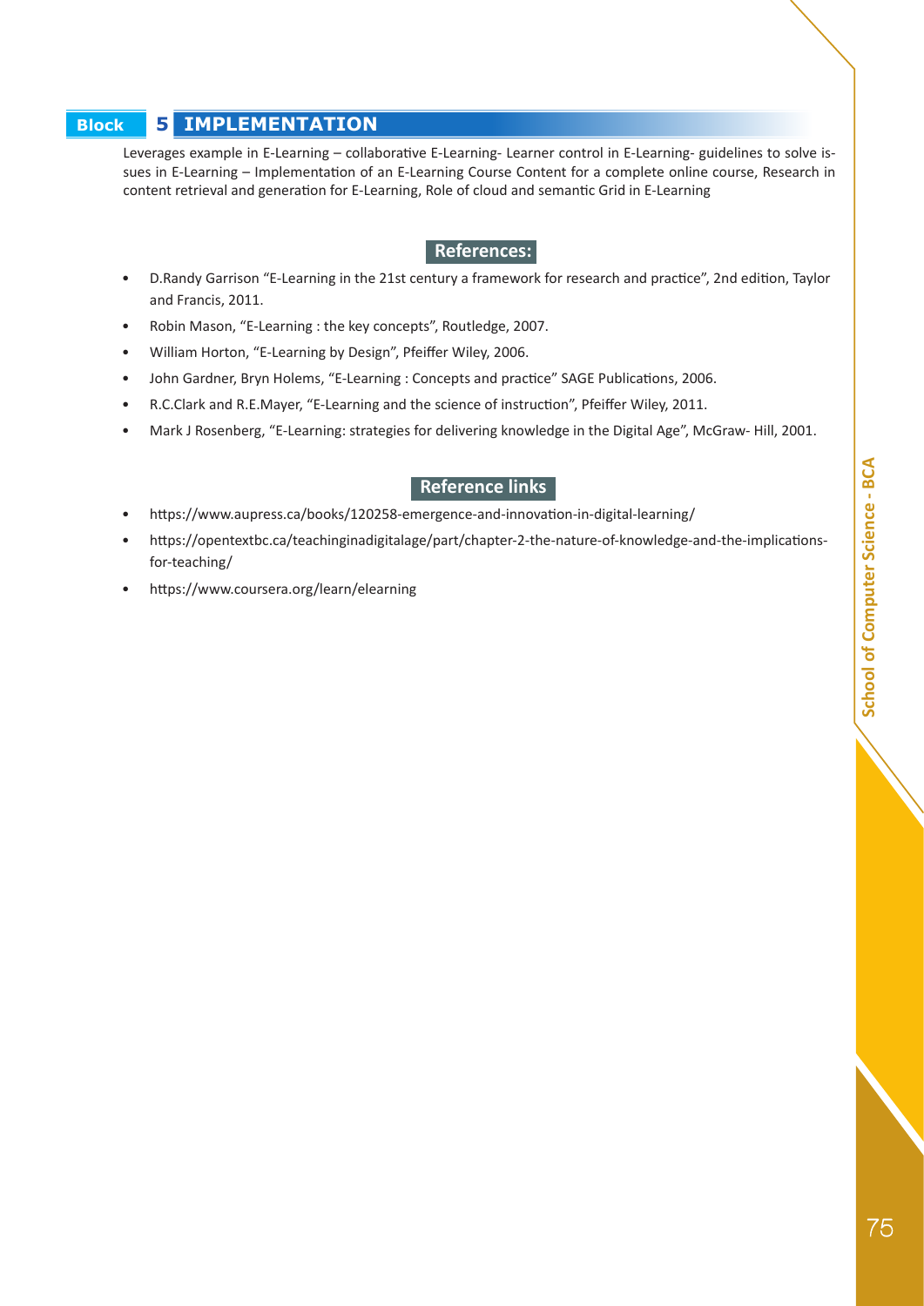## Block 5 IMPLEMENTATION

Leverages example in E-Learning – collaborative E-Learning- Learner control in E-Learning- guidelines to solve issues in E-Learning – Implementation of an E-Learning Course Content for a complete online course, Research in content retrieval and generation for E-Learning, Role of cloud and semantic Grid in E-Learning

### References:

- D.Randy Garrison "E-Learning in the 21st century a framework for research and practice", 2nd edition, Taylor and Francis, 2011.
- Robin Mason, "E-Learning : the key concepts", Routledge, 2007.
- William Horton, "E-Learning by Design", Pfeiffer Wiley, 2006.
- John Gardner, Bryn Holems, "E-Learning : Concepts and practice" SAGE Publications, 2006.
- R.C.Clark and R.E.Mayer, "E-Learning and the science of instruction", Pfeiffer Wiley, 2011.
- Mark J Rosenberg, "E-Learning: strategies for delivering knowledge in the Digital Age", McGraw- Hill, 2001.

### Reference links

- https://www.aupress.ca/books/120258-emergence-and-innovation-in-digital-learning/
- https://opentextbc.ca/teachinginadigitalage/part/chapter-2-the-nature-of-knowledge-and-the-implications-for-teaching/
- https://www.coursera.org/learn/elearning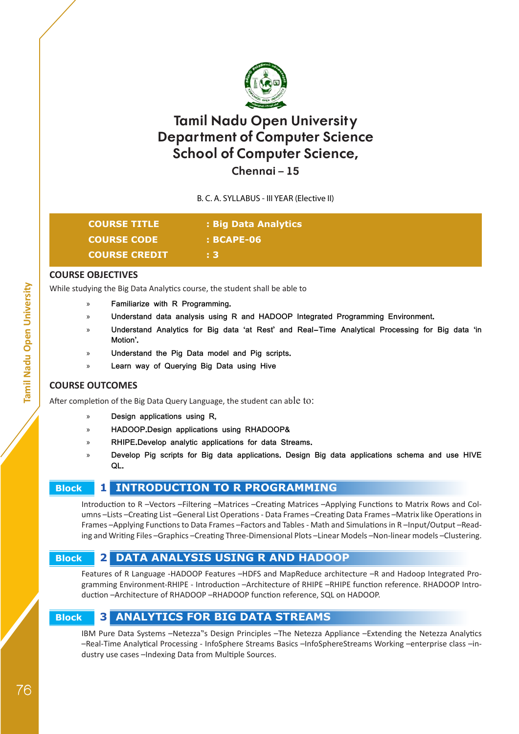# Tamil Nadu Open University
# Department of Computer Science
# School of Computer Science,
## Chennai – 15

B. C. A. SYLLABUS - III YEAR (Elective II)

| | |
|---|---|
| **COURSE TITLE** | **: Big Data Analytics** |
| **COURSE CODE** | **: BCAPE-06** |
| **COURSE CREDIT** | **: 3** |

### COURSE OBJECTIVES

While studying the Big Data Analytics course, the student shall be able to

» Familiarize with R Programming.

» Understand data analysis using R and HADOOP Integrated Programming Environment.

» Understand Analytics for Big data 'at Rest' and Real–Time Analytical Processing for Big data 'in Motion'.

» Understand the Pig Data model and Pig scripts.

» Learn way of Querying Big Data using Hive

### COURSE OUTCOMES

After completion of the Big Data Query Language, the student can able to:

» Design applications using R,

» HADOOP.Design applications using RHADOOP&

» RHIPE.Develop analytic applications for data Streams.

» Develop Pig scripts for Big data applications. Design Big data applications schema and use HIVE QL.

### Block 1 INTRODUCTION TO R PROGRAMMING

Introduction to R –Vectors –Filtering –Matrices –Creating Matrices –Applying Functions to Matrix Rows and Columns –Lists –Creating List –General List Operations - Data Frames –Creating Data Frames –Matrix like Operations in Frames –Applying Functions to Data Frames –Factors and Tables - Math and Simulations in R –Input/Output –Reading and Writing Files –Graphics –Creating Three-Dimensional Plots –Linear Models –Non-linear models –Clustering.

### Block 2 DATA ANALYSIS USING R AND HADOOP

Features of R Language -HADOOP Features –HDFS and MapReduce architecture –R and Hadoop Integrated Programming Environment-RHIPE - Introduction –Architecture of RHIPE –RHIPE function reference. RHADOOP Introduction –Architecture of RHADOOP –RHADOOP function reference, SQL on HADOOP.

### Block 3 ANALYTICS FOR BIG DATA STREAMS

IBM Pure Data Systems –Netezza"s Design Principles –The Netezza Appliance –Extending the Netezza Analytics –Real-Time Analytical Processing - InfoSphere Streams Basics –InfoSphereStreams Working –enterprise class –industry use cases –Indexing Data from Multiple Sources.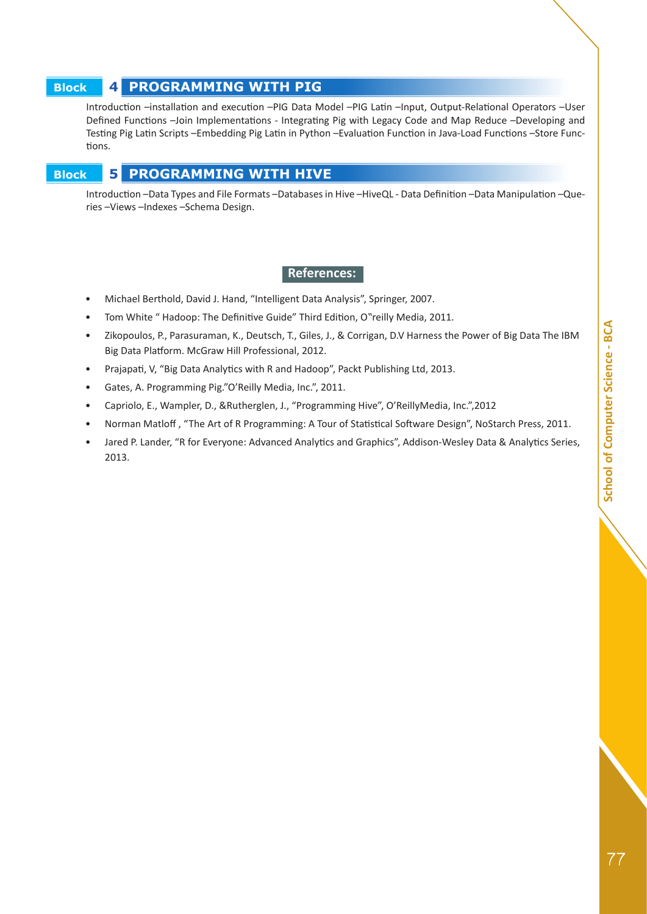## Block 4 PROGRAMMING WITH PIG

Introduction –installation and execution –PIG Data Model –PIG Latin –Input, Output-Relational Operators –User Defined Functions –Join Implementations - Integrating Pig with Legacy Code and Map Reduce –Developing and Testing Pig Latin Scripts –Embedding Pig Latin in Python –Evaluation Function in Java-Load Functions –Store Functions.

## Block 5 PROGRAMMING WITH HIVE

Introduction –Data Types and File Formats –Databases in Hive –HiveQL - Data Definition –Data Manipulation –Queries –Views –Indexes –Schema Design.

### References:

- Michael Berthold, David J. Hand, "Intelligent Data Analysis", Springer, 2007.
- Tom White " Hadoop: The Definitive Guide" Third Edition, O"reilly Media, 2011.
- Zikopoulos, P., Parasuraman, K., Deutsch, T., Giles, J., & Corrigan, D.V Harness the Power of Big Data The IBM Big Data Platform. McGraw Hill Professional, 2012.
- Prajapati, V, "Big Data Analytics with R and Hadoop", Packt Publishing Ltd, 2013.
- Gates, A. Programming Pig."O'Reilly Media, Inc.", 2011.
- Capriolo, E., Wampler, D., &Rutherglen, J., "Programming Hive", O'ReillyMedia, Inc.",2012
- Norman Matloff , "The Art of R Programming: A Tour of Statistical Software Design", NoStarch Press, 2011.
- Jared P. Lander, "R for Everyone: Advanced Analytics and Graphics", Addison-Wesley Data & Analytics Series, 2013.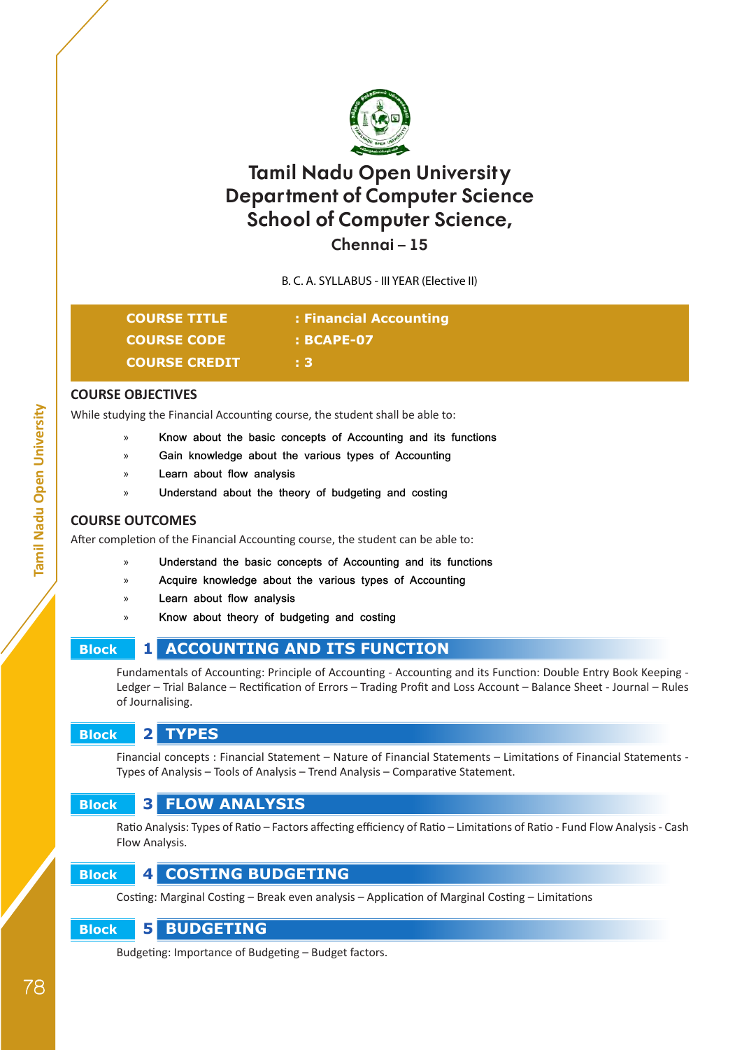# Tamil Nadu Open University
# Department of Computer Science
# School of Computer Science,
## Chennai – 15

B. C. A. SYLLABUS - III YEAR (Elective II)

| | |
|---|---|
| **COURSE TITLE** | **: Financial Accounting** |
| **COURSE CODE** | **: BCAPE-07** |
| **COURSE CREDIT** | **: 3** |

## COURSE OBJECTIVES

While studying the Financial Accounting course, the student shall be able to:

- Know about the basic concepts of Accounting and its functions
- Gain knowledge about the various types of Accounting
- Learn about flow analysis
- Understand about the theory of budgeting and costing

## COURSE OUTCOMES

After completion of the Financial Accounting course, the student can be able to:

- Understand the basic concepts of Accounting and its functions
- Acquire knowledge about the various types of Accounting
- Learn about flow analysis
- Know about theory of budgeting and costing

### Block 1 ACCOUNTING AND ITS FUNCTION

Fundamentals of Accounting: Principle of Accounting - Accounting and its Function: Double Entry Book Keeping - Ledger – Trial Balance – Rectification of Errors – Trading Profit and Loss Account – Balance Sheet - Journal – Rules of Journalising.

### Block 2 TYPES

Financial concepts : Financial Statement – Nature of Financial Statements – Limitations of Financial Statements - Types of Analysis – Tools of Analysis – Trend Analysis – Comparative Statement.

### Block 3 FLOW ANALYSIS

Ratio Analysis: Types of Ratio – Factors affecting efficiency of Ratio – Limitations of Ratio - Fund Flow Analysis - Cash Flow Analysis.

### Block 4 COSTING BUDGETING

Costing: Marginal Costing – Break even analysis – Application of Marginal Costing – Limitations

### Block 5 BUDGETING

Budgeting: Importance of Budgeting – Budget factors.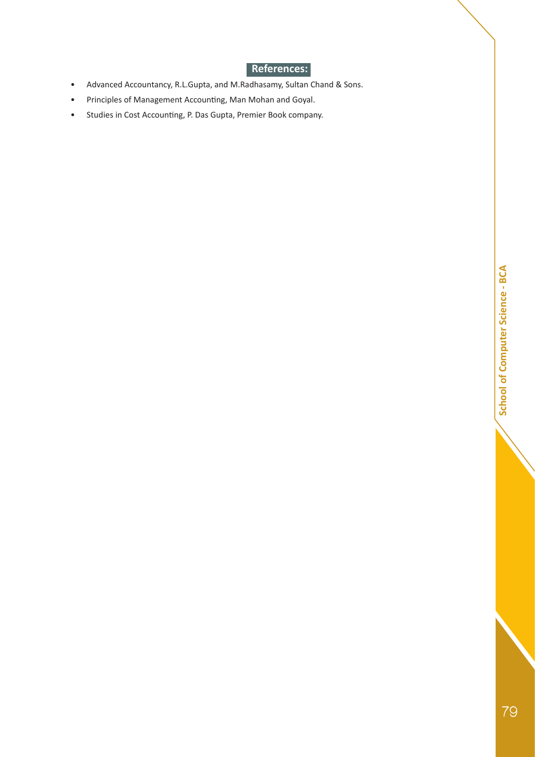## References:

- Advanced Accountancy, R.L.Gupta, and M.Radhasamy, Sultan Chand & Sons.
- Principles of Management Accounting, Man Mohan and Goyal.
- Studies in Cost Accounting, P. Das Gupta, Premier Book company.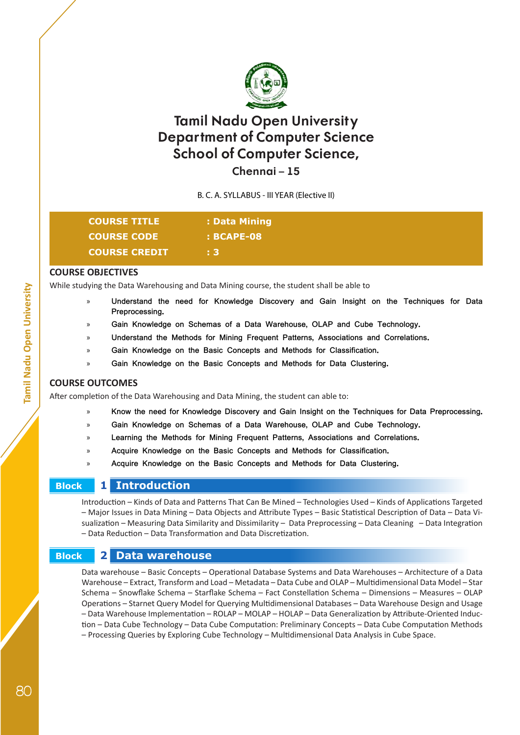# Tamil Nadu Open University
# Department of Computer Science
# School of Computer Science,

### Chennai – 15

B. C. A. SYLLABUS - III YEAR (Elective II)

| | |
|---|---|
| **COURSE TITLE** | **: Data Mining** |
| **COURSE CODE** | **: BCAPE-08** |
| **COURSE CREDIT** | **: 3** |

## COURSE OBJECTIVES

While studying the Data Warehousing and Data Mining course, the student shall be able to

- Understand the need for Knowledge Discovery and Gain Insight on the Techniques for Data Preprocessing.
- Gain Knowledge on Schemas of a Data Warehouse, OLAP and Cube Technology.
- Understand the Methods for Mining Frequent Patterns, Associations and Correlations.
- Gain Knowledge on the Basic Concepts and Methods for Classification.
- Gain Knowledge on the Basic Concepts and Methods for Data Clustering.

## COURSE OUTCOMES

After completion of the Data Warehousing and Data Mining, the student can able to:

- Know the need for Knowledge Discovery and Gain Insight on the Techniques for Data Preprocessing.
- Gain Knowledge on Schemas of a Data Warehouse, OLAP and Cube Technology.
- Learning the Methods for Mining Frequent Patterns, Associations and Correlations.
- Acquire Knowledge on the Basic Concepts and Methods for Classification.
- Acquire Knowledge on the Basic Concepts and Methods for Data Clustering.

## Block 1 Introduction

Introduction – Kinds of Data and Patterns That Can Be Mined – Technologies Used – Kinds of Applications Targeted – Major Issues in Data Mining – Data Objects and Attribute Types – Basic Statistical Description of Data – Data Visualization – Measuring Data Similarity and Dissimilarity – Data Preprocessing – Data Cleaning – Data Integration – Data Reduction – Data Transformation and Data Discretization.

## Block 2 Data warehouse

Data warehouse – Basic Concepts – Operational Database Systems and Data Warehouses – Architecture of a Data Warehouse – Extract, Transform and Load – Metadata – Data Cube and OLAP – Multidimensional Data Model – Star Schema – Snowflake Schema – Starflake Schema – Fact Constellation Schema – Dimensions – Measures – OLAP Operations – Starnet Query Model for Querying Multidimensional Databases – Data Warehouse Design and Usage – Data Warehouse Implementation – ROLAP – MOLAP – HOLAP – Data Generalization by Attribute-Oriented Induction – Data Cube Technology – Data Cube Computation: Preliminary Concepts – Data Cube Computation Methods – Processing Queries by Exploring Cube Technology – Multidimensional Data Analysis in Cube Space.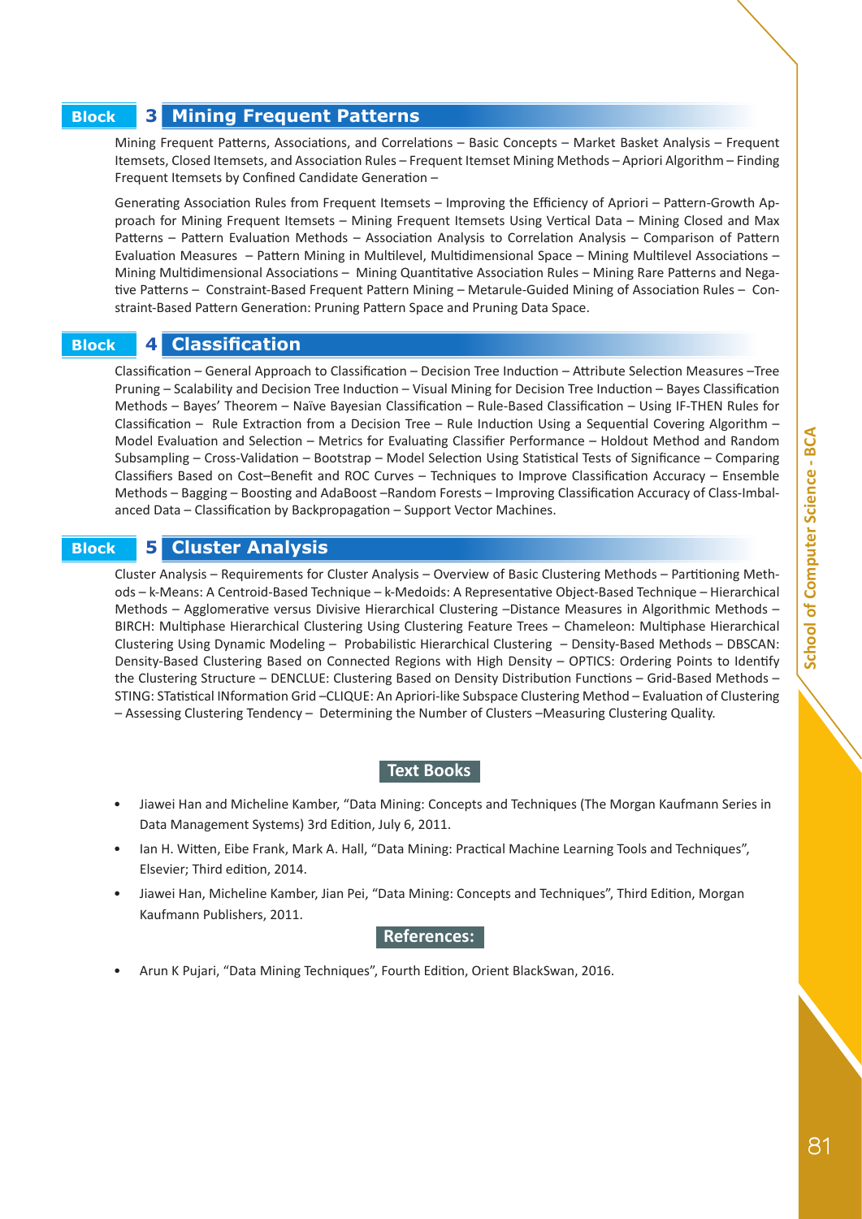## Block 3 Mining Frequent Patterns

Mining Frequent Patterns, Associations, and Correlations – Basic Concepts – Market Basket Analysis – Frequent Itemsets, Closed Itemsets, and Association Rules – Frequent Itemset Mining Methods – Apriori Algorithm – Finding Frequent Itemsets by Confined Candidate Generation –

Generating Association Rules from Frequent Itemsets – Improving the Efficiency of Apriori – Pattern-Growth Approach for Mining Frequent Itemsets – Mining Frequent Itemsets Using Vertical Data – Mining Closed and Max Patterns – Pattern Evaluation Methods – Association Analysis to Correlation Analysis – Comparison of Pattern Evaluation Measures – Pattern Mining in Multilevel, Multidimensional Space – Mining Multilevel Associations – Mining Multidimensional Associations – Mining Quantitative Association Rules – Mining Rare Patterns and Negative Patterns – Constraint-Based Frequent Pattern Mining – Metarule-Guided Mining of Association Rules – Constraint-Based Pattern Generation: Pruning Pattern Space and Pruning Data Space.

## Block 4 Classification

Classification – General Approach to Classification – Decision Tree Induction – Attribute Selection Measures –Tree Pruning – Scalability and Decision Tree Induction – Visual Mining for Decision Tree Induction – Bayes Classification Methods – Bayes' Theorem – Naïve Bayesian Classification – Rule-Based Classification – Using IF-THEN Rules for Classification – Rule Extraction from a Decision Tree – Rule Induction Using a Sequential Covering Algorithm – Model Evaluation and Selection – Metrics for Evaluating Classifier Performance – Holdout Method and Random Subsampling – Cross-Validation – Bootstrap – Model Selection Using Statistical Tests of Significance – Comparing Classifiers Based on Cost–Benefit and ROC Curves – Techniques to Improve Classification Accuracy – Ensemble Methods – Bagging – Boosting and AdaBoost –Random Forests – Improving Classification Accuracy of Class-Imbalanced Data – Classification by Backpropagation – Support Vector Machines.

## Block 5 Cluster Analysis

Cluster Analysis – Requirements for Cluster Analysis – Overview of Basic Clustering Methods – Partitioning Methods – k-Means: A Centroid-Based Technique – k-Medoids: A Representative Object-Based Technique – Hierarchical Methods – Agglomerative versus Divisive Hierarchical Clustering –Distance Measures in Algorithmic Methods – BIRCH: Multiphase Hierarchical Clustering Using Clustering Feature Trees – Chameleon: Multiphase Hierarchical Clustering Using Dynamic Modeling – Probabilistic Hierarchical Clustering – Density-Based Methods – DBSCAN: Density-Based Clustering Based on Connected Regions with High Density – OPTICS: Ordering Points to Identify the Clustering Structure – DENCLUE: Clustering Based on Density Distribution Functions – Grid-Based Methods – STING: STatistical INformation Grid –CLIQUE: An Apriori-like Subspace Clustering Method – Evaluation of Clustering – Assessing Clustering Tendency – Determining the Number of Clusters –Measuring Clustering Quality.

### Text Books

- Jiawei Han and Micheline Kamber, "Data Mining: Concepts and Techniques (The Morgan Kaufmann Series in Data Management Systems) 3rd Edition, July 6, 2011.
- Ian H. Witten, Eibe Frank, Mark A. Hall, "Data Mining: Practical Machine Learning Tools and Techniques", Elsevier; Third edition, 2014.
- Jiawei Han, Micheline Kamber, Jian Pei, "Data Mining: Concepts and Techniques", Third Edition, Morgan Kaufmann Publishers, 2011.

### References:

- Arun K Pujari, "Data Mining Techniques", Fourth Edition, Orient BlackSwan, 2016.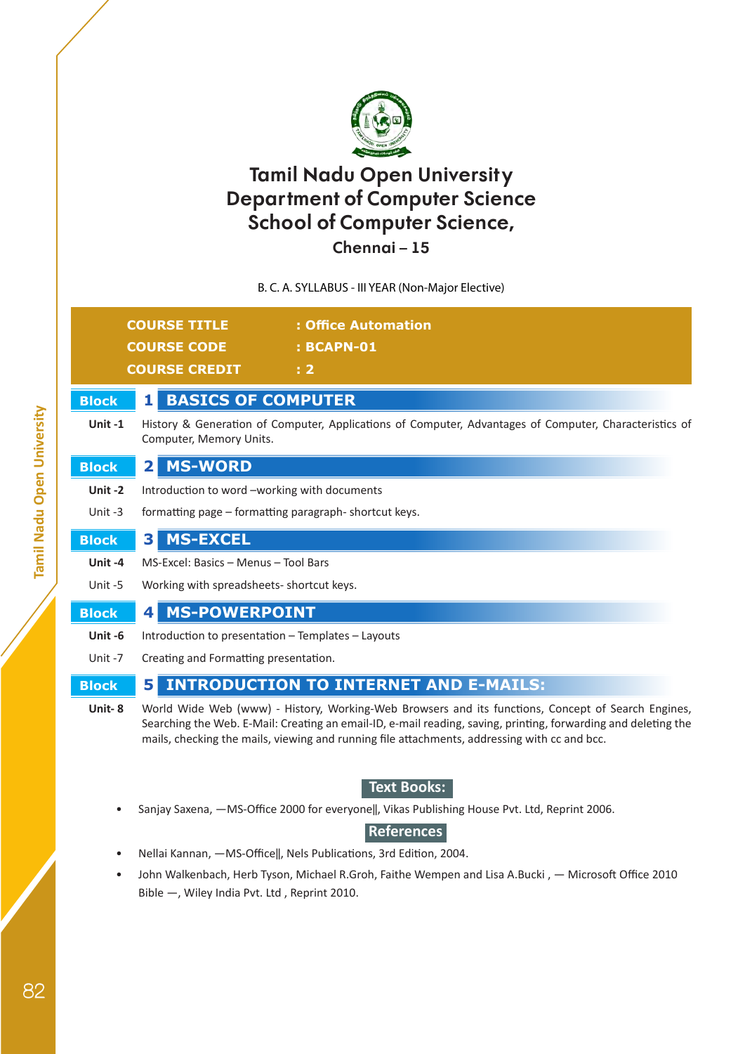# Tamil Nadu Open University
# Department of Computer Science
# School of Computer Science,
## Chennai – 15

B. C. A. SYLLABUS - III YEAR (Non-Major Elective)

| | |
|---|---|
| **COURSE TITLE** | **: Office Automation** |
| **COURSE CODE** | **: BCAPN-01** |
| **COURSE CREDIT** | **: 2** |

## Block 1 BASICS OF COMPUTER

**Unit -1** History & Generation of Computer, Applications of Computer, Advantages of Computer, Characteristics of Computer, Memory Units.

## Block 2 MS-WORD

**Unit -2** Introduction to word –working with documents

Unit -3 formatting page – formatting paragraph- shortcut keys.

## Block 3 MS-EXCEL

**Unit -4** MS-Excel: Basics – Menus – Tool Bars

Unit -5 Working with spreadsheets- shortcut keys.

## Block 4 MS-POWERPOINT

**Unit -6** Introduction to presentation – Templates – Layouts

Unit -7 Creating and Formatting presentation.

## Block 5 INTRODUCTION TO INTERNET AND E-MAILS:

**Unit- 8** World Wide Web (www) - History, Working-Web Browsers and its functions, Concept of Search Engines, Searching the Web. E-Mail: Creating an email-ID, e-mail reading, saving, printing, forwarding and deleting the mails, checking the mails, viewing and running file attachments, addressing with cc and bcc.

### Text Books:

- Sanjay Saxena, ―MS-Office 2000 for everyone‖, Vikas Publishing House Pvt. Ltd, Reprint 2006.

### References

- Nellai Kannan, ―MS-Office‖, Nels Publications, 3rd Edition, 2004.
- John Walkenbach, Herb Tyson, Michael R.Groh, Faithe Wempen and Lisa A.Bucki , ― Microsoft Office 2010 Bible ―, Wiley India Pvt. Ltd , Reprint 2010.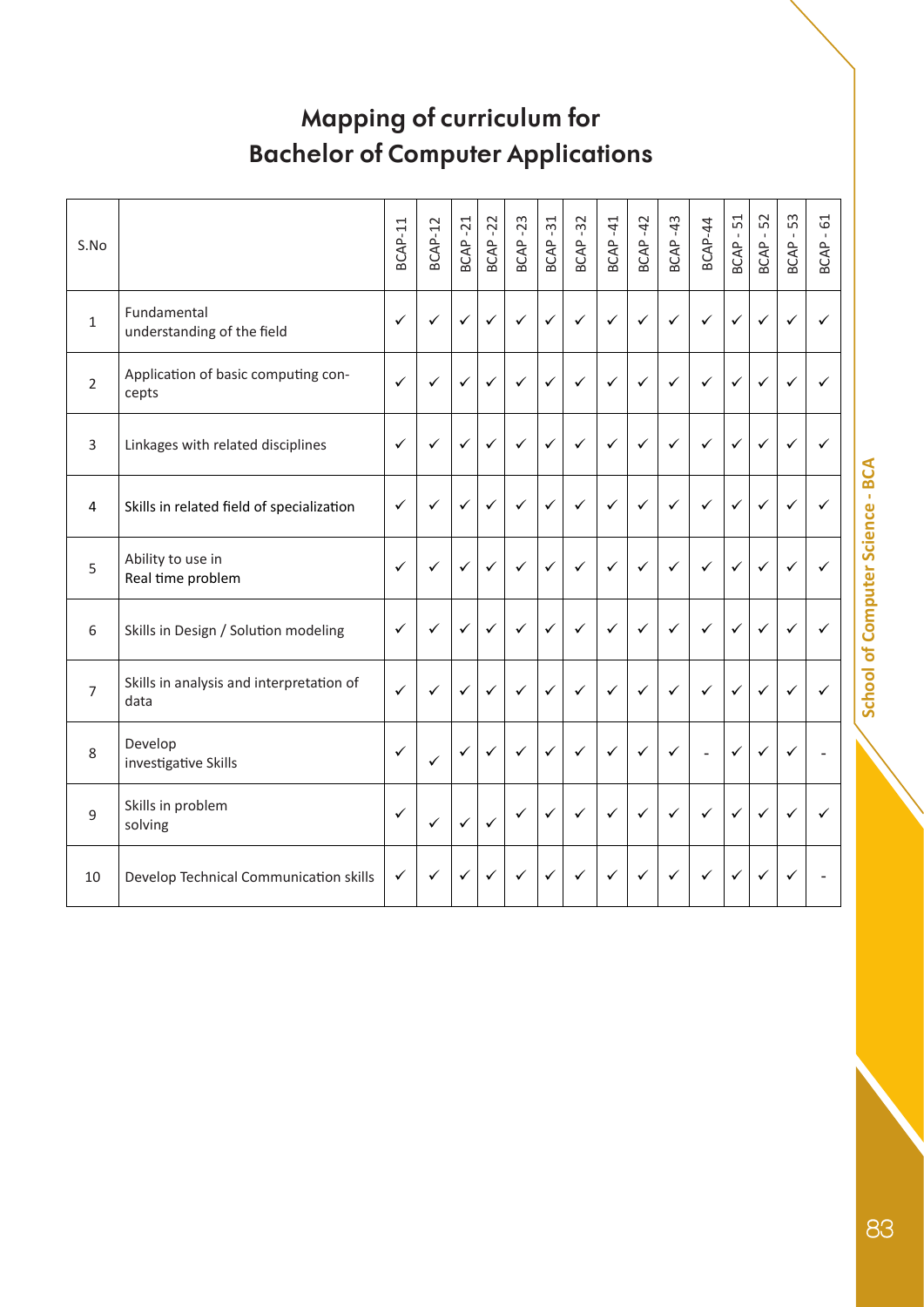# Mapping of curriculum for Bachelor of Computer Applications

| S.No | | BCAP-11 | BCAP-12 | BCAP -21 | BCAP -22 | BCAP -23 | BCAP -31 | BCAP -32 | BCAP -41 | BCAP -42 | BCAP -43 | BCAP-44 | BCAP - 51 | BCAP - 52 | BCAP - 53 | BCAP - 61 |
|---|---|---|---|---|---|---|---|---|---|---|---|---|---|---|---|---|
| 1 | Fundamental understanding of the field | ✓ | ✓ | ✓ | ✓ | ✓ | ✓ | ✓ | ✓ | ✓ | ✓ | ✓ | ✓ | ✓ | ✓ | ✓ |
| 2 | Application of basic computing concepts | ✓ | ✓ | ✓ | ✓ | ✓ | ✓ | ✓ | ✓ | ✓ | ✓ | ✓ | ✓ | ✓ | ✓ | ✓ |
| 3 | Linkages with related disciplines | ✓ | ✓ | ✓ | ✓ | ✓ | ✓ | ✓ | ✓ | ✓ | ✓ | ✓ | ✓ | ✓ | ✓ | ✓ |
| 4 | Skills in related field of specialization | ✓ | ✓ | ✓ | ✓ | ✓ | ✓ | ✓ | ✓ | ✓ | ✓ | ✓ | ✓ | ✓ | ✓ | ✓ |
| 5 | Ability to use in Real time problem | ✓ | ✓ | ✓ | ✓ | ✓ | ✓ | ✓ | ✓ | ✓ | ✓ | ✓ | ✓ | ✓ | ✓ | ✓ |
| 6 | Skills in Design / Solution modeling | ✓ | ✓ | ✓ | ✓ | ✓ | ✓ | ✓ | ✓ | ✓ | ✓ | ✓ | ✓ | ✓ | ✓ | ✓ |
| 7 | Skills in analysis and interpretation of data | ✓ | ✓ | ✓ | ✓ | ✓ | ✓ | ✓ | ✓ | ✓ | ✓ | ✓ | ✓ | ✓ | ✓ | ✓ |
| 8 | Develop investigative Skills | ✓ | ✓ | ✓ | ✓ | ✓ | ✓ | ✓ | ✓ | ✓ | ✓ | - | ✓ | ✓ | ✓ | - |
| 9 | Skills in problem solving | ✓ | ✓ | ✓ | ✓ | ✓ | ✓ | ✓ | ✓ | ✓ | ✓ | ✓ | ✓ | ✓ | ✓ | ✓ |
| 10 | Develop Technical Communication skills | ✓ | ✓ | ✓ | ✓ | ✓ | ✓ | ✓ | ✓ | ✓ | ✓ | ✓ | ✓ | ✓ | ✓ | - |